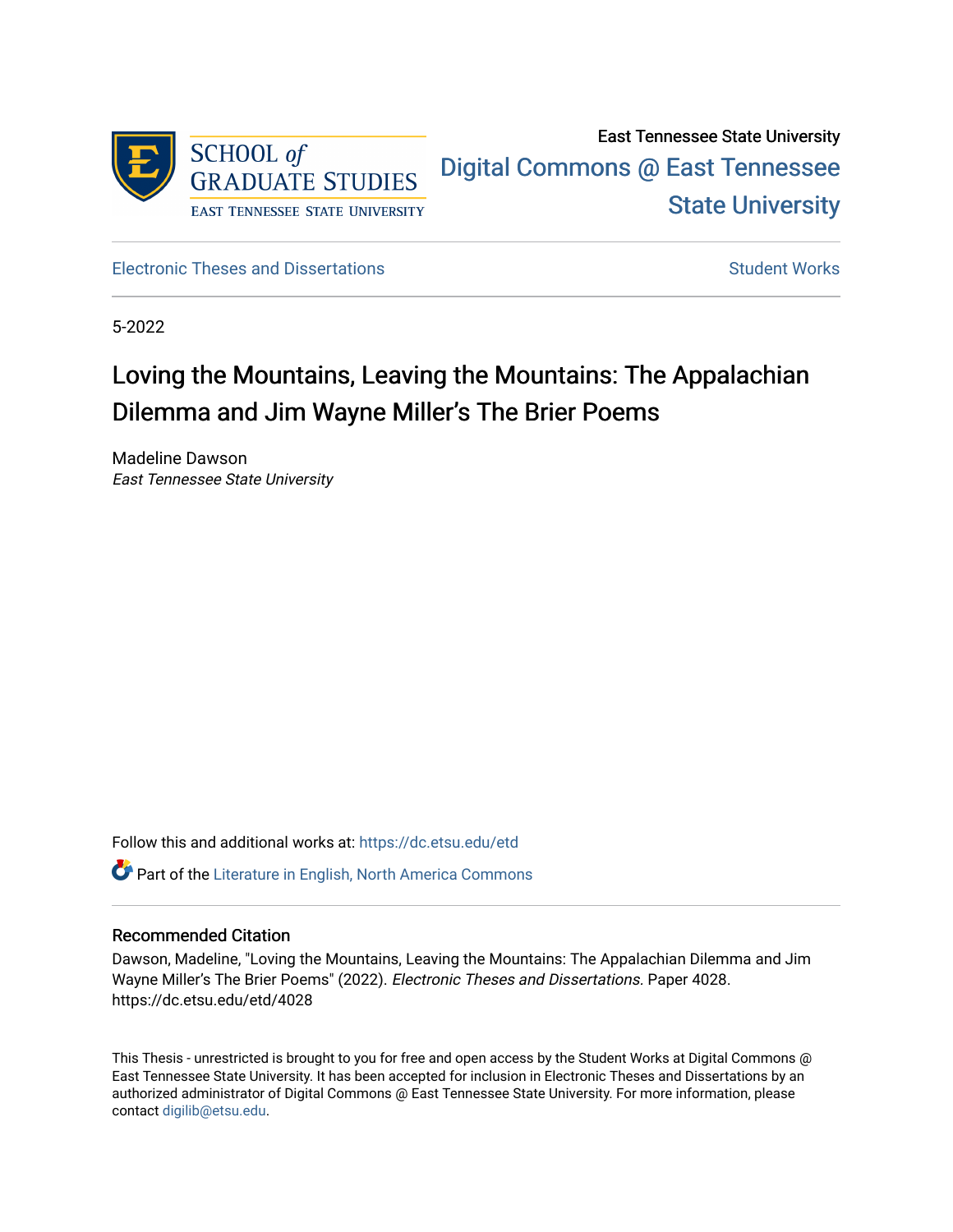SCHOOL *of* GRADUATE STUDIES
EAST TENNESSEE STATE UNIVERSITY

East Tennessee State University

Digital Commons @ East Tennessee State University

Electronic Theses and Dissertations

Student Works

5-2022

# Loving the Mountains, Leaving the Mountains: The Appalachian Dilemma and Jim Wayne Miller's The Brier Poems

Madeline Dawson
*East Tennessee State University*

Follow this and additional works at: https://dc.etsu.edu/etd

Part of the Literature in English, North America Commons

## Recommended Citation

Dawson, Madeline, "Loving the Mountains, Leaving the Mountains: The Appalachian Dilemma and Jim Wayne Miller's The Brier Poems" (2022). *Electronic Theses and Dissertations.* Paper 4028. https://dc.etsu.edu/etd/4028

This Thesis - unrestricted is brought to you for free and open access by the Student Works at Digital Commons @ East Tennessee State University. It has been accepted for inclusion in Electronic Theses and Dissertations by an authorized administrator of Digital Commons @ East Tennessee State University. For more information, please contact digilib@etsu.edu.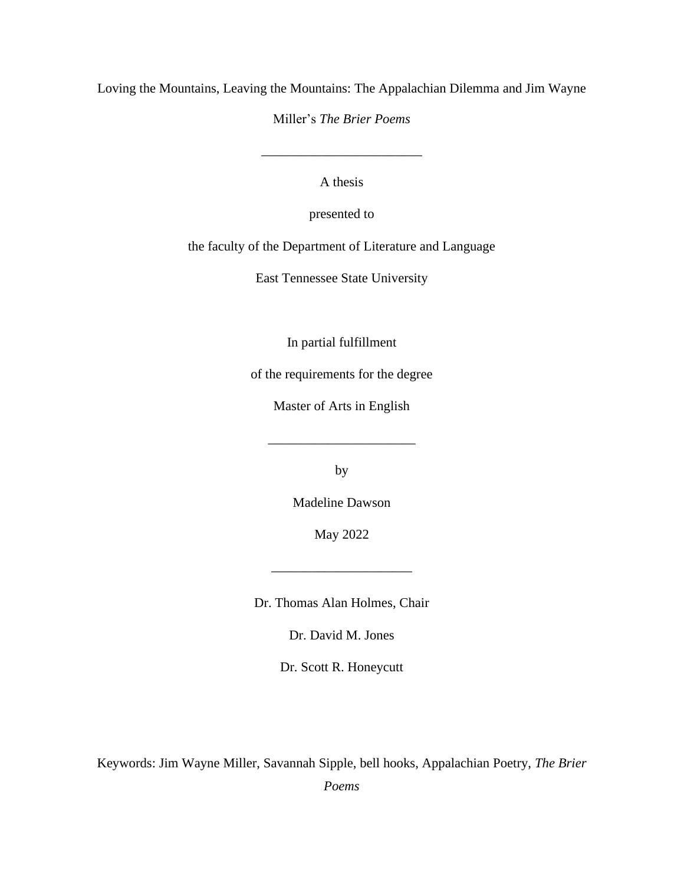Loving the Mountains, Leaving the Mountains: The Appalachian Dilemma and Jim Wayne Miller's *The Brier Poems*

________________________

A thesis

presented to

the faculty of the Department of Literature and Language

East Tennessee State University

In partial fulfillment

of the requirements for the degree

Master of Arts in English

______________________

by

Madeline Dawson

May 2022

_____________________

Dr. Thomas Alan Holmes, Chair

Dr. David M. Jones

Dr. Scott R. Honeycutt

Keywords: Jim Wayne Miller, Savannah Sipple, bell hooks, Appalachian Poetry, *The Brier Poems*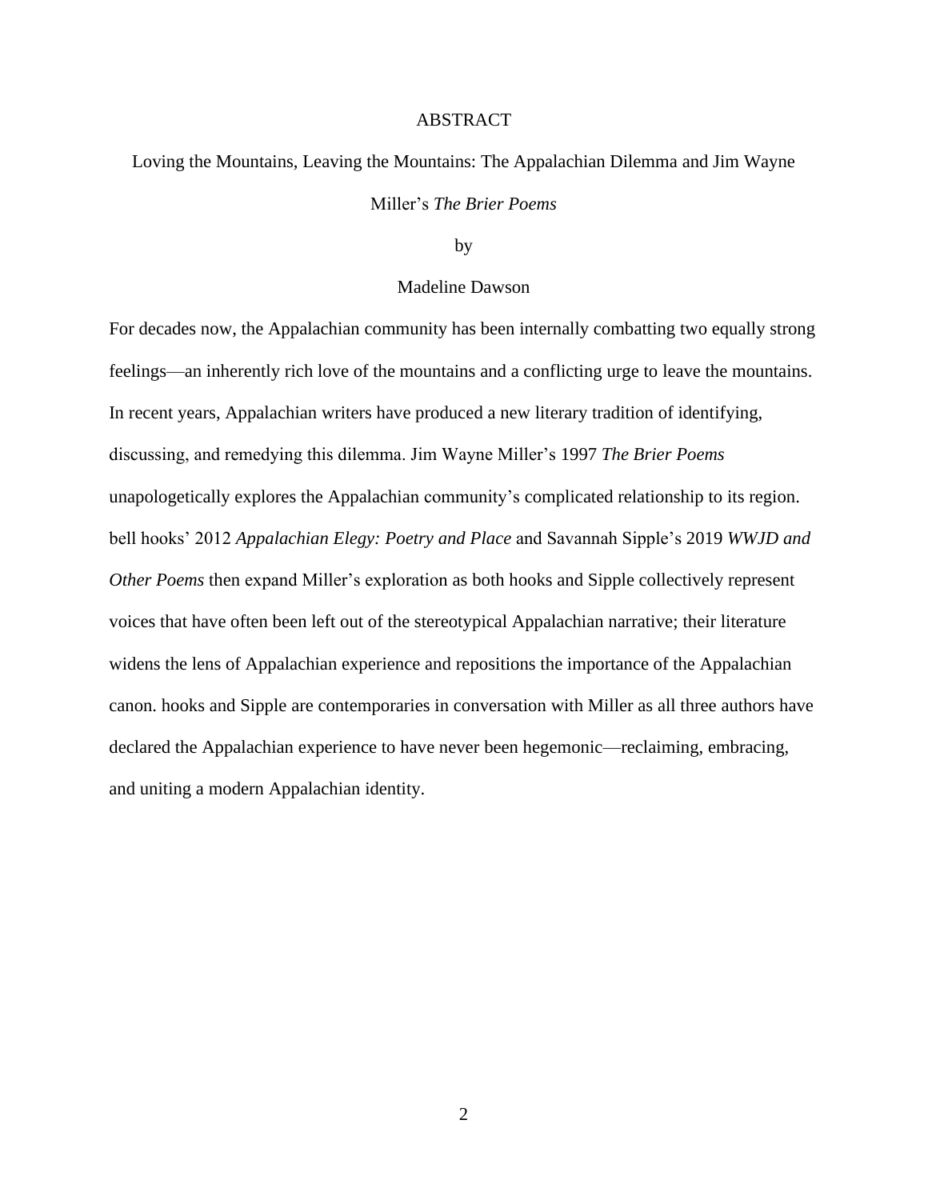# ABSTRACT

Loving the Mountains, Leaving the Mountains: The Appalachian Dilemma and Jim Wayne Miller's *The Brier Poems*

by

Madeline Dawson

For decades now, the Appalachian community has been internally combatting two equally strong feelings—an inherently rich love of the mountains and a conflicting urge to leave the mountains. In recent years, Appalachian writers have produced a new literary tradition of identifying, discussing, and remedying this dilemma. Jim Wayne Miller's 1997 *The Brier Poems* unapologetically explores the Appalachian community's complicated relationship to its region. bell hooks' 2012 *Appalachian Elegy: Poetry and Place* and Savannah Sipple's 2019 *WWJD and Other Poems* then expand Miller's exploration as both hooks and Sipple collectively represent voices that have often been left out of the stereotypical Appalachian narrative; their literature widens the lens of Appalachian experience and repositions the importance of the Appalachian canon. hooks and Sipple are contemporaries in conversation with Miller as all three authors have declared the Appalachian experience to have never been hegemonic—reclaiming, embracing, and uniting a modern Appalachian identity.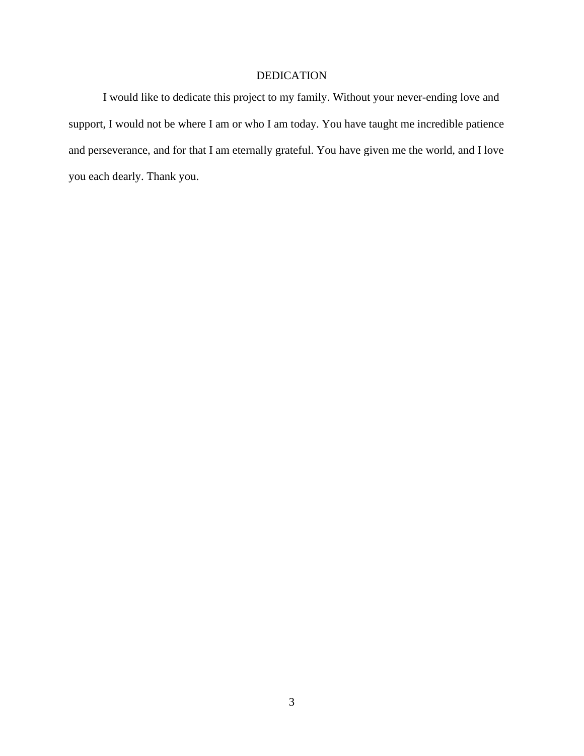# DEDICATION

I would like to dedicate this project to my family. Without your never-ending love and support, I would not be where I am or who I am today. You have taught me incredible patience and perseverance, and for that I am eternally grateful. You have given me the world, and I love you each dearly. Thank you.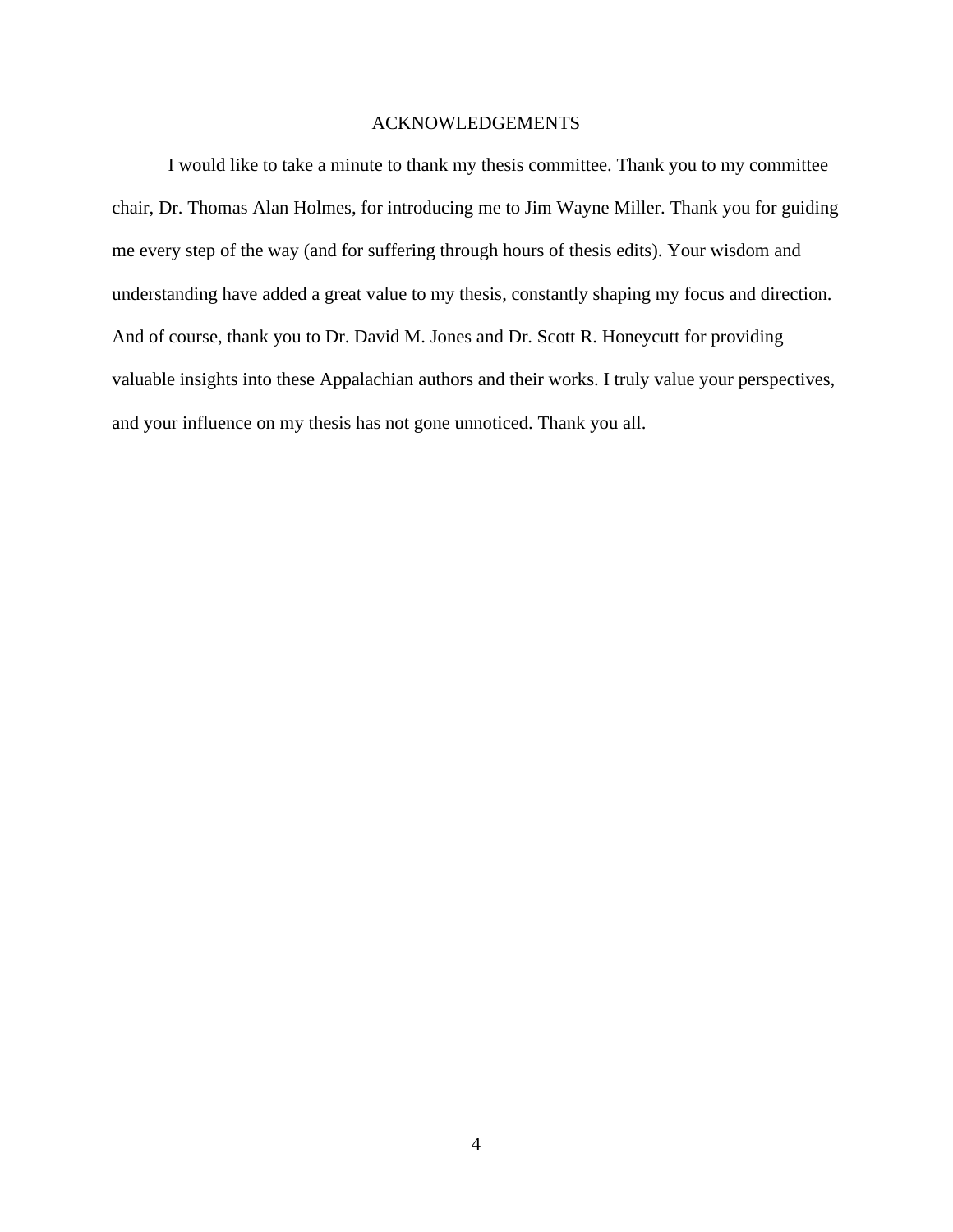# ACKNOWLEDGEMENTS

I would like to take a minute to thank my thesis committee. Thank you to my committee chair, Dr. Thomas Alan Holmes, for introducing me to Jim Wayne Miller. Thank you for guiding me every step of the way (and for suffering through hours of thesis edits). Your wisdom and understanding have added a great value to my thesis, constantly shaping my focus and direction. And of course, thank you to Dr. David M. Jones and Dr. Scott R. Honeycutt for providing valuable insights into these Appalachian authors and their works. I truly value your perspectives, and your influence on my thesis has not gone unnoticed. Thank you all.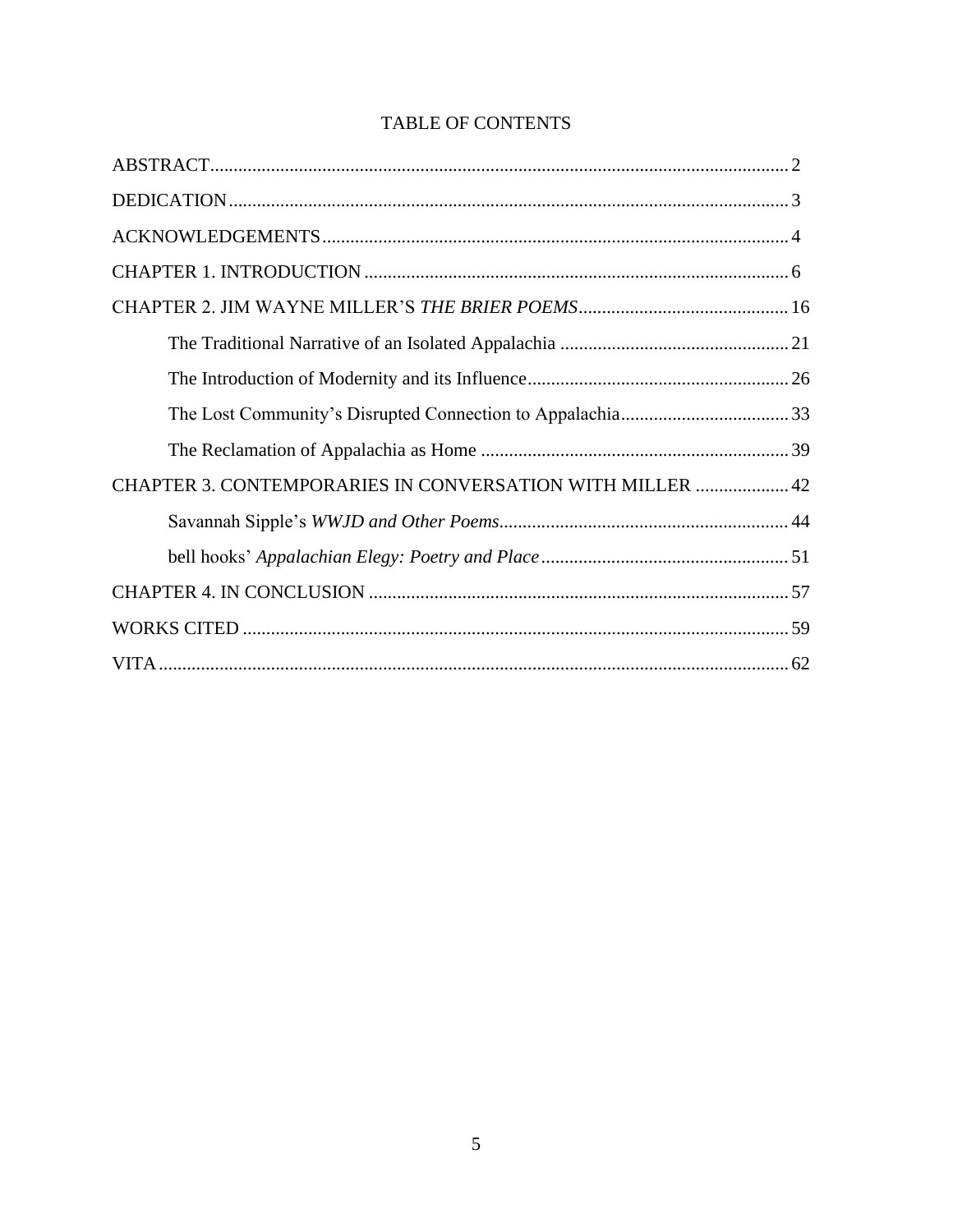# TABLE OF CONTENTS

ABSTRACT........................................................................................................................ 2

DEDICATION.................................................................................................................... 3

ACKNOWLEDGEMENTS................................................................................................ 4

CHAPTER 1. INTRODUCTION........................................................................................ 6

CHAPTER 2. JIM WAYNE MILLER'S *THE BRIER POEMS*............................................ 16

The Traditional Narrative of an Isolated Appalachia ................................................ 21

The Introduction of Modernity and its Influence........................................................ 26

The Lost Community's Disrupted Connection to Appalachia.................................... 33

The Reclamation of Appalachia as Home ................................................................. 39

CHAPTER 3. CONTEMPORARIES IN CONVERSATION WITH MILLER .................... 42

Savannah Sipple's *WWJD and Other Poems*............................................................. 44

bell hooks' *Appalachian Elegy: Poetry and Place*..................................................... 51

CHAPTER 4. IN CONCLUSION ....................................................................................... 57

WORKS CITED ................................................................................................................ 59

VITA.................................................................................................................................. 62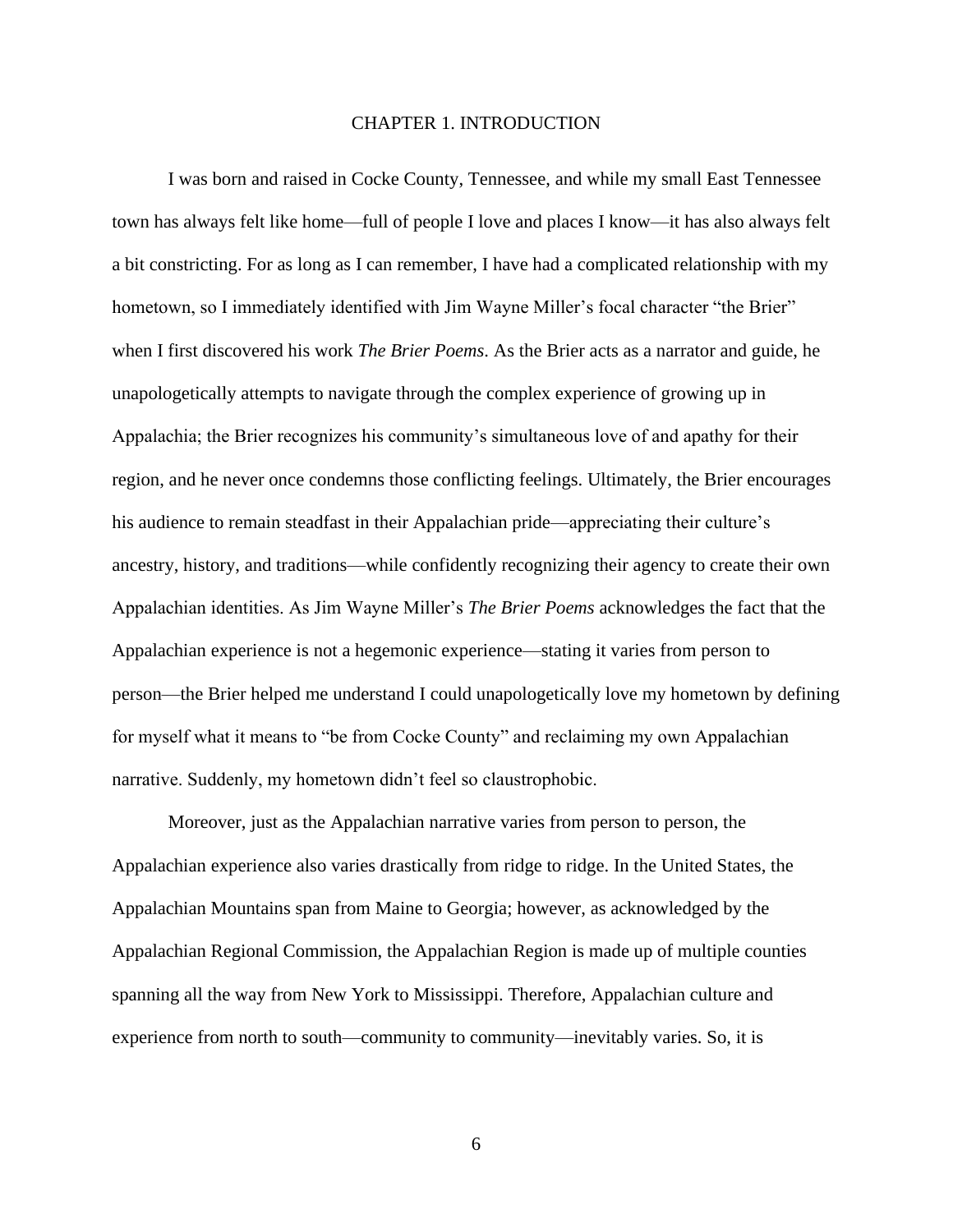# CHAPTER 1. INTRODUCTION

I was born and raised in Cocke County, Tennessee, and while my small East Tennessee town has always felt like home—full of people I love and places I know—it has also always felt a bit constricting. For as long as I can remember, I have had a complicated relationship with my hometown, so I immediately identified with Jim Wayne Miller's focal character "the Brier" when I first discovered his work *The Brier Poems*. As the Brier acts as a narrator and guide, he unapologetically attempts to navigate through the complex experience of growing up in Appalachia; the Brier recognizes his community's simultaneous love of and apathy for their region, and he never once condemns those conflicting feelings. Ultimately, the Brier encourages his audience to remain steadfast in their Appalachian pride—appreciating their culture's ancestry, history, and traditions—while confidently recognizing their agency to create their own Appalachian identities. As Jim Wayne Miller's *The Brier Poems* acknowledges the fact that the Appalachian experience is not a hegemonic experience—stating it varies from person to person—the Brier helped me understand I could unapologetically love my hometown by defining for myself what it means to "be from Cocke County" and reclaiming my own Appalachian narrative. Suddenly, my hometown didn't feel so claustrophobic.

Moreover, just as the Appalachian narrative varies from person to person, the Appalachian experience also varies drastically from ridge to ridge. In the United States, the Appalachian Mountains span from Maine to Georgia; however, as acknowledged by the Appalachian Regional Commission, the Appalachian Region is made up of multiple counties spanning all the way from New York to Mississippi. Therefore, Appalachian culture and experience from north to south—community to community—inevitably varies. So, it is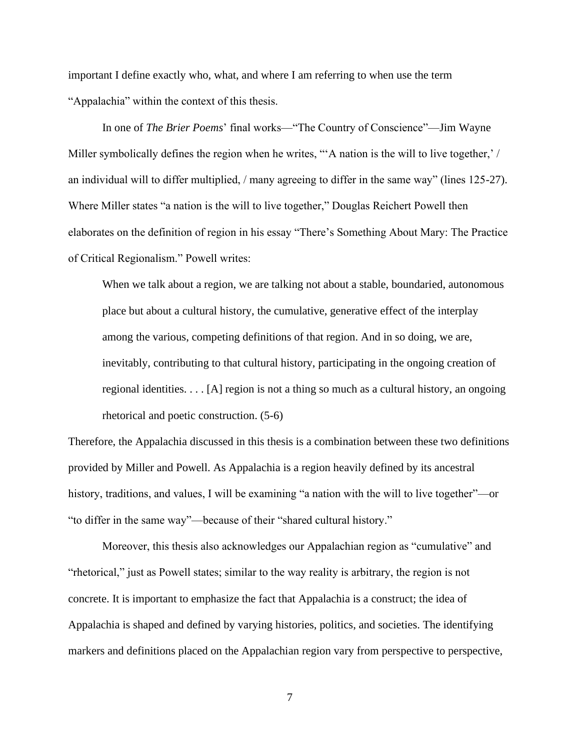important I define exactly who, what, and where I am referring to when use the term "Appalachia" within the context of this thesis.

In one of *The Brier Poems*' final works—"The Country of Conscience"—Jim Wayne Miller symbolically defines the region when he writes, "'A nation is the will to live together,' / an individual will to differ multiplied, / many agreeing to differ in the same way" (lines 125-27). Where Miller states "a nation is the will to live together," Douglas Reichert Powell then elaborates on the definition of region in his essay "There's Something About Mary: The Practice of Critical Regionalism." Powell writes:

> When we talk about a region, we are talking not about a stable, boundaried, autonomous place but about a cultural history, the cumulative, generative effect of the interplay among the various, competing definitions of that region. And in so doing, we are, inevitably, contributing to that cultural history, participating in the ongoing creation of regional identities. . . . [A] region is not a thing so much as a cultural history, an ongoing rhetorical and poetic construction. (5-6)

Therefore, the Appalachia discussed in this thesis is a combination between these two definitions provided by Miller and Powell. As Appalachia is a region heavily defined by its ancestral history, traditions, and values, I will be examining "a nation with the will to live together"—or "to differ in the same way"—because of their "shared cultural history."

Moreover, this thesis also acknowledges our Appalachian region as "cumulative" and "rhetorical," just as Powell states; similar to the way reality is arbitrary, the region is not concrete. It is important to emphasize the fact that Appalachia is a construct; the idea of Appalachia is shaped and defined by varying histories, politics, and societies. The identifying markers and definitions placed on the Appalachian region vary from perspective to perspective,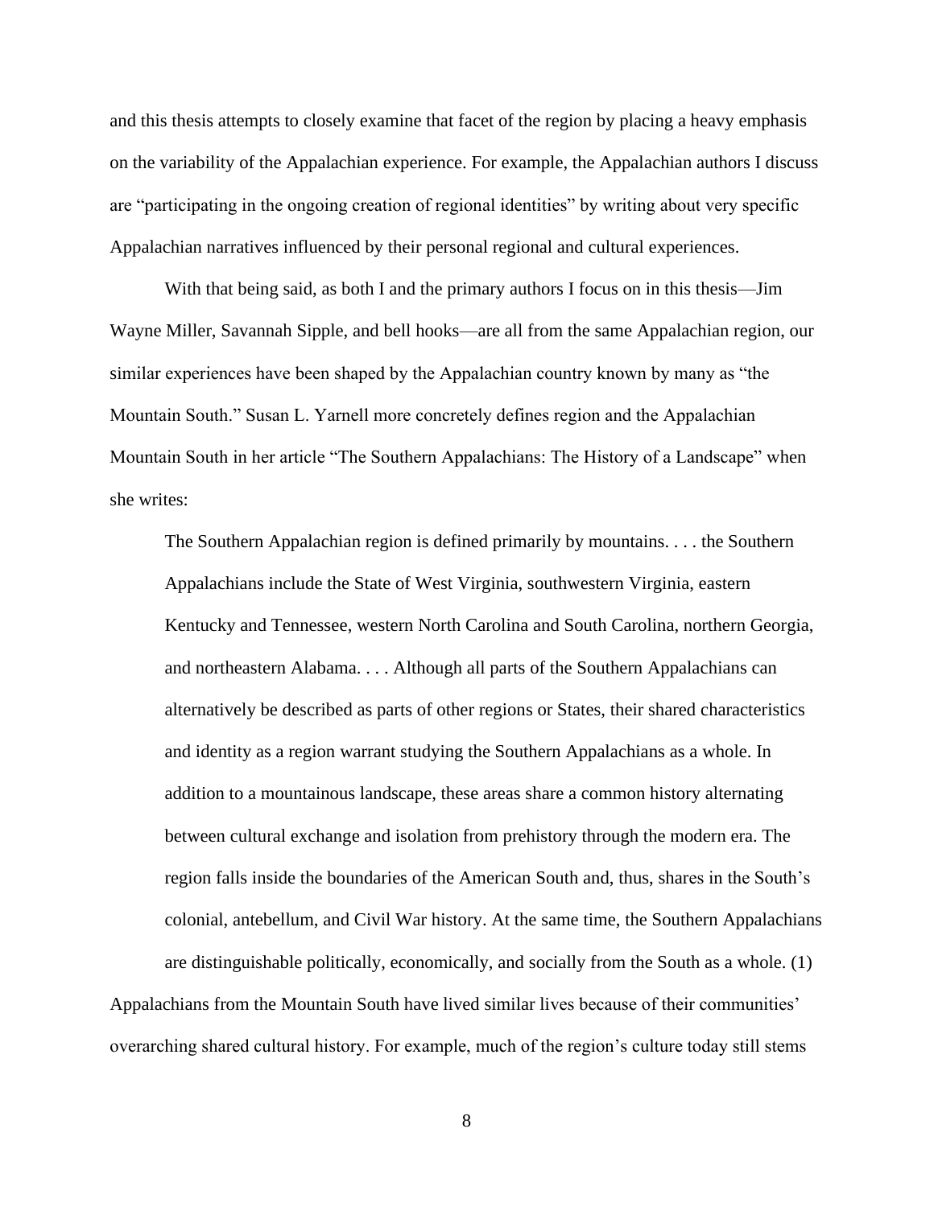and this thesis attempts to closely examine that facet of the region by placing a heavy emphasis on the variability of the Appalachian experience. For example, the Appalachian authors I discuss are "participating in the ongoing creation of regional identities" by writing about very specific Appalachian narratives influenced by their personal regional and cultural experiences.

With that being said, as both I and the primary authors I focus on in this thesis—Jim Wayne Miller, Savannah Sipple, and bell hooks—are all from the same Appalachian region, our similar experiences have been shaped by the Appalachian country known by many as "the Mountain South." Susan L. Yarnell more concretely defines region and the Appalachian Mountain South in her article "The Southern Appalachians: The History of a Landscape" when she writes:

> The Southern Appalachian region is defined primarily by mountains. . . . the Southern Appalachians include the State of West Virginia, southwestern Virginia, eastern Kentucky and Tennessee, western North Carolina and South Carolina, northern Georgia, and northeastern Alabama. . . . Although all parts of the Southern Appalachians can alternatively be described as parts of other regions or States, their shared characteristics and identity as a region warrant studying the Southern Appalachians as a whole. In addition to a mountainous landscape, these areas share a common history alternating between cultural exchange and isolation from prehistory through the modern era. The region falls inside the boundaries of the American South and, thus, shares in the South's colonial, antebellum, and Civil War history. At the same time, the Southern Appalachians are distinguishable politically, economically, and socially from the South as a whole. (1)

Appalachians from the Mountain South have lived similar lives because of their communities' overarching shared cultural history. For example, much of the region's culture today still stems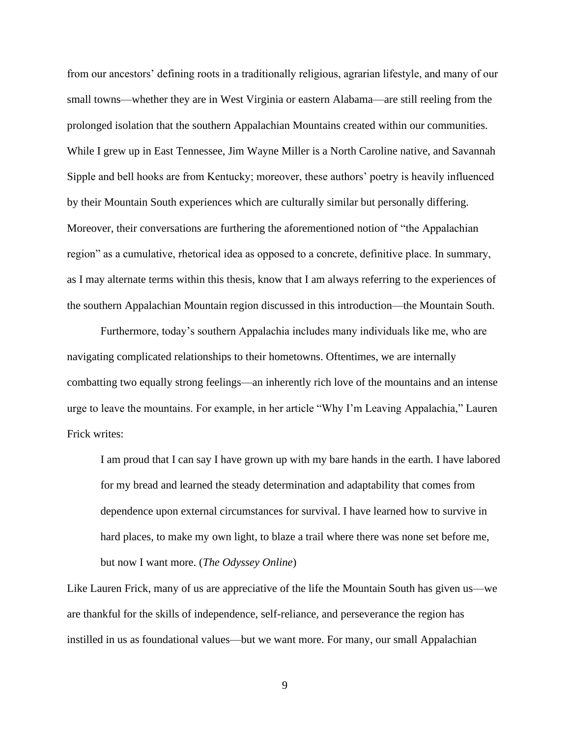from our ancestors' defining roots in a traditionally religious, agrarian lifestyle, and many of our small towns—whether they are in West Virginia or eastern Alabama—are still reeling from the prolonged isolation that the southern Appalachian Mountains created within our communities. While I grew up in East Tennessee, Jim Wayne Miller is a North Caroline native, and Savannah Sipple and bell hooks are from Kentucky; moreover, these authors' poetry is heavily influenced by their Mountain South experiences which are culturally similar but personally differing. Moreover, their conversations are furthering the aforementioned notion of "the Appalachian region" as a cumulative, rhetorical idea as opposed to a concrete, definitive place. In summary, as I may alternate terms within this thesis, know that I am always referring to the experiences of the southern Appalachian Mountain region discussed in this introduction—the Mountain South.

Furthermore, today's southern Appalachia includes many individuals like me, who are navigating complicated relationships to their hometowns. Oftentimes, we are internally combatting two equally strong feelings—an inherently rich love of the mountains and an intense urge to leave the mountains. For example, in her article "Why I'm Leaving Appalachia," Lauren Frick writes:

> I am proud that I can say I have grown up with my bare hands in the earth. I have labored for my bread and learned the steady determination and adaptability that comes from dependence upon external circumstances for survival. I have learned how to survive in hard places, to make my own light, to blaze a trail where there was none set before me, but now I want more. (*The Odyssey Online*)

Like Lauren Frick, many of us are appreciative of the life the Mountain South has given us—we are thankful for the skills of independence, self-reliance, and perseverance the region has instilled in us as foundational values—but we want more. For many, our small Appalachian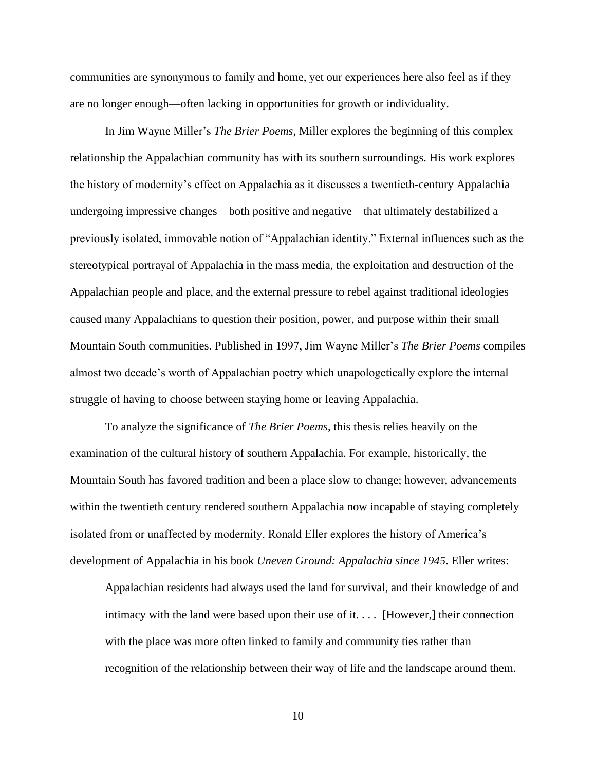communities are synonymous to family and home, yet our experiences here also feel as if they are no longer enough—often lacking in opportunities for growth or individuality.

In Jim Wayne Miller's *The Brier Poems*, Miller explores the beginning of this complex relationship the Appalachian community has with its southern surroundings. His work explores the history of modernity's effect on Appalachia as it discusses a twentieth-century Appalachia undergoing impressive changes—both positive and negative—that ultimately destabilized a previously isolated, immovable notion of "Appalachian identity." External influences such as the stereotypical portrayal of Appalachia in the mass media, the exploitation and destruction of the Appalachian people and place, and the external pressure to rebel against traditional ideologies caused many Appalachians to question their position, power, and purpose within their small Mountain South communities. Published in 1997, Jim Wayne Miller's *The Brier Poems* compiles almost two decade's worth of Appalachian poetry which unapologetically explore the internal struggle of having to choose between staying home or leaving Appalachia.

To analyze the significance of *The Brier Poems*, this thesis relies heavily on the examination of the cultural history of southern Appalachia. For example, historically, the Mountain South has favored tradition and been a place slow to change; however, advancements within the twentieth century rendered southern Appalachia now incapable of staying completely isolated from or unaffected by modernity. Ronald Eller explores the history of America's development of Appalachia in his book *Uneven Ground: Appalachia since 1945*. Eller writes:

> Appalachian residents had always used the land for survival, and their knowledge of and intimacy with the land were based upon their use of it. . . . [However,] their connection with the place was more often linked to family and community ties rather than recognition of the relationship between their way of life and the landscape around them.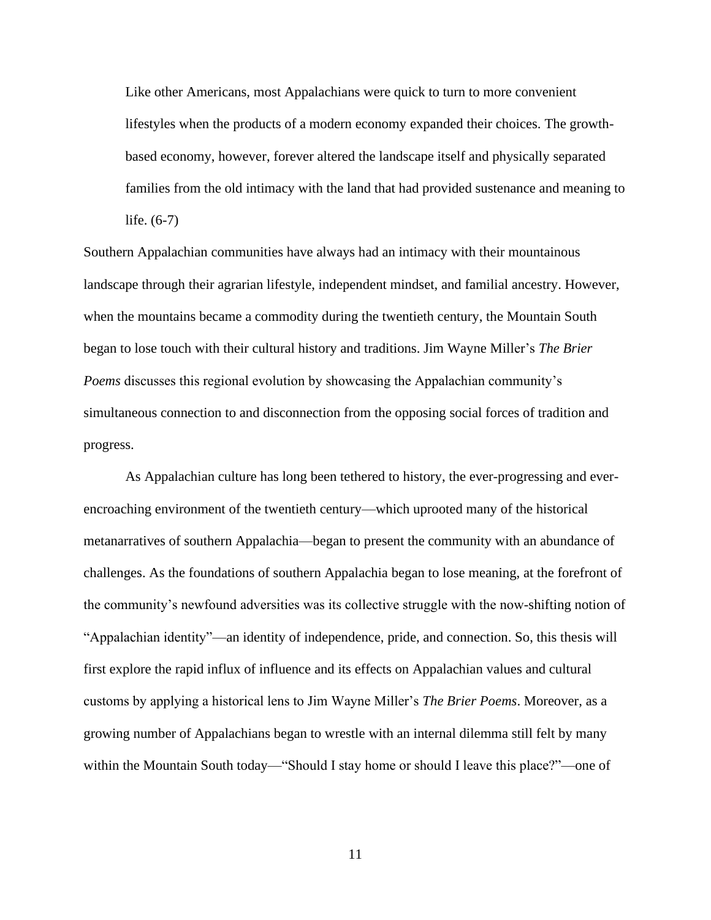> Like other Americans, most Appalachians were quick to turn to more convenient lifestyles when the products of a modern economy expanded their choices. The growth-based economy, however, forever altered the landscape itself and physically separated families from the old intimacy with the land that had provided sustenance and meaning to life. (6-7)

Southern Appalachian communities have always had an intimacy with their mountainous landscape through their agrarian lifestyle, independent mindset, and familial ancestry. However, when the mountains became a commodity during the twentieth century, the Mountain South began to lose touch with their cultural history and traditions. Jim Wayne Miller's *The Brier Poems* discusses this regional evolution by showcasing the Appalachian community's simultaneous connection to and disconnection from the opposing social forces of tradition and progress.

As Appalachian culture has long been tethered to history, the ever-progressing and ever-encroaching environment of the twentieth century—which uprooted many of the historical metanarratives of southern Appalachia—began to present the community with an abundance of challenges. As the foundations of southern Appalachia began to lose meaning, at the forefront of the community's newfound adversities was its collective struggle with the now-shifting notion of "Appalachian identity"—an identity of independence, pride, and connection. So, this thesis will first explore the rapid influx of influence and its effects on Appalachian values and cultural customs by applying a historical lens to Jim Wayne Miller's *The Brier Poems*. Moreover, as a growing number of Appalachians began to wrestle with an internal dilemma still felt by many within the Mountain South today—"Should I stay home or should I leave this place?"—one of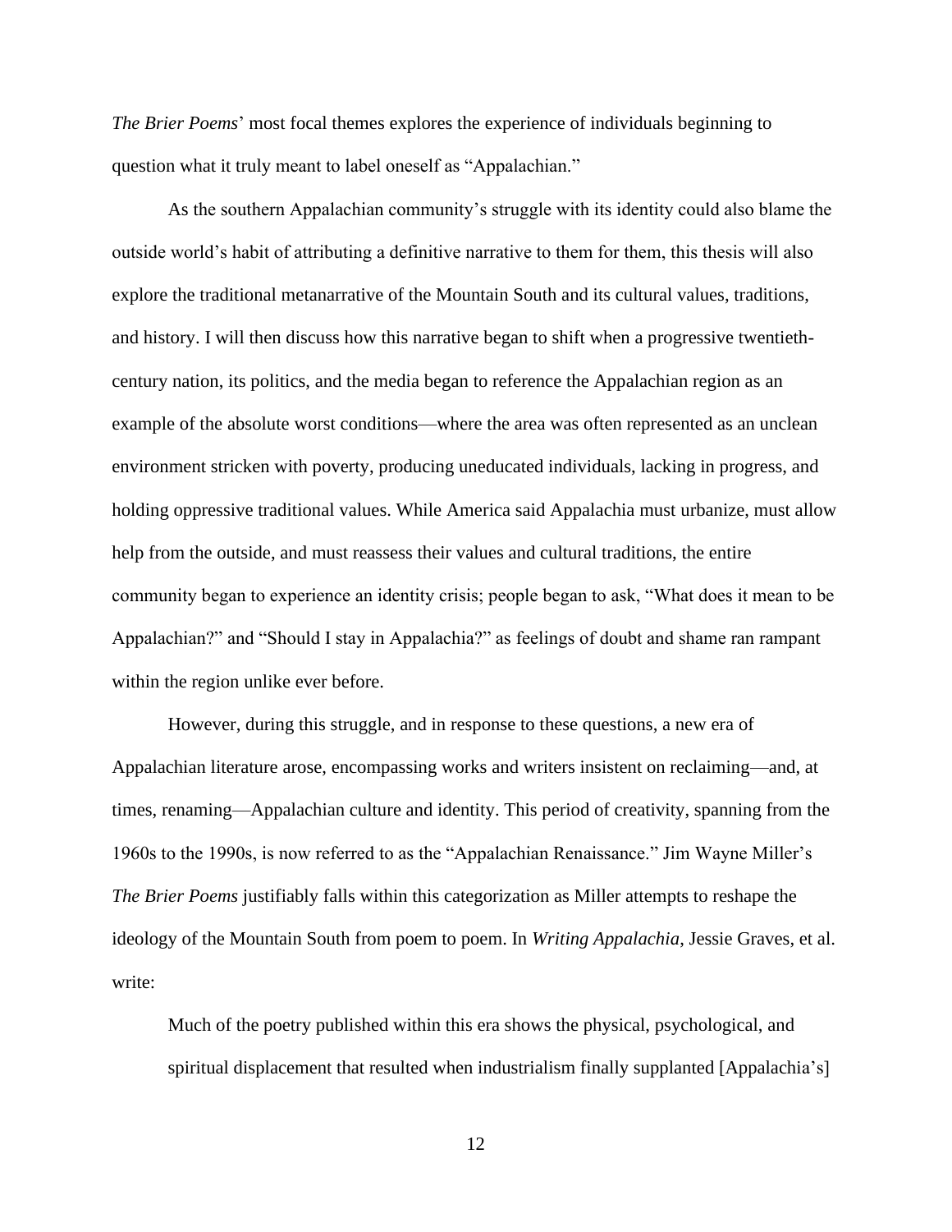*The Brier Poems*' most focal themes explores the experience of individuals beginning to question what it truly meant to label oneself as "Appalachian."

As the southern Appalachian community's struggle with its identity could also blame the outside world's habit of attributing a definitive narrative to them for them, this thesis will also explore the traditional metanarrative of the Mountain South and its cultural values, traditions, and history. I will then discuss how this narrative began to shift when a progressive twentieth-century nation, its politics, and the media began to reference the Appalachian region as an example of the absolute worst conditions—where the area was often represented as an unclean environment stricken with poverty, producing uneducated individuals, lacking in progress, and holding oppressive traditional values. While America said Appalachia must urbanize, must allow help from the outside, and must reassess their values and cultural traditions, the entire community began to experience an identity crisis; people began to ask, "What does it mean to be Appalachian?" and "Should I stay in Appalachia?" as feelings of doubt and shame ran rampant within the region unlike ever before.

However, during this struggle, and in response to these questions, a new era of Appalachian literature arose, encompassing works and writers insistent on reclaiming—and, at times, renaming—Appalachian culture and identity. This period of creativity, spanning from the 1960s to the 1990s, is now referred to as the "Appalachian Renaissance." Jim Wayne Miller's *The Brier Poems* justifiably falls within this categorization as Miller attempts to reshape the ideology of the Mountain South from poem to poem. In *Writing Appalachia*, Jessie Graves, et al. write:

> Much of the poetry published within this era shows the physical, psychological, and spiritual displacement that resulted when industrialism finally supplanted [Appalachia's]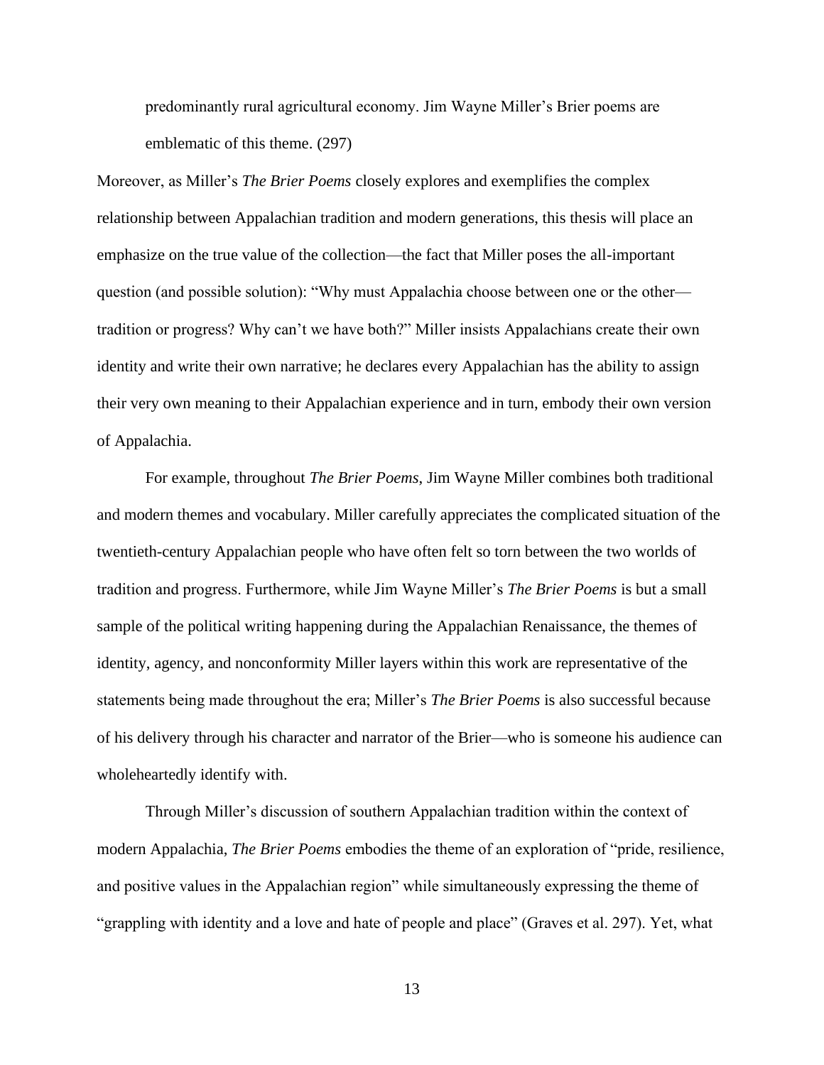> predominantly rural agricultural economy. Jim Wayne Miller's Brier poems are emblematic of this theme. (297)

Moreover, as Miller's *The Brier Poems* closely explores and exemplifies the complex relationship between Appalachian tradition and modern generations, this thesis will place an emphasize on the true value of the collection—the fact that Miller poses the all-important question (and possible solution): "Why must Appalachia choose between one or the other—tradition or progress? Why can't we have both?" Miller insists Appalachians create their own identity and write their own narrative; he declares every Appalachian has the ability to assign their very own meaning to their Appalachian experience and in turn, embody their own version of Appalachia.

For example, throughout *The Brier Poems*, Jim Wayne Miller combines both traditional and modern themes and vocabulary. Miller carefully appreciates the complicated situation of the twentieth-century Appalachian people who have often felt so torn between the two worlds of tradition and progress. Furthermore, while Jim Wayne Miller's *The Brier Poems* is but a small sample of the political writing happening during the Appalachian Renaissance, the themes of identity, agency, and nonconformity Miller layers within this work are representative of the statements being made throughout the era; Miller's *The Brier Poems* is also successful because of his delivery through his character and narrator of the Brier—who is someone his audience can wholeheartedly identify with.

Through Miller's discussion of southern Appalachian tradition within the context of modern Appalachia, *The Brier Poems* embodies the theme of an exploration of "pride, resilience, and positive values in the Appalachian region" while simultaneously expressing the theme of "grappling with identity and a love and hate of people and place" (Graves et al. 297). Yet, what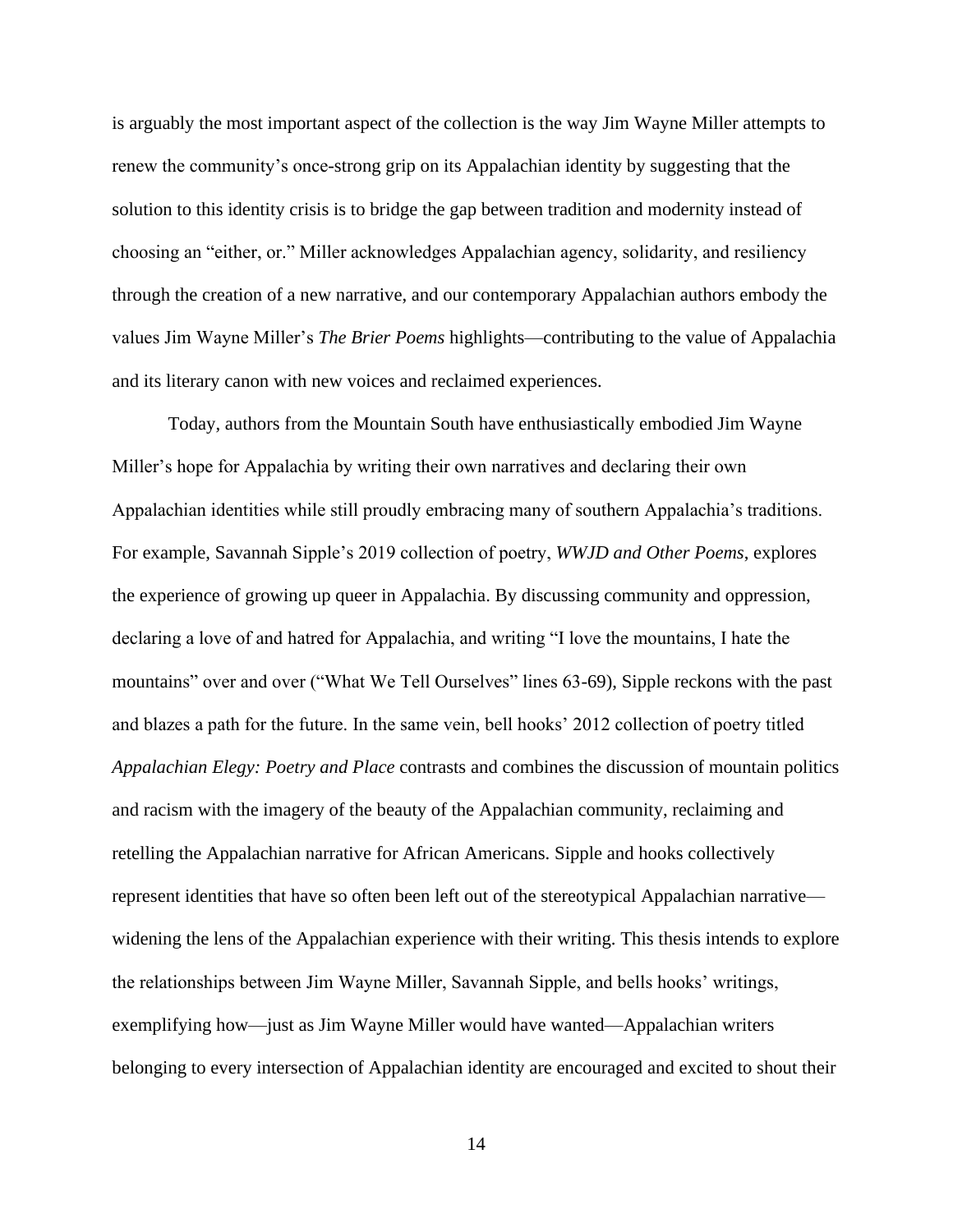is arguably the most important aspect of the collection is the way Jim Wayne Miller attempts to renew the community's once-strong grip on its Appalachian identity by suggesting that the solution to this identity crisis is to bridge the gap between tradition and modernity instead of choosing an "either, or." Miller acknowledges Appalachian agency, solidarity, and resiliency through the creation of a new narrative, and our contemporary Appalachian authors embody the values Jim Wayne Miller's *The Brier Poems* highlights—contributing to the value of Appalachia and its literary canon with new voices and reclaimed experiences.

Today, authors from the Mountain South have enthusiastically embodied Jim Wayne Miller's hope for Appalachia by writing their own narratives and declaring their own Appalachian identities while still proudly embracing many of southern Appalachia's traditions. For example, Savannah Sipple's 2019 collection of poetry, *WWJD and Other Poems*, explores the experience of growing up queer in Appalachia. By discussing community and oppression, declaring a love of and hatred for Appalachia, and writing "I love the mountains, I hate the mountains" over and over ("What We Tell Ourselves" lines 63-69), Sipple reckons with the past and blazes a path for the future. In the same vein, bell hooks' 2012 collection of poetry titled *Appalachian Elegy: Poetry and Place* contrasts and combines the discussion of mountain politics and racism with the imagery of the beauty of the Appalachian community, reclaiming and retelling the Appalachian narrative for African Americans. Sipple and hooks collectively represent identities that have so often been left out of the stereotypical Appalachian narrative—widening the lens of the Appalachian experience with their writing. This thesis intends to explore the relationships between Jim Wayne Miller, Savannah Sipple, and bells hooks' writings, exemplifying how—just as Jim Wayne Miller would have wanted—Appalachian writers belonging to every intersection of Appalachian identity are encouraged and excited to shout their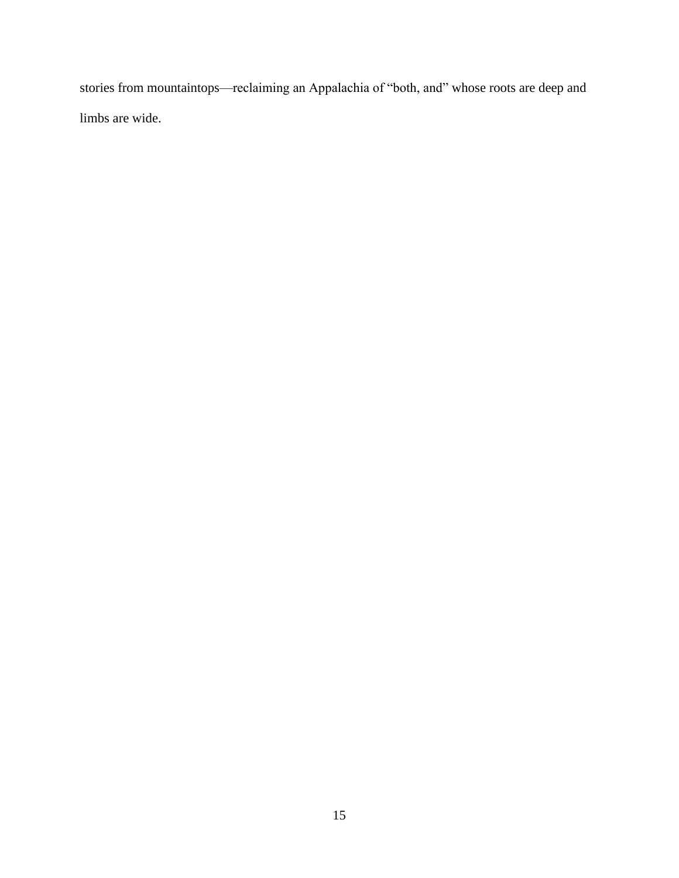stories from mountaintops—reclaiming an Appalachia of "both, and" whose roots are deep and limbs are wide.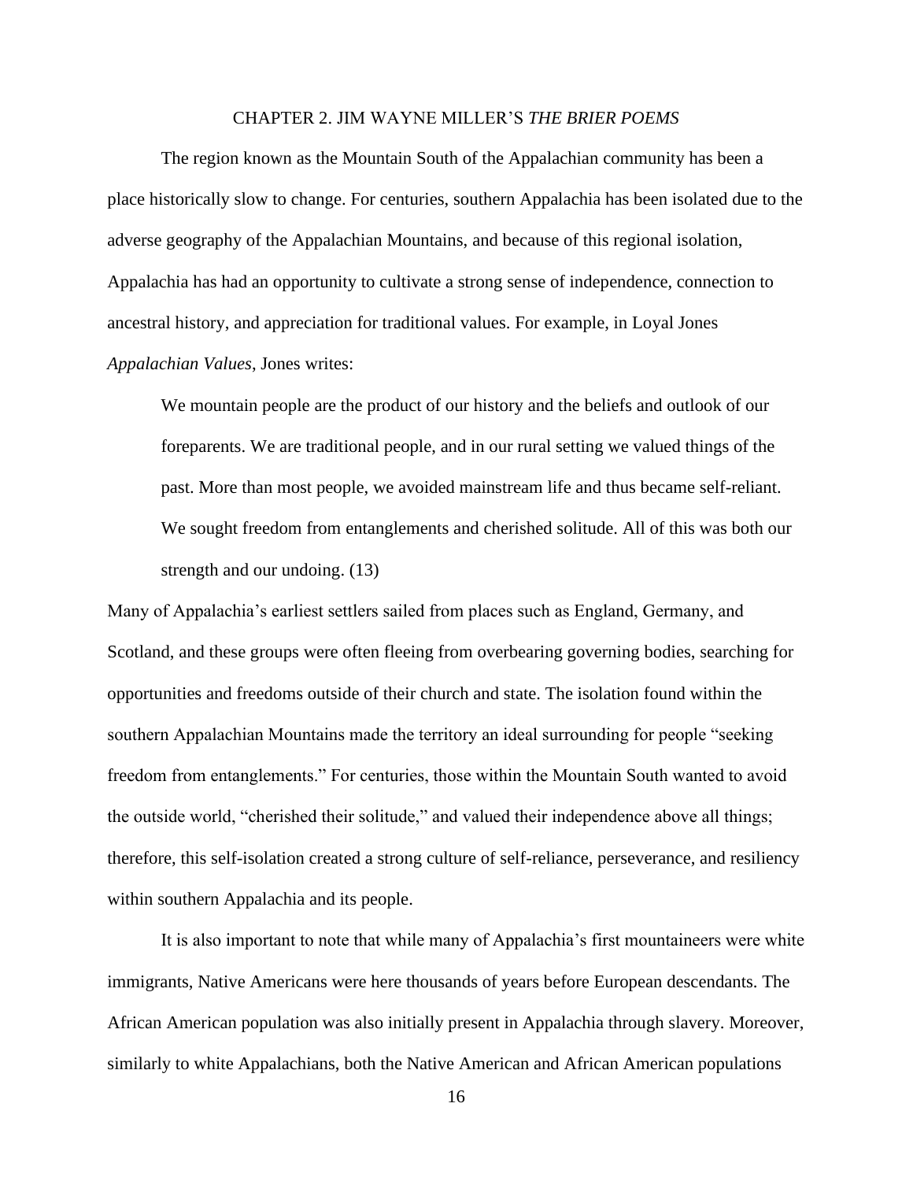## CHAPTER 2. JIM WAYNE MILLER'S *THE BRIER POEMS*

The region known as the Mountain South of the Appalachian community has been a place historically slow to change. For centuries, southern Appalachia has been isolated due to the adverse geography of the Appalachian Mountains, and because of this regional isolation, Appalachia has had an opportunity to cultivate a strong sense of independence, connection to ancestral history, and appreciation for traditional values. For example, in Loyal Jones *Appalachian Values*, Jones writes:

> We mountain people are the product of our history and the beliefs and outlook of our foreparents. We are traditional people, and in our rural setting we valued things of the past. More than most people, we avoided mainstream life and thus became self-reliant. We sought freedom from entanglements and cherished solitude. All of this was both our strength and our undoing. (13)

Many of Appalachia's earliest settlers sailed from places such as England, Germany, and Scotland, and these groups were often fleeing from overbearing governing bodies, searching for opportunities and freedoms outside of their church and state. The isolation found within the southern Appalachian Mountains made the territory an ideal surrounding for people "seeking freedom from entanglements." For centuries, those within the Mountain South wanted to avoid the outside world, "cherished their solitude," and valued their independence above all things; therefore, this self-isolation created a strong culture of self-reliance, perseverance, and resiliency within southern Appalachia and its people.

It is also important to note that while many of Appalachia's first mountaineers were white immigrants, Native Americans were here thousands of years before European descendants. The African American population was also initially present in Appalachia through slavery. Moreover, similarly to white Appalachians, both the Native American and African American populations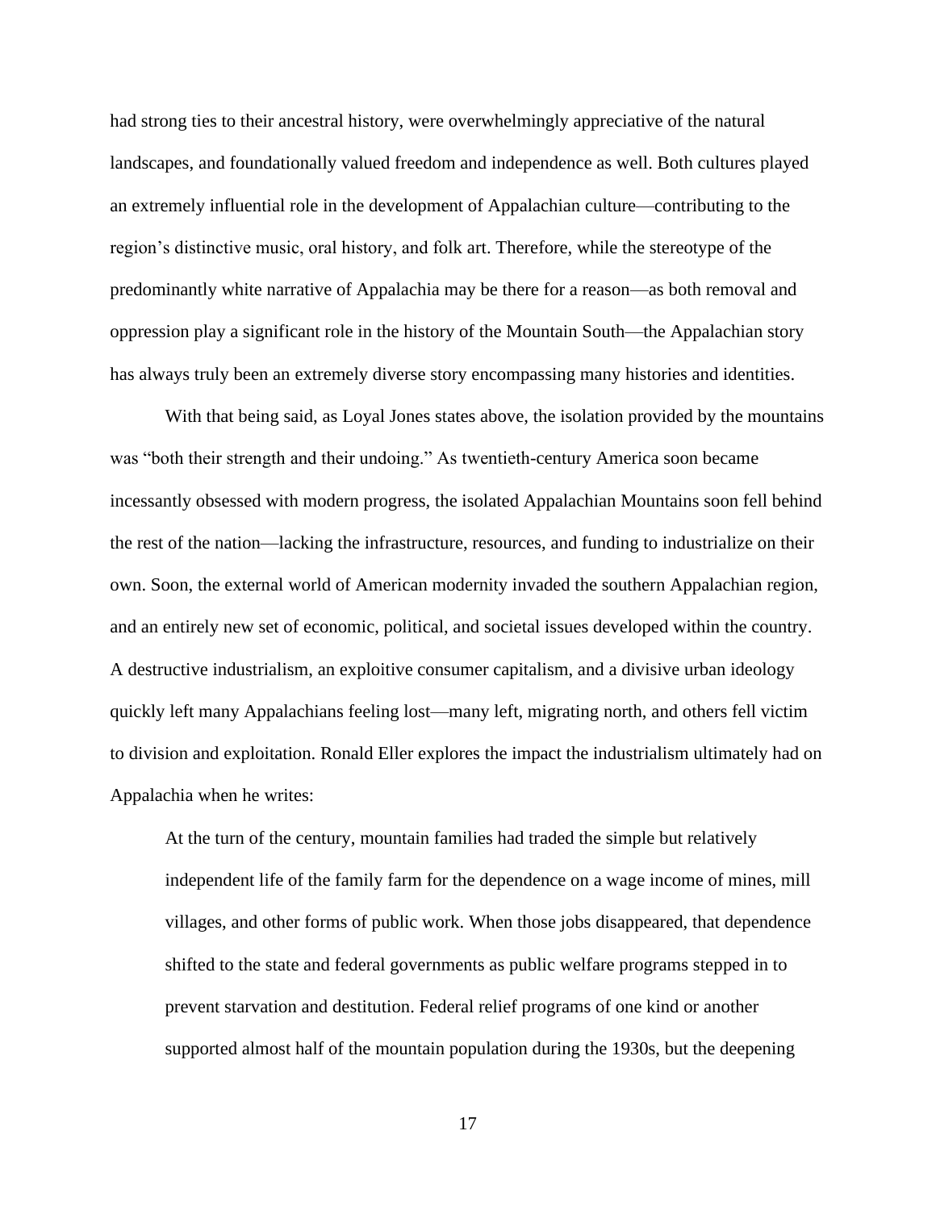had strong ties to their ancestral history, were overwhelmingly appreciative of the natural landscapes, and foundationally valued freedom and independence as well. Both cultures played an extremely influential role in the development of Appalachian culture—contributing to the region's distinctive music, oral history, and folk art. Therefore, while the stereotype of the predominantly white narrative of Appalachia may be there for a reason—as both removal and oppression play a significant role in the history of the Mountain South—the Appalachian story has always truly been an extremely diverse story encompassing many histories and identities.

With that being said, as Loyal Jones states above, the isolation provided by the mountains was "both their strength and their undoing." As twentieth-century America soon became incessantly obsessed with modern progress, the isolated Appalachian Mountains soon fell behind the rest of the nation—lacking the infrastructure, resources, and funding to industrialize on their own. Soon, the external world of American modernity invaded the southern Appalachian region, and an entirely new set of economic, political, and societal issues developed within the country. A destructive industrialism, an exploitive consumer capitalism, and a divisive urban ideology quickly left many Appalachians feeling lost—many left, migrating north, and others fell victim to division and exploitation. Ronald Eller explores the impact the industrialism ultimately had on Appalachia when he writes:

> At the turn of the century, mountain families had traded the simple but relatively independent life of the family farm for the dependence on a wage income of mines, mill villages, and other forms of public work. When those jobs disappeared, that dependence shifted to the state and federal governments as public welfare programs stepped in to prevent starvation and destitution. Federal relief programs of one kind or another supported almost half of the mountain population during the 1930s, but the deepening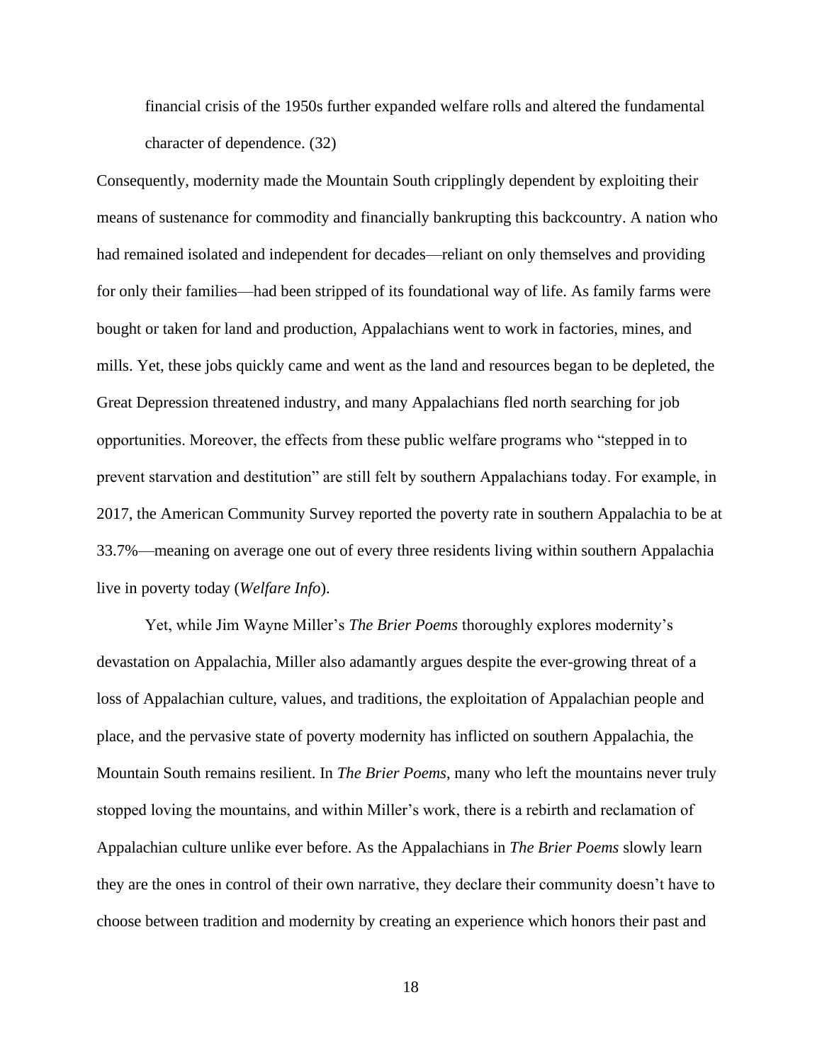> financial crisis of the 1950s further expanded welfare rolls and altered the fundamental character of dependence. (32)

Consequently, modernity made the Mountain South cripplingly dependent by exploiting their means of sustenance for commodity and financially bankrupting this backcountry. A nation who had remained isolated and independent for decades—reliant on only themselves and providing for only their families—had been stripped of its foundational way of life. As family farms were bought or taken for land and production, Appalachians went to work in factories, mines, and mills. Yet, these jobs quickly came and went as the land and resources began to be depleted, the Great Depression threatened industry, and many Appalachians fled north searching for job opportunities. Moreover, the effects from these public welfare programs who "stepped in to prevent starvation and destitution" are still felt by southern Appalachians today. For example, in 2017, the American Community Survey reported the poverty rate in southern Appalachia to be at 33.7%—meaning on average one out of every three residents living within southern Appalachia live in poverty today (*Welfare Info*).

Yet, while Jim Wayne Miller's *The Brier Poems* thoroughly explores modernity's devastation on Appalachia, Miller also adamantly argues despite the ever-growing threat of a loss of Appalachian culture, values, and traditions, the exploitation of Appalachian people and place, and the pervasive state of poverty modernity has inflicted on southern Appalachia, the Mountain South remains resilient. In *The Brier Poems*, many who left the mountains never truly stopped loving the mountains, and within Miller's work, there is a rebirth and reclamation of Appalachian culture unlike ever before. As the Appalachians in *The Brier Poems* slowly learn they are the ones in control of their own narrative, they declare their community doesn't have to choose between tradition and modernity by creating an experience which honors their past and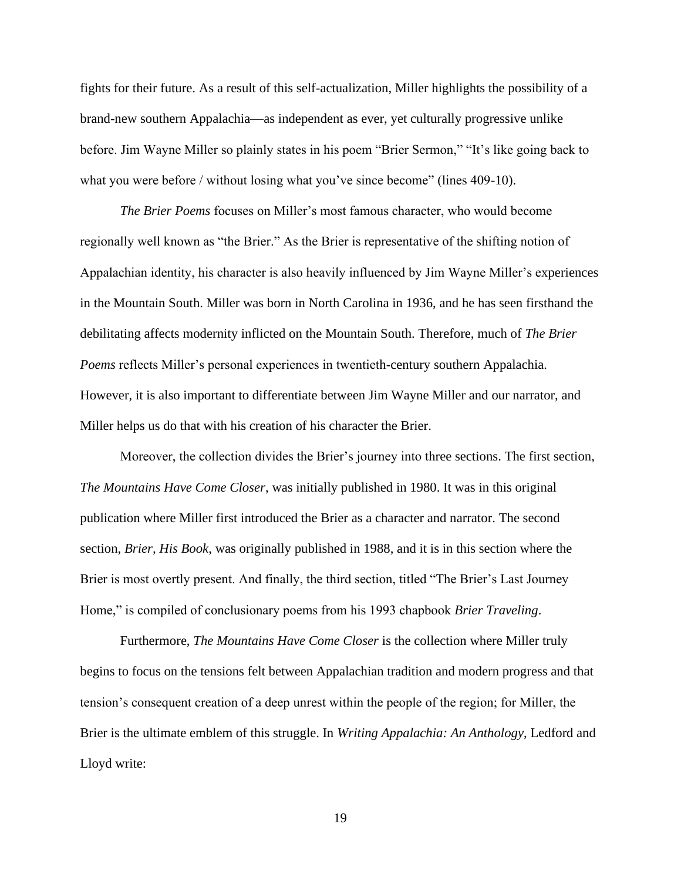fights for their future. As a result of this self-actualization, Miller highlights the possibility of a brand-new southern Appalachia—as independent as ever, yet culturally progressive unlike before. Jim Wayne Miller so plainly states in his poem "Brier Sermon," "It's like going back to what you were before / without losing what you've since become" (lines 409-10).

*The Brier Poems* focuses on Miller's most famous character, who would become regionally well known as "the Brier." As the Brier is representative of the shifting notion of Appalachian identity, his character is also heavily influenced by Jim Wayne Miller's experiences in the Mountain South. Miller was born in North Carolina in 1936, and he has seen firsthand the debilitating affects modernity inflicted on the Mountain South. Therefore, much of *The Brier Poems* reflects Miller's personal experiences in twentieth-century southern Appalachia. However, it is also important to differentiate between Jim Wayne Miller and our narrator, and Miller helps us do that with his creation of his character the Brier.

Moreover, the collection divides the Brier's journey into three sections. The first section, *The Mountains Have Come Closer*, was initially published in 1980. It was in this original publication where Miller first introduced the Brier as a character and narrator. The second section, *Brier, His Book*, was originally published in 1988, and it is in this section where the Brier is most overtly present. And finally, the third section, titled "The Brier's Last Journey Home," is compiled of conclusionary poems from his 1993 chapbook *Brier Traveling*.

Furthermore, *The Mountains Have Come Closer* is the collection where Miller truly begins to focus on the tensions felt between Appalachian tradition and modern progress and that tension's consequent creation of a deep unrest within the people of the region; for Miller, the Brier is the ultimate emblem of this struggle. In *Writing Appalachia: An Anthology*, Ledford and Lloyd write: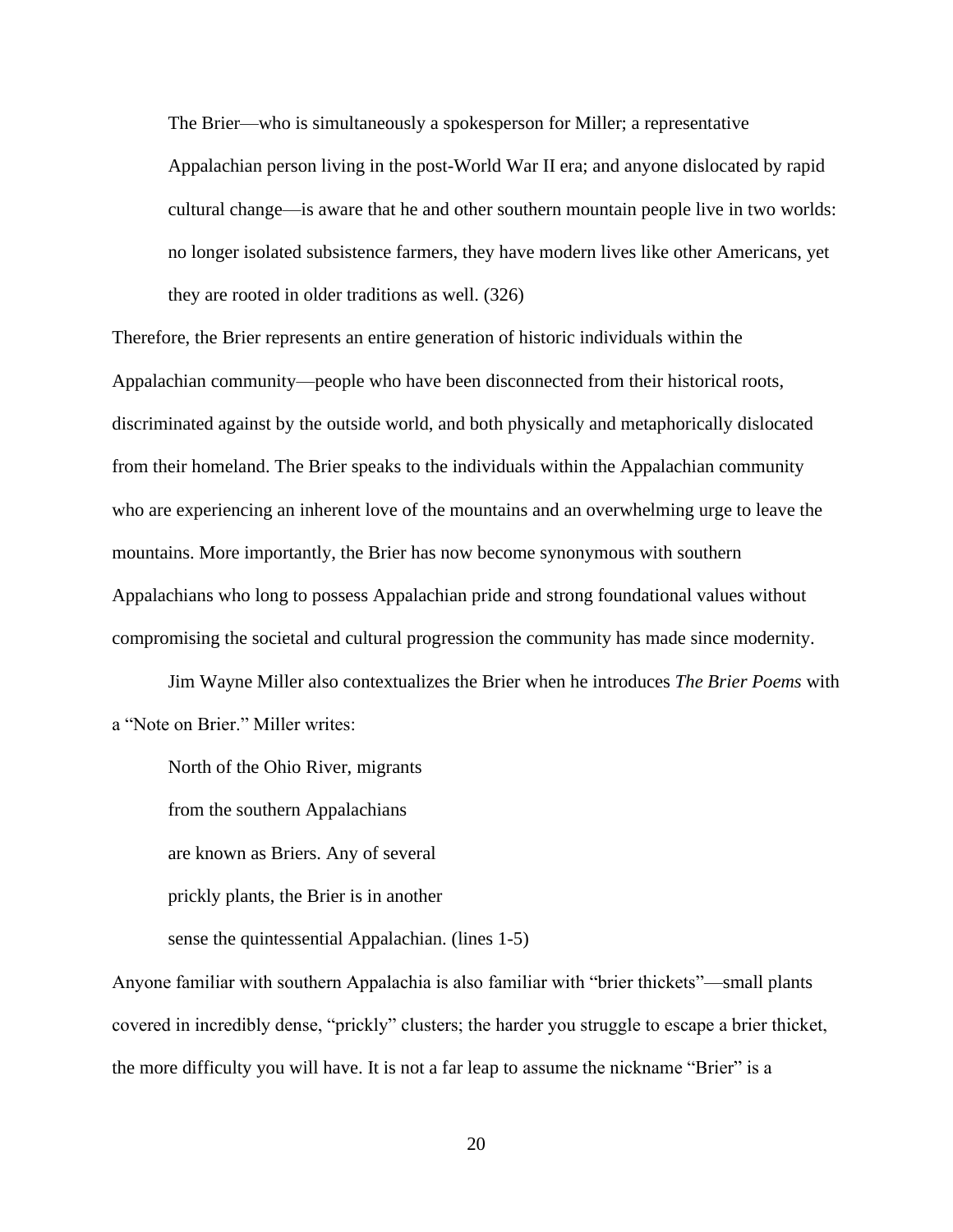> The Brier—who is simultaneously a spokesperson for Miller; a representative Appalachian person living in the post-World War II era; and anyone dislocated by rapid cultural change—is aware that he and other southern mountain people live in two worlds: no longer isolated subsistence farmers, they have modern lives like other Americans, yet they are rooted in older traditions as well. (326)

Therefore, the Brier represents an entire generation of historic individuals within the Appalachian community—people who have been disconnected from their historical roots, discriminated against by the outside world, and both physically and metaphorically dislocated from their homeland. The Brier speaks to the individuals within the Appalachian community who are experiencing an inherent love of the mountains and an overwhelming urge to leave the mountains. More importantly, the Brier has now become synonymous with southern Appalachians who long to possess Appalachian pride and strong foundational values without compromising the societal and cultural progression the community has made since modernity.

Jim Wayne Miller also contextualizes the Brier when he introduces *The Brier Poems* with a "Note on Brier." Miller writes:

> North of the Ohio River, migrants
> from the southern Appalachians
> are known as Briers. Any of several
> prickly plants, the Brier is in another
> sense the quintessential Appalachian. (lines 1-5)

Anyone familiar with southern Appalachia is also familiar with "brier thickets"—small plants covered in incredibly dense, "prickly" clusters; the harder you struggle to escape a brier thicket, the more difficulty you will have. It is not a far leap to assume the nickname "Brier" is a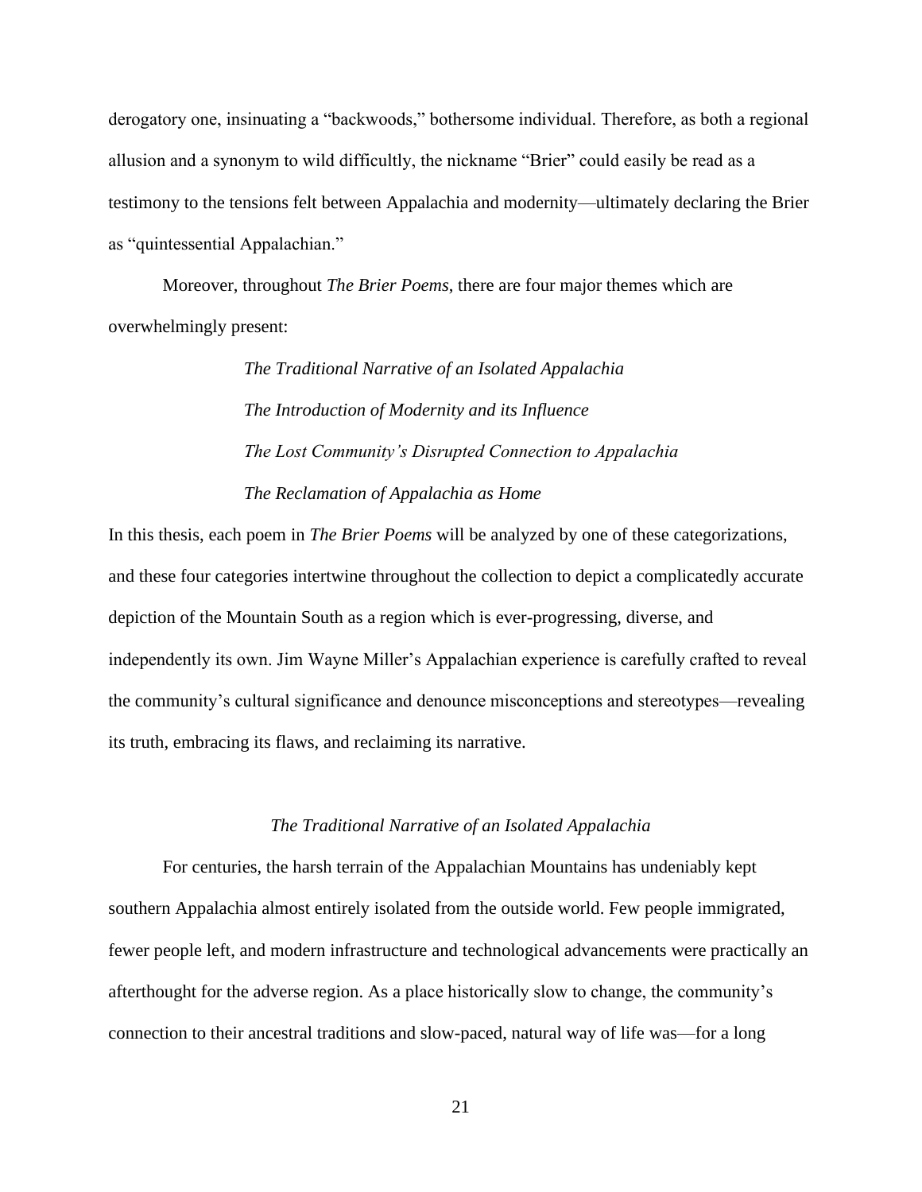derogatory one, insinuating a "backwoods," bothersome individual. Therefore, as both a regional allusion and a synonym to wild difficultly, the nickname "Brier" could easily be read as a testimony to the tensions felt between Appalachia and modernity—ultimately declaring the Brier as "quintessential Appalachian."

Moreover, throughout *The Brier Poems*, there are four major themes which are overwhelmingly present:

*The Traditional Narrative of an Isolated Appalachia*

*The Introduction of Modernity and its Influence*

*The Lost Community's Disrupted Connection to Appalachia*

*The Reclamation of Appalachia as Home*

In this thesis, each poem in *The Brier Poems* will be analyzed by one of these categorizations, and these four categories intertwine throughout the collection to depict a complicatedly accurate depiction of the Mountain South as a region which is ever-progressing, diverse, and independently its own. Jim Wayne Miller's Appalachian experience is carefully crafted to reveal the community's cultural significance and denounce misconceptions and stereotypes—revealing its truth, embracing its flaws, and reclaiming its narrative.

## *The Traditional Narrative of an Isolated Appalachia*

For centuries, the harsh terrain of the Appalachian Mountains has undeniably kept southern Appalachia almost entirely isolated from the outside world. Few people immigrated, fewer people left, and modern infrastructure and technological advancements were practically an afterthought for the adverse region. As a place historically slow to change, the community's connection to their ancestral traditions and slow-paced, natural way of life was—for a long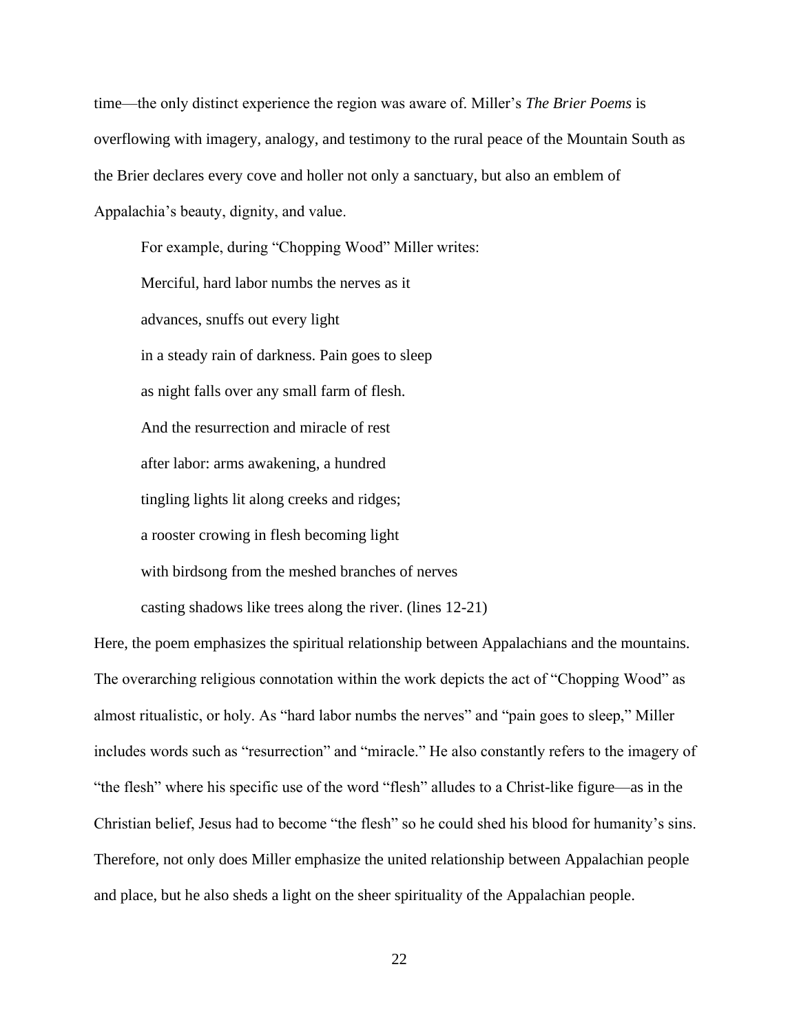time—the only distinct experience the region was aware of. Miller's *The Brier Poems* is overflowing with imagery, analogy, and testimony to the rural peace of the Mountain South as the Brier declares every cove and holler not only a sanctuary, but also an emblem of Appalachia's beauty, dignity, and value.

For example, during "Chopping Wood" Miller writes:

> Merciful, hard labor numbs the nerves as it
> advances, snuffs out every light
> in a steady rain of darkness. Pain goes to sleep
> as night falls over any small farm of flesh.
> And the resurrection and miracle of rest
> after labor: arms awakening, a hundred
> tingling lights lit along creeks and ridges;
> a rooster crowing in flesh becoming light
> with birdsong from the meshed branches of nerves
> casting shadows like trees along the river. (lines 12-21)

Here, the poem emphasizes the spiritual relationship between Appalachians and the mountains. The overarching religious connotation within the work depicts the act of "Chopping Wood" as almost ritualistic, or holy. As "hard labor numbs the nerves" and "pain goes to sleep," Miller includes words such as "resurrection" and "miracle." He also constantly refers to the imagery of "the flesh" where his specific use of the word "flesh" alludes to a Christ-like figure—as in the Christian belief, Jesus had to become "the flesh" so he could shed his blood for humanity's sins. Therefore, not only does Miller emphasize the united relationship between Appalachian people and place, but he also sheds a light on the sheer spirituality of the Appalachian people.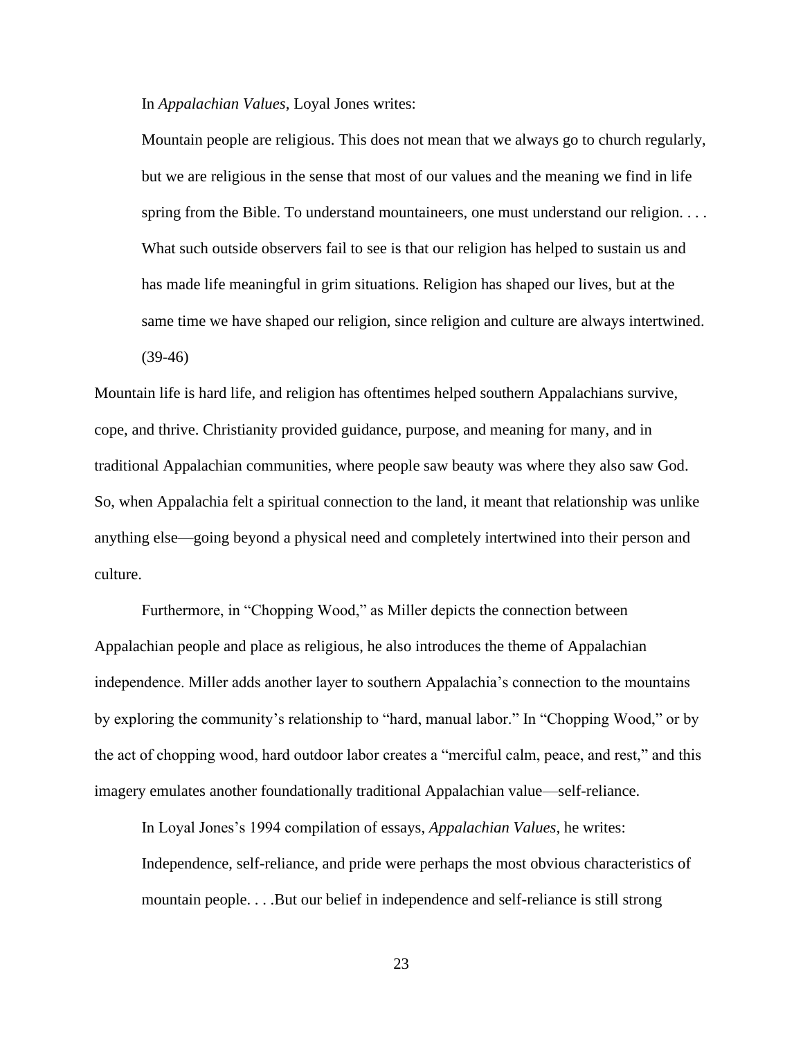In *Appalachian Values*, Loyal Jones writes:

> Mountain people are religious. This does not mean that we always go to church regularly, but we are religious in the sense that most of our values and the meaning we find in life spring from the Bible. To understand mountaineers, one must understand our religion. . . . What such outside observers fail to see is that our religion has helped to sustain us and has made life meaningful in grim situations. Religion has shaped our lives, but at the same time we have shaped our religion, since religion and culture are always intertwined. (39-46)

Mountain life is hard life, and religion has oftentimes helped southern Appalachians survive, cope, and thrive. Christianity provided guidance, purpose, and meaning for many, and in traditional Appalachian communities, where people saw beauty was where they also saw God. So, when Appalachia felt a spiritual connection to the land, it meant that relationship was unlike anything else—going beyond a physical need and completely intertwined into their person and culture.

Furthermore, in "Chopping Wood," as Miller depicts the connection between Appalachian people and place as religious, he also introduces the theme of Appalachian independence. Miller adds another layer to southern Appalachia's connection to the mountains by exploring the community's relationship to "hard, manual labor." In "Chopping Wood," or by the act of chopping wood, hard outdoor labor creates a "merciful calm, peace, and rest," and this imagery emulates another foundationally traditional Appalachian value—self-reliance.

In Loyal Jones's 1994 compilation of essays, *Appalachian Values,* he writes:

> Independence, self-reliance, and pride were perhaps the most obvious characteristics of mountain people. . . .But our belief in independence and self-reliance is still strong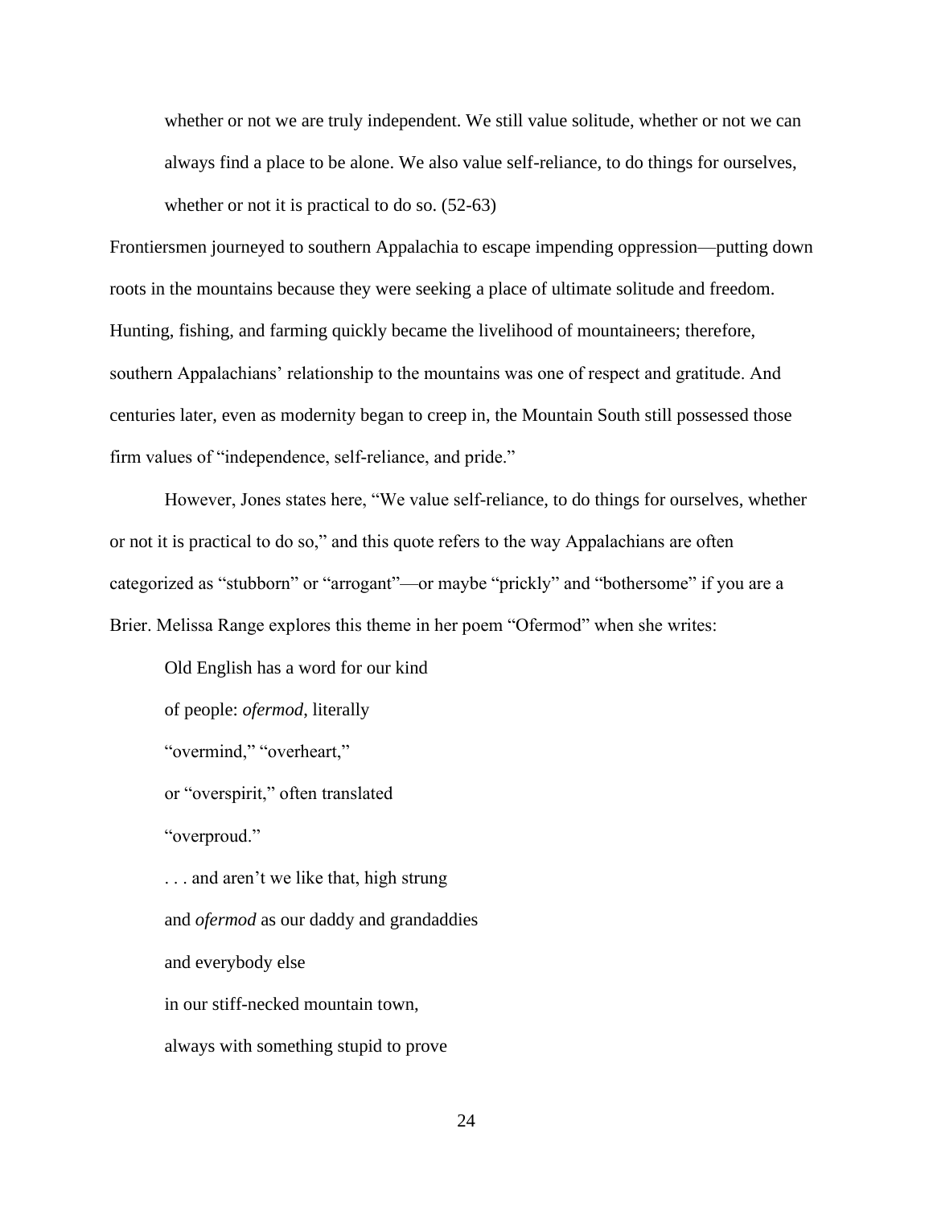> whether or not we are truly independent. We still value solitude, whether or not we can always find a place to be alone. We also value self-reliance, to do things for ourselves, whether or not it is practical to do so. (52-63)

Frontiersmen journeyed to southern Appalachia to escape impending oppression—putting down roots in the mountains because they were seeking a place of ultimate solitude and freedom. Hunting, fishing, and farming quickly became the livelihood of mountaineers; therefore, southern Appalachians' relationship to the mountains was one of respect and gratitude. And centuries later, even as modernity began to creep in, the Mountain South still possessed those firm values of "independence, self-reliance, and pride."

However, Jones states here, "We value self-reliance, to do things for ourselves, whether or not it is practical to do so," and this quote refers to the way Appalachians are often categorized as "stubborn" or "arrogant"—or maybe "prickly" and "bothersome" if you are a Brier. Melissa Range explores this theme in her poem "Ofermod" when she writes:

> Old English has a word for our kind
>
> of people: *ofermod*, literally
>
> "overmind," "overheart,"
>
> or "overspirit," often translated
>
> "overproud."
>
> . . . and aren't we like that, high strung
>
> and *ofermod* as our daddy and grandaddies
>
> and everybody else
>
> in our stiff-necked mountain town,
>
> always with something stupid to prove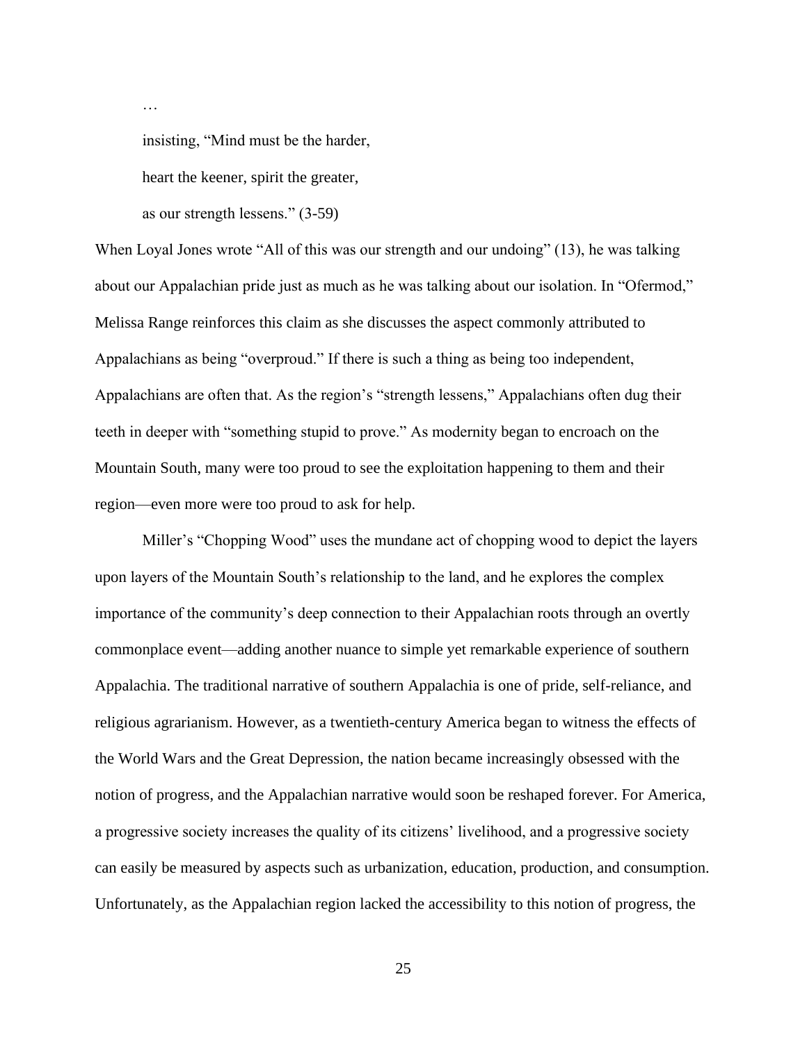…

insisting, "Mind must be the harder,

heart the keener, spirit the greater,

as our strength lessens." (3-59)

When Loyal Jones wrote "All of this was our strength and our undoing" (13), he was talking about our Appalachian pride just as much as he was talking about our isolation. In "Ofermod," Melissa Range reinforces this claim as she discusses the aspect commonly attributed to Appalachians as being "overproud." If there is such a thing as being too independent, Appalachians are often that. As the region's "strength lessens," Appalachians often dug their teeth in deeper with "something stupid to prove." As modernity began to encroach on the Mountain South, many were too proud to see the exploitation happening to them and their region—even more were too proud to ask for help.

Miller's "Chopping Wood" uses the mundane act of chopping wood to depict the layers upon layers of the Mountain South's relationship to the land, and he explores the complex importance of the community's deep connection to their Appalachian roots through an overtly commonplace event—adding another nuance to simple yet remarkable experience of southern Appalachia. The traditional narrative of southern Appalachia is one of pride, self-reliance, and religious agrarianism. However, as a twentieth-century America began to witness the effects of the World Wars and the Great Depression, the nation became increasingly obsessed with the notion of progress, and the Appalachian narrative would soon be reshaped forever. For America, a progressive society increases the quality of its citizens' livelihood, and a progressive society can easily be measured by aspects such as urbanization, education, production, and consumption. Unfortunately, as the Appalachian region lacked the accessibility to this notion of progress, the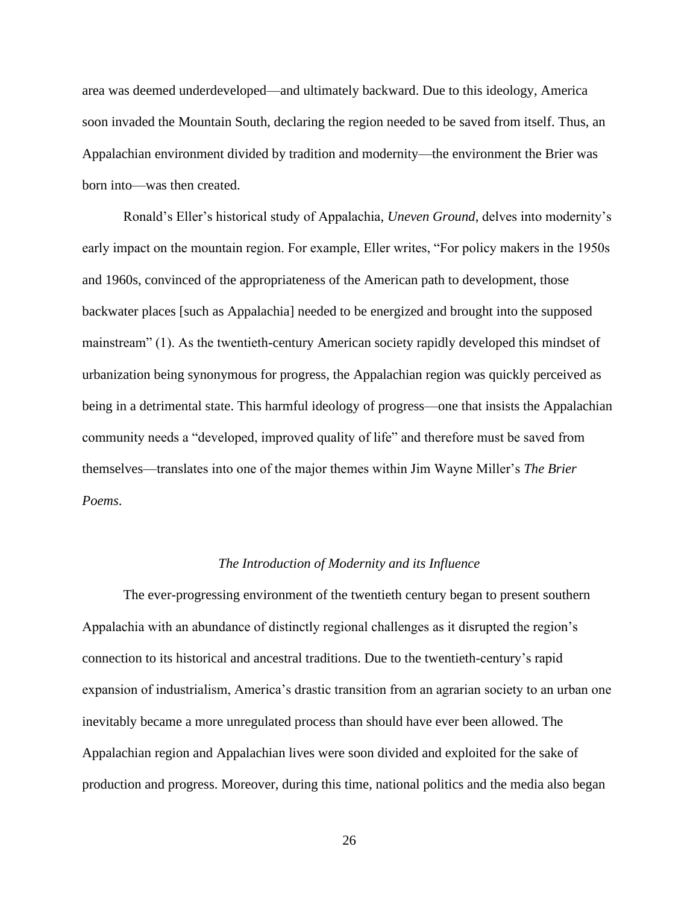area was deemed underdeveloped—and ultimately backward. Due to this ideology, America soon invaded the Mountain South, declaring the region needed to be saved from itself. Thus, an Appalachian environment divided by tradition and modernity—the environment the Brier was born into—was then created.

Ronald's Eller's historical study of Appalachia, *Uneven Ground*, delves into modernity's early impact on the mountain region. For example, Eller writes, "For policy makers in the 1950s and 1960s, convinced of the appropriateness of the American path to development, those backwater places [such as Appalachia] needed to be energized and brought into the supposed mainstream" (1). As the twentieth-century American society rapidly developed this mindset of urbanization being synonymous for progress, the Appalachian region was quickly perceived as being in a detrimental state. This harmful ideology of progress—one that insists the Appalachian community needs a "developed, improved quality of life" and therefore must be saved from themselves—translates into one of the major themes within Jim Wayne Miller's *The Brier Poems*.

### *The Introduction of Modernity and its Influence*

The ever-progressing environment of the twentieth century began to present southern Appalachia with an abundance of distinctly regional challenges as it disrupted the region's connection to its historical and ancestral traditions. Due to the twentieth-century's rapid expansion of industrialism, America's drastic transition from an agrarian society to an urban one inevitably became a more unregulated process than should have ever been allowed. The Appalachian region and Appalachian lives were soon divided and exploited for the sake of production and progress. Moreover, during this time, national politics and the media also began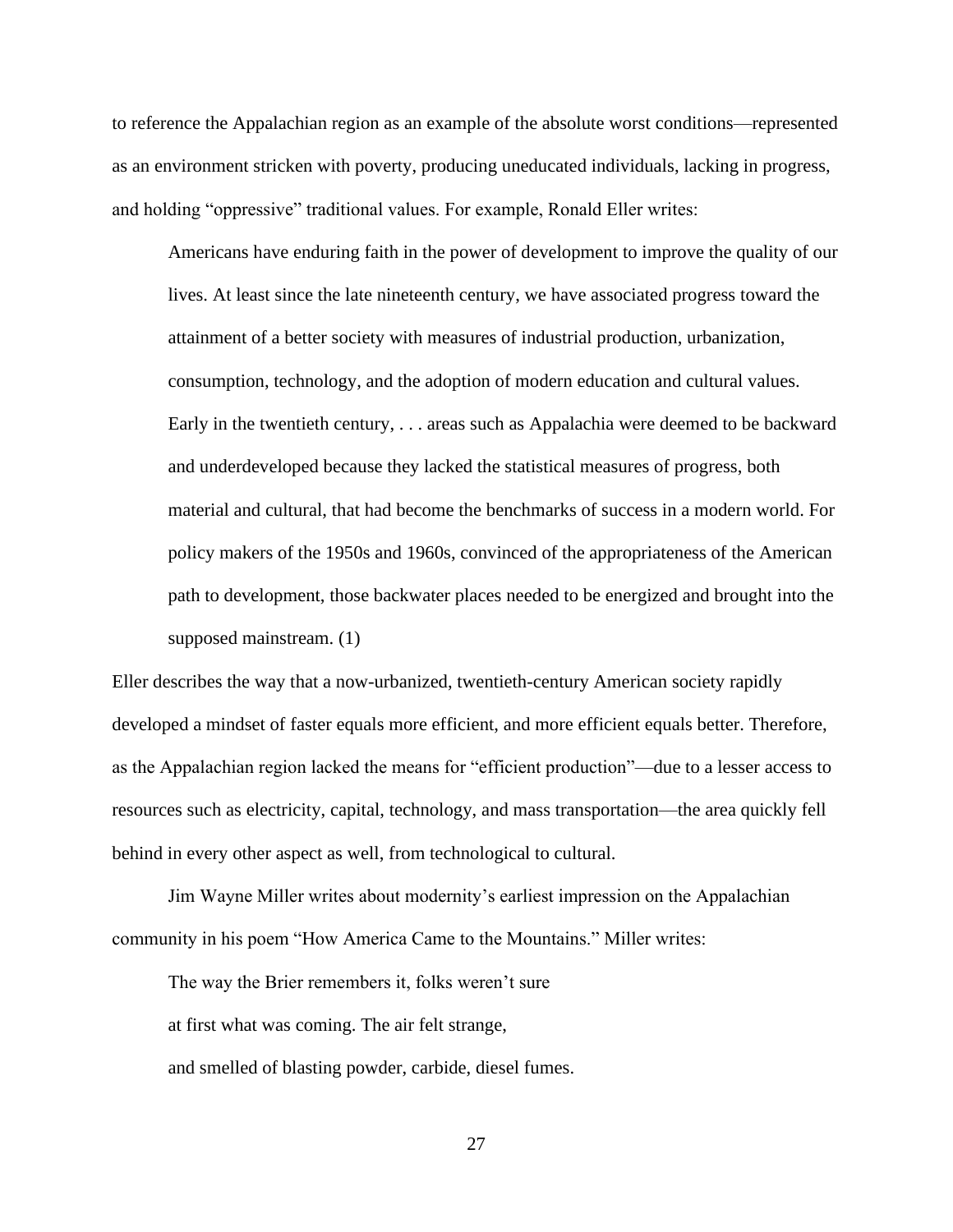to reference the Appalachian region as an example of the absolute worst conditions—represented as an environment stricken with poverty, producing uneducated individuals, lacking in progress, and holding "oppressive" traditional values. For example, Ronald Eller writes:

> Americans have enduring faith in the power of development to improve the quality of our lives. At least since the late nineteenth century, we have associated progress toward the attainment of a better society with measures of industrial production, urbanization, consumption, technology, and the adoption of modern education and cultural values. Early in the twentieth century, . . . areas such as Appalachia were deemed to be backward and underdeveloped because they lacked the statistical measures of progress, both material and cultural, that had become the benchmarks of success in a modern world. For policy makers of the 1950s and 1960s, convinced of the appropriateness of the American path to development, those backwater places needed to be energized and brought into the supposed mainstream. (1)

Eller describes the way that a now-urbanized, twentieth-century American society rapidly developed a mindset of faster equals more efficient, and more efficient equals better. Therefore, as the Appalachian region lacked the means for "efficient production"—due to a lesser access to resources such as electricity, capital, technology, and mass transportation—the area quickly fell behind in every other aspect as well, from technological to cultural.

Jim Wayne Miller writes about modernity's earliest impression on the Appalachian community in his poem "How America Came to the Mountains." Miller writes:

> The way the Brier remembers it, folks weren't sure
> at first what was coming. The air felt strange,
> and smelled of blasting powder, carbide, diesel fumes.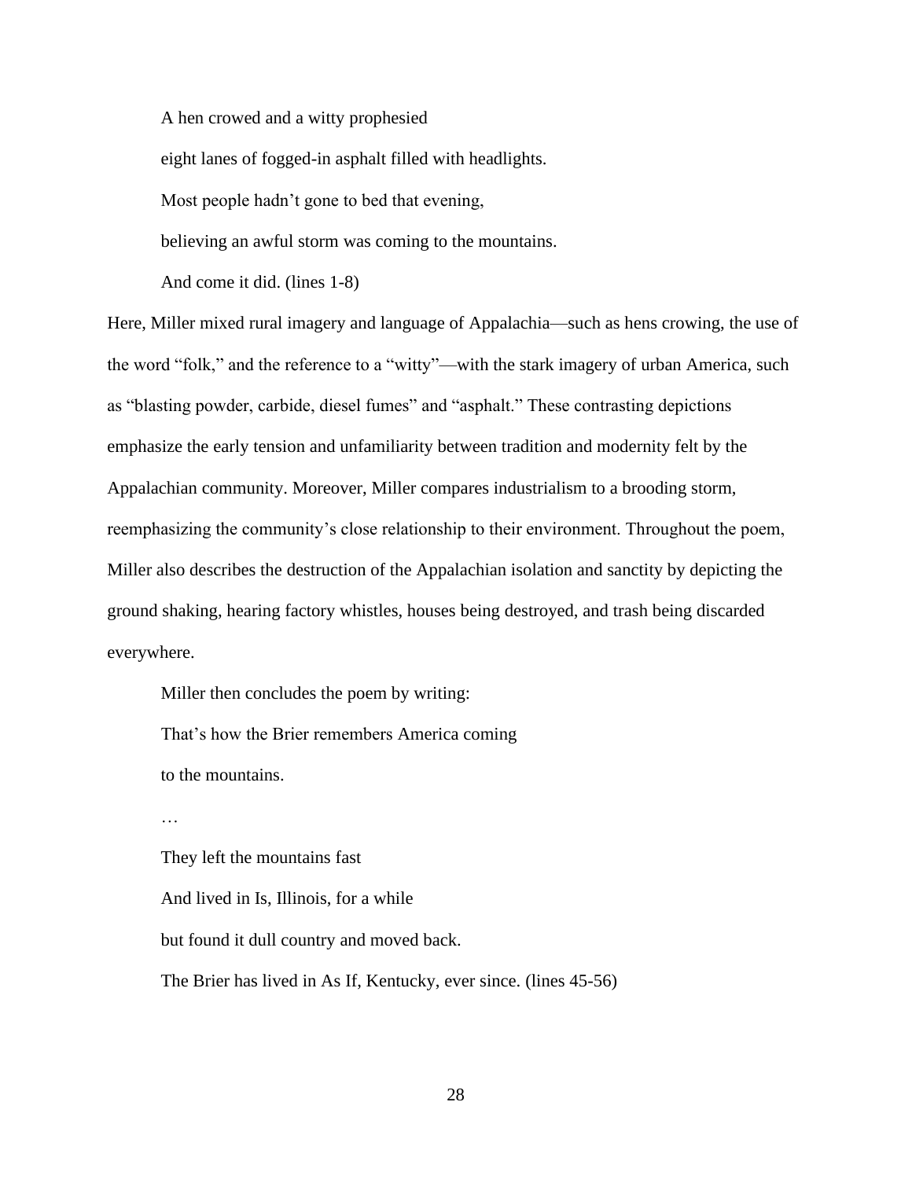> A hen crowed and a witty prophesied
>
> eight lanes of fogged-in asphalt filled with headlights.
>
> Most people hadn't gone to bed that evening,
>
> believing an awful storm was coming to the mountains.
>
> And come it did. (lines 1-8)

Here, Miller mixed rural imagery and language of Appalachia—such as hens crowing, the use of the word "folk," and the reference to a "witty"—with the stark imagery of urban America, such as "blasting powder, carbide, diesel fumes" and "asphalt." These contrasting depictions emphasize the early tension and unfamiliarity between tradition and modernity felt by the Appalachian community. Moreover, Miller compares industrialism to a brooding storm, reemphasizing the community's close relationship to their environment. Throughout the poem, Miller also describes the destruction of the Appalachian isolation and sanctity by depicting the ground shaking, hearing factory whistles, houses being destroyed, and trash being discarded everywhere.

Miller then concludes the poem by writing:

> That's how the Brier remembers America coming
>
> to the mountains.
>
> …
>
> They left the mountains fast
>
> And lived in Is, Illinois, for a while
>
> but found it dull country and moved back.
>
> The Brier has lived in As If, Kentucky, ever since. (lines 45-56)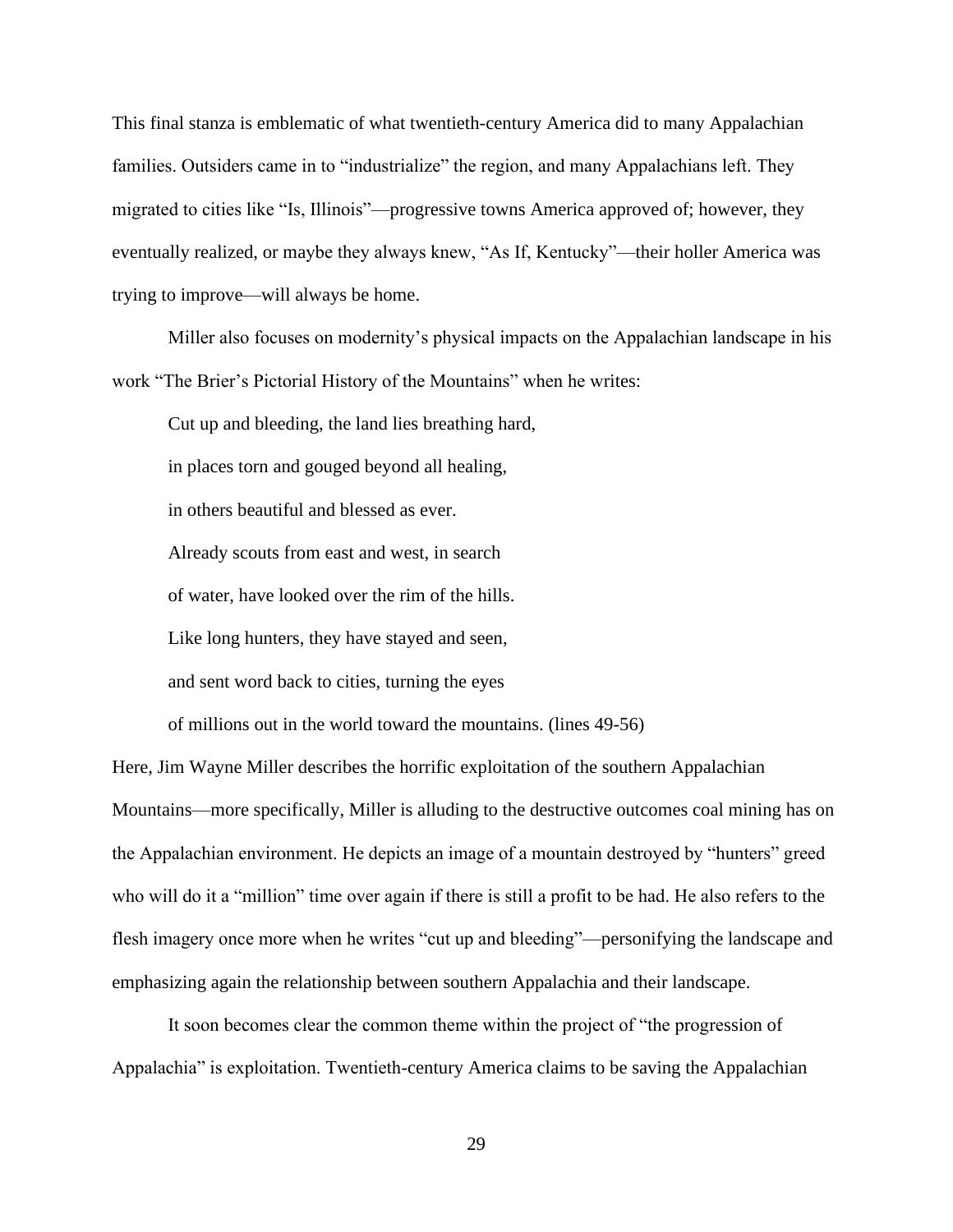This final stanza is emblematic of what twentieth-century America did to many Appalachian families. Outsiders came in to "industrialize" the region, and many Appalachians left. They migrated to cities like "Is, Illinois"—progressive towns America approved of; however, they eventually realized, or maybe they always knew, "As If, Kentucky"—their holler America was trying to improve—will always be home.

Miller also focuses on modernity's physical impacts on the Appalachian landscape in his work "The Brier's Pictorial History of the Mountains" when he writes:

> Cut up and bleeding, the land lies breathing hard,
>
> in places torn and gouged beyond all healing,
>
> in others beautiful and blessed as ever.
>
> Already scouts from east and west, in search
>
> of water, have looked over the rim of the hills.
>
> Like long hunters, they have stayed and seen,
>
> and sent word back to cities, turning the eyes
>
> of millions out in the world toward the mountains. (lines 49-56)

Here, Jim Wayne Miller describes the horrific exploitation of the southern Appalachian Mountains—more specifically, Miller is alluding to the destructive outcomes coal mining has on the Appalachian environment. He depicts an image of a mountain destroyed by "hunters" greed who will do it a "million" time over again if there is still a profit to be had. He also refers to the flesh imagery once more when he writes "cut up and bleeding"—personifying the landscape and emphasizing again the relationship between southern Appalachia and their landscape.

It soon becomes clear the common theme within the project of "the progression of Appalachia" is exploitation. Twentieth-century America claims to be saving the Appalachian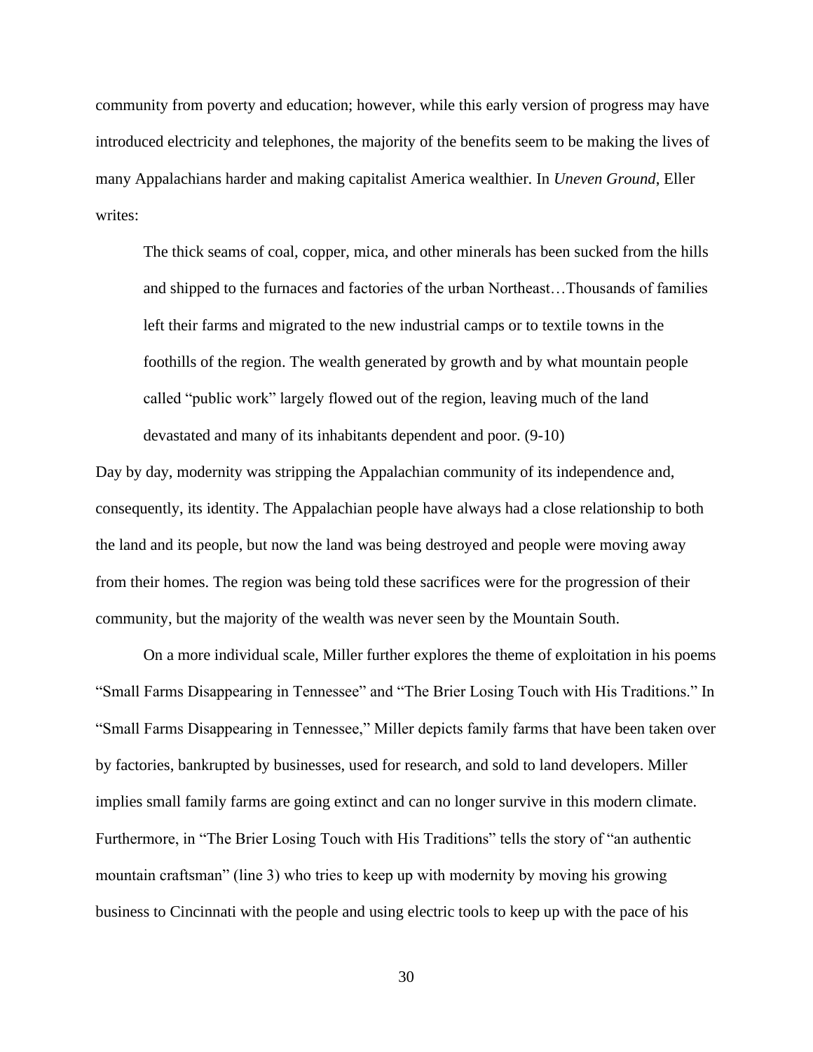community from poverty and education; however, while this early version of progress may have introduced electricity and telephones, the majority of the benefits seem to be making the lives of many Appalachians harder and making capitalist America wealthier. In *Uneven Ground*, Eller writes:

> The thick seams of coal, copper, mica, and other minerals has been sucked from the hills and shipped to the furnaces and factories of the urban Northeast…Thousands of families left their farms and migrated to the new industrial camps or to textile towns in the foothills of the region. The wealth generated by growth and by what mountain people called "public work" largely flowed out of the region, leaving much of the land devastated and many of its inhabitants dependent and poor. (9-10)

Day by day, modernity was stripping the Appalachian community of its independence and, consequently, its identity. The Appalachian people have always had a close relationship to both the land and its people, but now the land was being destroyed and people were moving away from their homes. The region was being told these sacrifices were for the progression of their community, but the majority of the wealth was never seen by the Mountain South.

On a more individual scale, Miller further explores the theme of exploitation in his poems "Small Farms Disappearing in Tennessee" and "The Brier Losing Touch with His Traditions." In "Small Farms Disappearing in Tennessee," Miller depicts family farms that have been taken over by factories, bankrupted by businesses, used for research, and sold to land developers. Miller implies small family farms are going extinct and can no longer survive in this modern climate. Furthermore, in "The Brier Losing Touch with His Traditions" tells the story of "an authentic mountain craftsman" (line 3) who tries to keep up with modernity by moving his growing business to Cincinnati with the people and using electric tools to keep up with the pace of his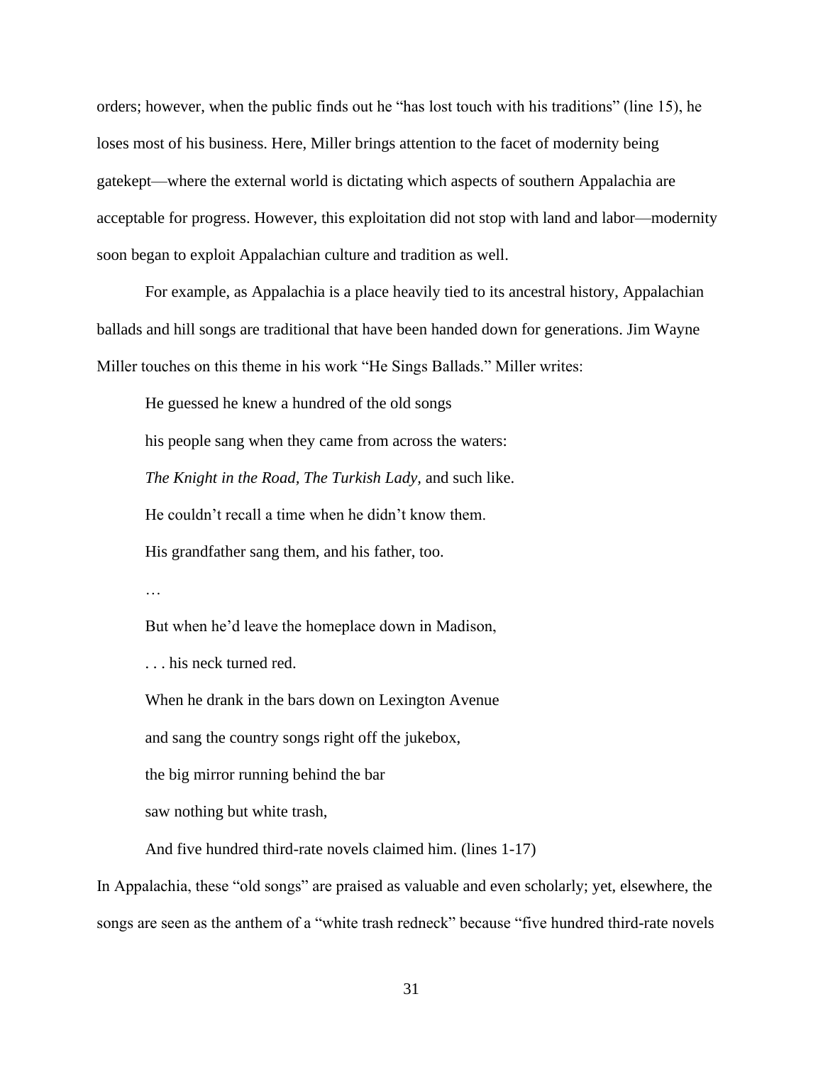orders; however, when the public finds out he "has lost touch with his traditions" (line 15), he loses most of his business. Here, Miller brings attention to the facet of modernity being gatekept—where the external world is dictating which aspects of southern Appalachia are acceptable for progress. However, this exploitation did not stop with land and labor—modernity soon began to exploit Appalachian culture and tradition as well.

For example, as Appalachia is a place heavily tied to its ancestral history, Appalachian ballads and hill songs are traditional that have been handed down for generations. Jim Wayne Miller touches on this theme in his work "He Sings Ballads." Miller writes:

> He guessed he knew a hundred of the old songs
>
> his people sang when they came from across the waters:
>
> *The Knight in the Road, The Turkish Lady,* and such like.
>
> He couldn't recall a time when he didn't know them.
>
> His grandfather sang them, and his father, too.
>
> …
>
> But when he'd leave the homeplace down in Madison,
>
> . . . his neck turned red.
>
> When he drank in the bars down on Lexington Avenue
>
> and sang the country songs right off the jukebox,
>
> the big mirror running behind the bar
>
> saw nothing but white trash,
>
> And five hundred third-rate novels claimed him. (lines 1-17)

In Appalachia, these "old songs" are praised as valuable and even scholarly; yet, elsewhere, the songs are seen as the anthem of a "white trash redneck" because "five hundred third-rate novels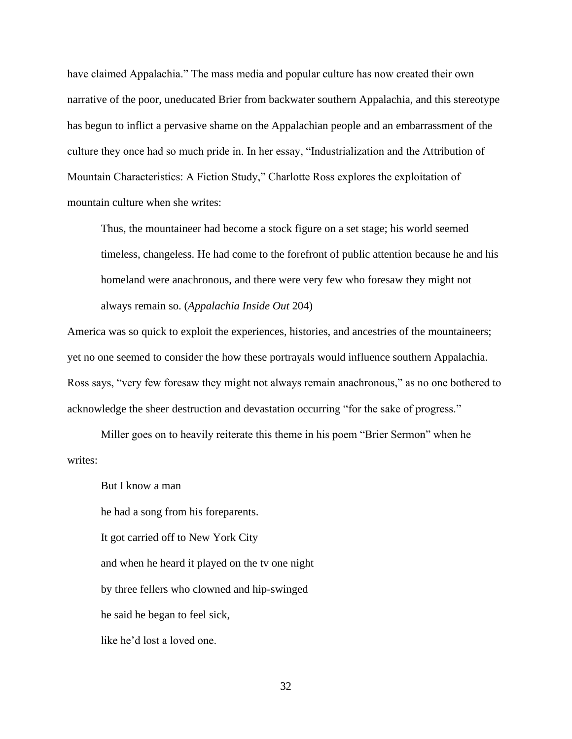have claimed Appalachia." The mass media and popular culture has now created their own narrative of the poor, uneducated Brier from backwater southern Appalachia, and this stereotype has begun to inflict a pervasive shame on the Appalachian people and an embarrassment of the culture they once had so much pride in. In her essay, "Industrialization and the Attribution of Mountain Characteristics: A Fiction Study," Charlotte Ross explores the exploitation of mountain culture when she writes:

> Thus, the mountaineer had become a stock figure on a set stage; his world seemed timeless, changeless. He had come to the forefront of public attention because he and his homeland were anachronous, and there were very few who foresaw they might not always remain so. (*Appalachia Inside Out* 204)

America was so quick to exploit the experiences, histories, and ancestries of the mountaineers; yet no one seemed to consider the how these portrayals would influence southern Appalachia. Ross says, "very few foresaw they might not always remain anachronous," as no one bothered to acknowledge the sheer destruction and devastation occurring "for the sake of progress."

Miller goes on to heavily reiterate this theme in his poem "Brier Sermon" when he writes:

> But I know a man
>
> he had a song from his foreparents.
>
> It got carried off to New York City
>
> and when he heard it played on the tv one night
>
> by three fellers who clowned and hip-swinged
>
> he said he began to feel sick,
>
> like he'd lost a loved one.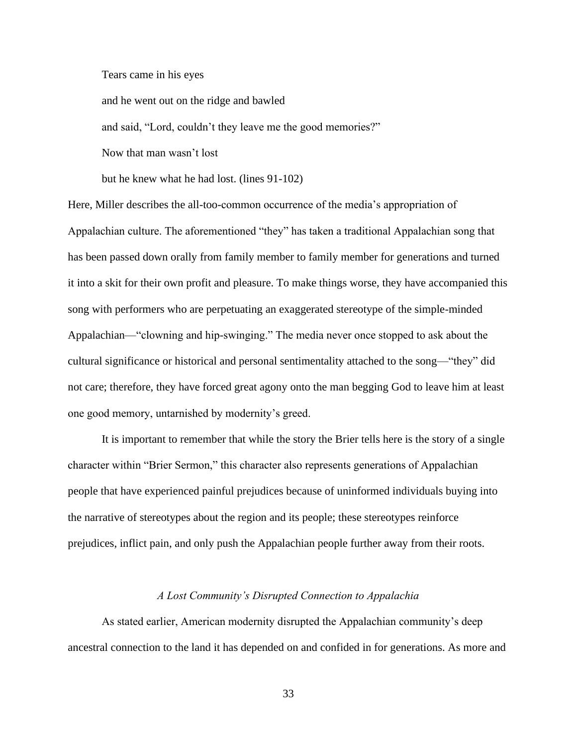> Tears came in his eyes
>
> and he went out on the ridge and bawled
>
> and said, "Lord, couldn't they leave me the good memories?"
>
> Now that man wasn't lost
>
> but he knew what he had lost. (lines 91-102)

Here, Miller describes the all-too-common occurrence of the media's appropriation of Appalachian culture. The aforementioned "they" has taken a traditional Appalachian song that has been passed down orally from family member to family member for generations and turned it into a skit for their own profit and pleasure. To make things worse, they have accompanied this song with performers who are perpetuating an exaggerated stereotype of the simple-minded Appalachian—"clowning and hip-swinging." The media never once stopped to ask about the cultural significance or historical and personal sentimentality attached to the song—"they" did not care; therefore, they have forced great agony onto the man begging God to leave him at least one good memory, untarnished by modernity's greed.

It is important to remember that while the story the Brier tells here is the story of a single character within "Brier Sermon," this character also represents generations of Appalachian people that have experienced painful prejudices because of uninformed individuals buying into the narrative of stereotypes about the region and its people; these stereotypes reinforce prejudices, inflict pain, and only push the Appalachian people further away from their roots.

### *A Lost Community's Disrupted Connection to Appalachia*

As stated earlier, American modernity disrupted the Appalachian community's deep ancestral connection to the land it has depended on and confided in for generations. As more and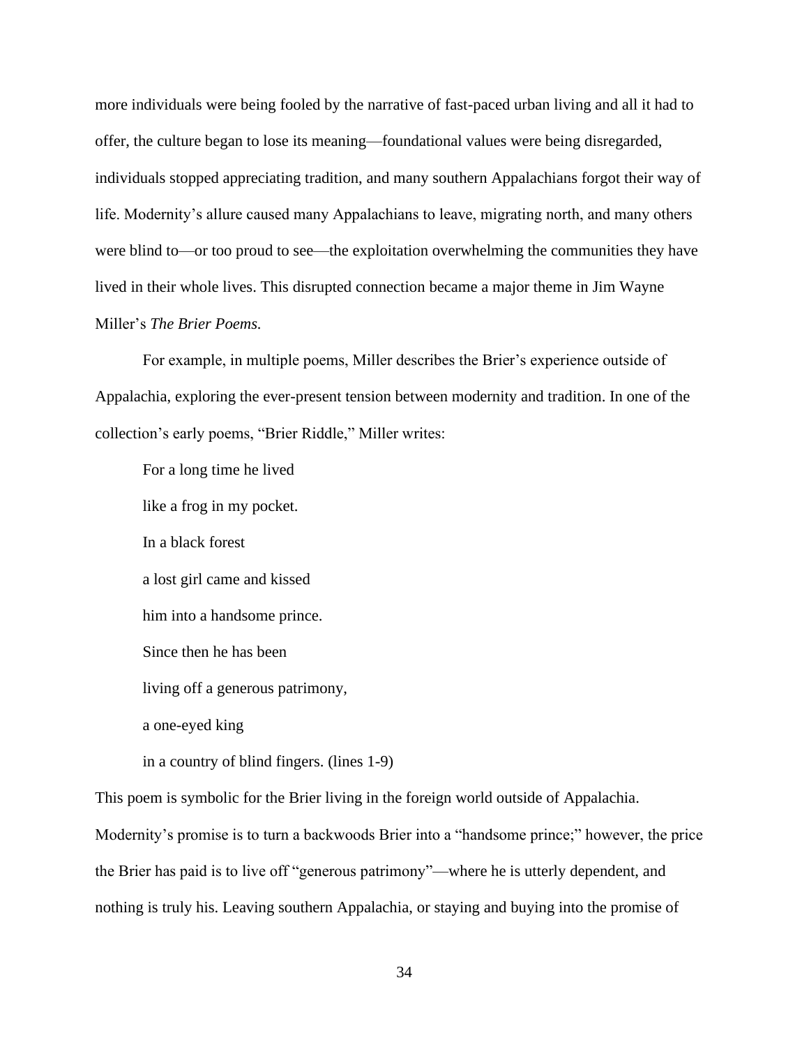more individuals were being fooled by the narrative of fast-paced urban living and all it had to offer, the culture began to lose its meaning—foundational values were being disregarded, individuals stopped appreciating tradition, and many southern Appalachians forgot their way of life. Modernity's allure caused many Appalachians to leave, migrating north, and many others were blind to—or too proud to see—the exploitation overwhelming the communities they have lived in their whole lives. This disrupted connection became a major theme in Jim Wayne Miller's *The Brier Poems.*

For example, in multiple poems, Miller describes the Brier's experience outside of Appalachia, exploring the ever-present tension between modernity and tradition. In one of the collection's early poems, "Brier Riddle," Miller writes:

> For a long time he lived
>
> like a frog in my pocket.
>
> In a black forest
>
> a lost girl came and kissed
>
> him into a handsome prince.
>
> Since then he has been
>
> living off a generous patrimony,
>
> a one-eyed king
>
> in a country of blind fingers. (lines 1-9)

This poem is symbolic for the Brier living in the foreign world outside of Appalachia. Modernity's promise is to turn a backwoods Brier into a "handsome prince;" however, the price the Brier has paid is to live off "generous patrimony"—where he is utterly dependent, and nothing is truly his. Leaving southern Appalachia, or staying and buying into the promise of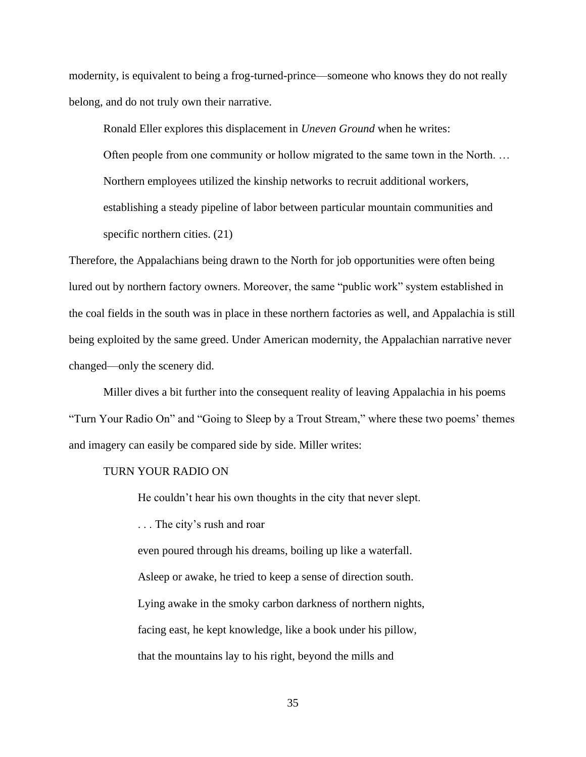modernity, is equivalent to being a frog-turned-prince—someone who knows they do not really belong, and do not truly own their narrative.

Ronald Eller explores this displacement in *Uneven Ground* when he writes:

> Often people from one community or hollow migrated to the same town in the North. … Northern employees utilized the kinship networks to recruit additional workers, establishing a steady pipeline of labor between particular mountain communities and specific northern cities. (21)

Therefore, the Appalachians being drawn to the North for job opportunities were often being lured out by northern factory owners. Moreover, the same "public work" system established in the coal fields in the south was in place in these northern factories as well, and Appalachia is still being exploited by the same greed. Under American modernity, the Appalachian narrative never changed—only the scenery did.

Miller dives a bit further into the consequent reality of leaving Appalachia in his poems "Turn Your Radio On" and "Going to Sleep by a Trout Stream," where these two poems' themes and imagery can easily be compared side by side. Miller writes:

> TURN YOUR RADIO ON
>
> He couldn't hear his own thoughts in the city that never slept.
>
> . . . The city's rush and roar
>
> even poured through his dreams, boiling up like a waterfall.
>
> Asleep or awake, he tried to keep a sense of direction south.
>
> Lying awake in the smoky carbon darkness of northern nights,
>
> facing east, he kept knowledge, like a book under his pillow,
>
> that the mountains lay to his right, beyond the mills and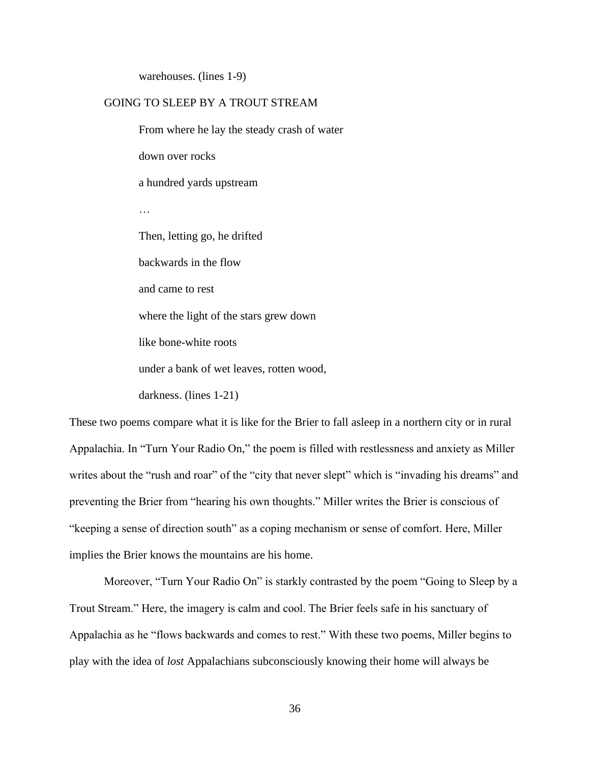warehouses. (lines 1-9)

GOING TO SLEEP BY A TROUT STREAM

From where he lay the steady crash of water

down over rocks

a hundred yards upstream

…

Then, letting go, he drifted

backwards in the flow

and came to rest

where the light of the stars grew down

like bone-white roots

under a bank of wet leaves, rotten wood,

darkness. (lines 1-21)

These two poems compare what it is like for the Brier to fall asleep in a northern city or in rural Appalachia. In "Turn Your Radio On," the poem is filled with restlessness and anxiety as Miller writes about the "rush and roar" of the "city that never slept" which is "invading his dreams" and preventing the Brier from "hearing his own thoughts." Miller writes the Brier is conscious of "keeping a sense of direction south" as a coping mechanism or sense of comfort. Here, Miller implies the Brier knows the mountains are his home.

Moreover, "Turn Your Radio On" is starkly contrasted by the poem "Going to Sleep by a Trout Stream." Here, the imagery is calm and cool. The Brier feels safe in his sanctuary of Appalachia as he "flows backwards and comes to rest." With these two poems, Miller begins to play with the idea of *lost* Appalachians subconsciously knowing their home will always be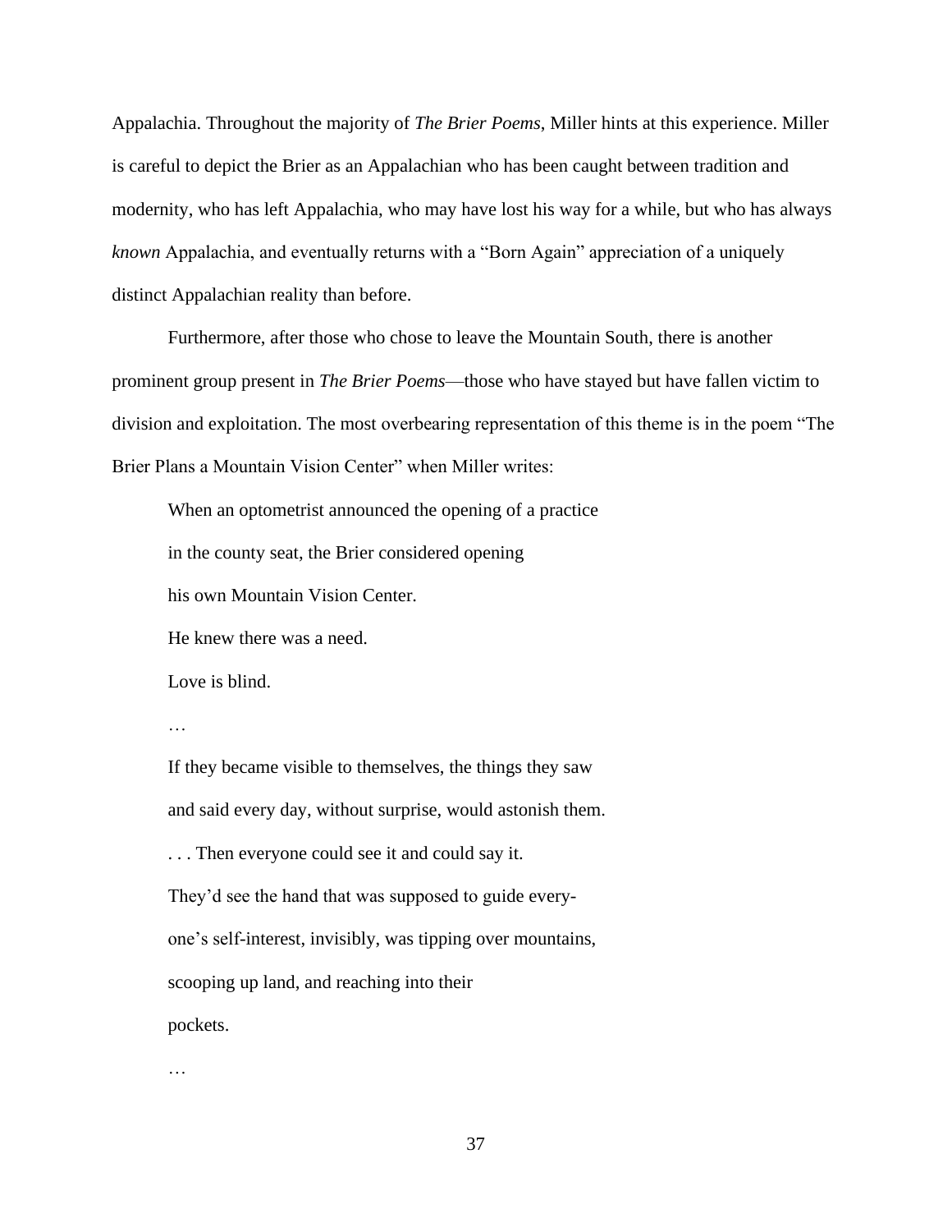Appalachia. Throughout the majority of *The Brier Poems*, Miller hints at this experience. Miller is careful to depict the Brier as an Appalachian who has been caught between tradition and modernity, who has left Appalachia, who may have lost his way for a while, but who has always *known* Appalachia, and eventually returns with a "Born Again" appreciation of a uniquely distinct Appalachian reality than before.

Furthermore, after those who chose to leave the Mountain South, there is another prominent group present in *The Brier Poems*—those who have stayed but have fallen victim to division and exploitation. The most overbearing representation of this theme is in the poem "The Brier Plans a Mountain Vision Center" when Miller writes:

> When an optometrist announced the opening of a practice
>
> in the county seat, the Brier considered opening
>
> his own Mountain Vision Center.
>
> He knew there was a need.
>
> Love is blind.
>
> …
>
> If they became visible to themselves, the things they saw
>
> and said every day, without surprise, would astonish them.
>
> . . . Then everyone could see it and could say it.
>
> They'd see the hand that was supposed to guide every-
>
> one's self-interest, invisibly, was tipping over mountains,
>
> scooping up land, and reaching into their
>
> pockets.
>
> …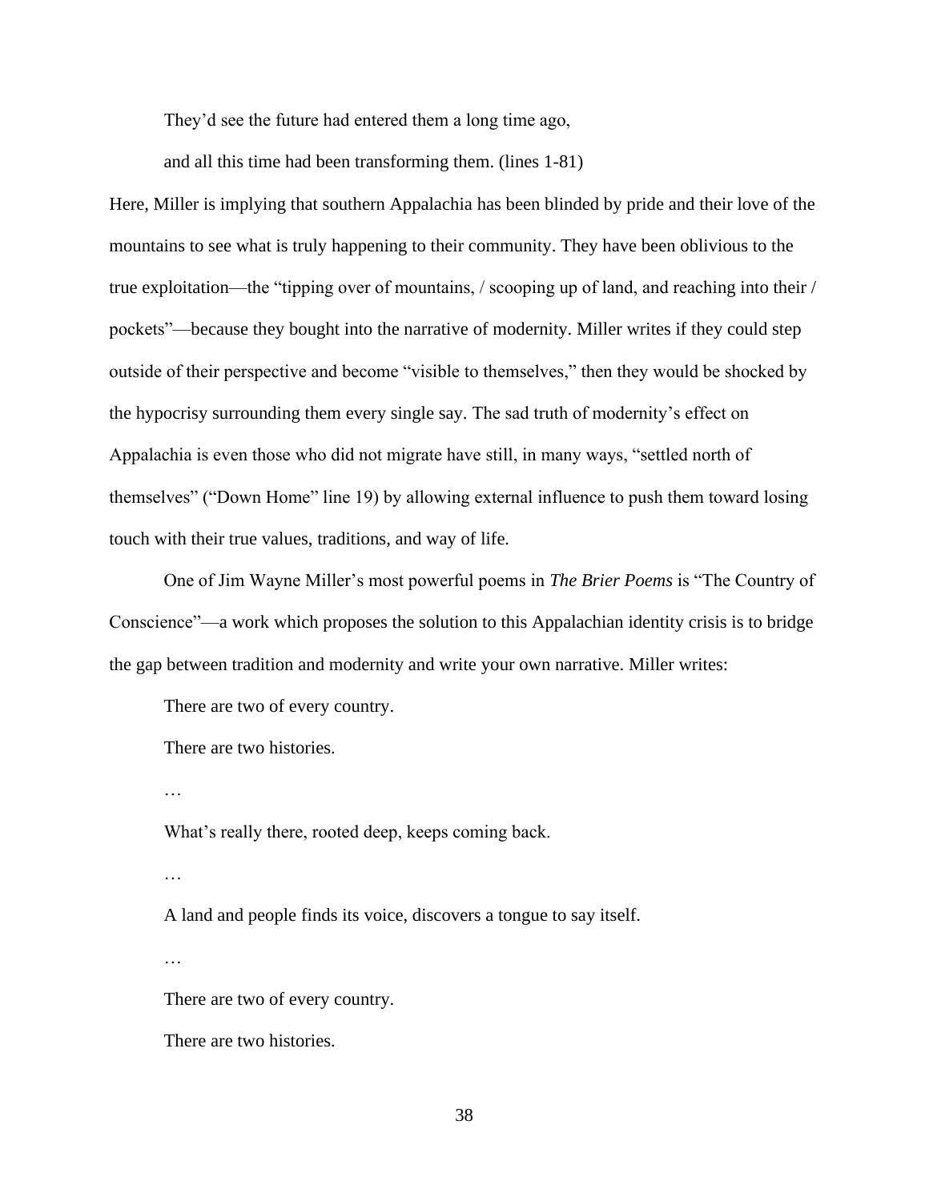> They'd see the future had entered them a long time ago,
>
> and all this time had been transforming them. (lines 1-81)

Here, Miller is implying that southern Appalachia has been blinded by pride and their love of the mountains to see what is truly happening to their community. They have been oblivious to the true exploitation—the "tipping over of mountains, / scooping up of land, and reaching into their / pockets"—because they bought into the narrative of modernity. Miller writes if they could step outside of their perspective and become "visible to themselves," then they would be shocked by the hypocrisy surrounding them every single say. The sad truth of modernity's effect on Appalachia is even those who did not migrate have still, in many ways, "settled north of themselves" ("Down Home" line 19) by allowing external influence to push them toward losing touch with their true values, traditions, and way of life.

One of Jim Wayne Miller's most powerful poems in *The Brier Poems* is "The Country of Conscience"—a work which proposes the solution to this Appalachian identity crisis is to bridge the gap between tradition and modernity and write your own narrative. Miller writes:

> There are two of every country.
>
> There are two histories.
>
> …
>
> What's really there, rooted deep, keeps coming back.
>
> …
>
> A land and people finds its voice, discovers a tongue to say itself.
>
> …
>
> There are two of every country.
>
> There are two histories.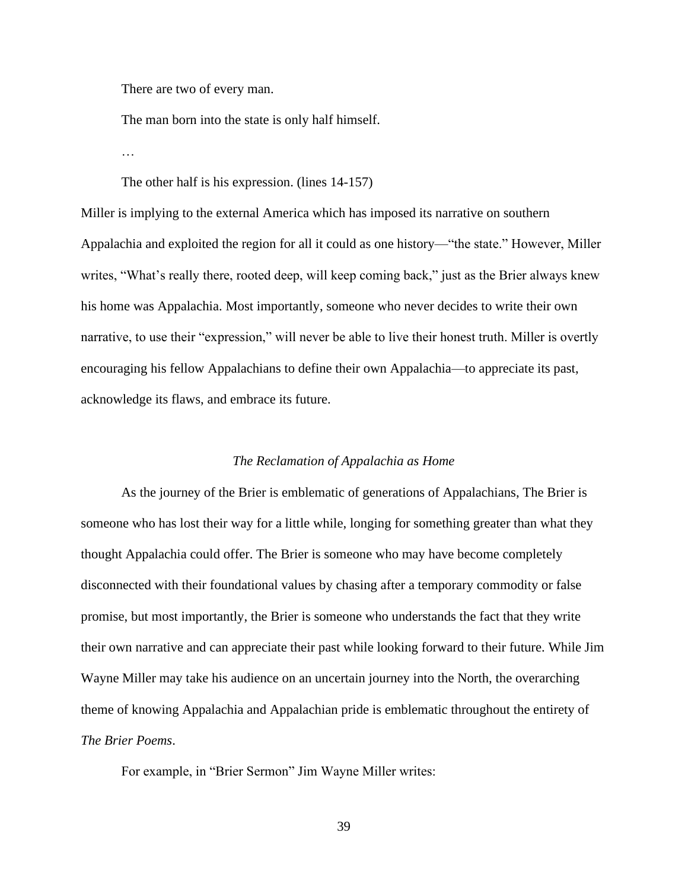There are two of every man.

The man born into the state is only half himself.

…

The other half is his expression. (lines 14-157)

Miller is implying to the external America which has imposed its narrative on southern Appalachia and exploited the region for all it could as one history—"the state." However, Miller writes, "What's really there, rooted deep, will keep coming back," just as the Brier always knew his home was Appalachia. Most importantly, someone who never decides to write their own narrative, to use their "expression," will never be able to live their honest truth. Miller is overtly encouraging his fellow Appalachians to define their own Appalachia—to appreciate its past, acknowledge its flaws, and embrace its future.

### *The Reclamation of Appalachia as Home*

As the journey of the Brier is emblematic of generations of Appalachians, The Brier is someone who has lost their way for a little while, longing for something greater than what they thought Appalachia could offer. The Brier is someone who may have become completely disconnected with their foundational values by chasing after a temporary commodity or false promise, but most importantly, the Brier is someone who understands the fact that they write their own narrative and can appreciate their past while looking forward to their future. While Jim Wayne Miller may take his audience on an uncertain journey into the North, the overarching theme of knowing Appalachia and Appalachian pride is emblematic throughout the entirety of *The Brier Poems*.

For example, in "Brier Sermon" Jim Wayne Miller writes: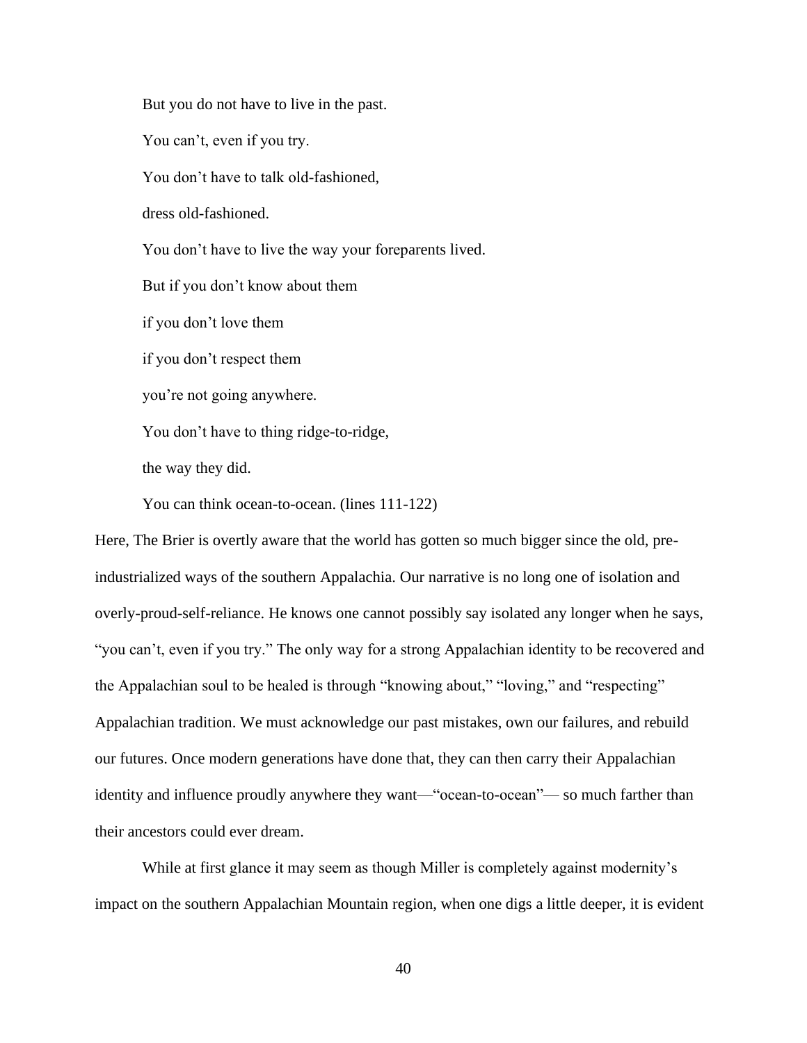But you do not have to live in the past.

You can't, even if you try.

You don't have to talk old-fashioned,

dress old-fashioned.

You don't have to live the way your foreparents lived.

But if you don't know about them

if you don't love them

if you don't respect them

you're not going anywhere.

You don't have to thing ridge-to-ridge,

the way they did.

You can think ocean-to-ocean. (lines 111-122)

Here, The Brier is overtly aware that the world has gotten so much bigger since the old, pre-industrialized ways of the southern Appalachia. Our narrative is no long one of isolation and overly-proud-self-reliance. He knows one cannot possibly say isolated any longer when he says, "you can't, even if you try." The only way for a strong Appalachian identity to be recovered and the Appalachian soul to be healed is through "knowing about," "loving," and "respecting" Appalachian tradition. We must acknowledge our past mistakes, own our failures, and rebuild our futures. Once modern generations have done that, they can then carry their Appalachian identity and influence proudly anywhere they want—"ocean-to-ocean"— so much farther than their ancestors could ever dream.

While at first glance it may seem as though Miller is completely against modernity's impact on the southern Appalachian Mountain region, when one digs a little deeper, it is evident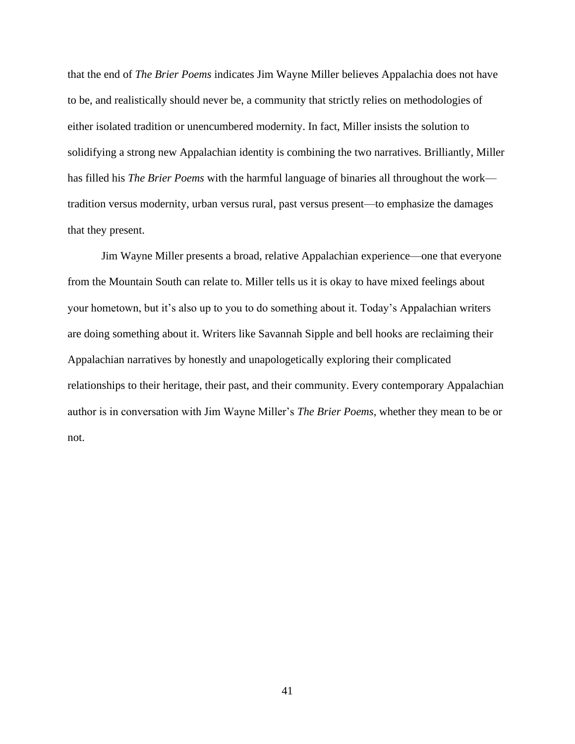that the end of *The Brier Poems* indicates Jim Wayne Miller believes Appalachia does not have to be, and realistically should never be, a community that strictly relies on methodologies of either isolated tradition or unencumbered modernity. In fact, Miller insists the solution to solidifying a strong new Appalachian identity is combining the two narratives. Brilliantly, Miller has filled his *The Brier Poems* with the harmful language of binaries all throughout the work—tradition versus modernity, urban versus rural, past versus present—to emphasize the damages that they present.

Jim Wayne Miller presents a broad, relative Appalachian experience—one that everyone from the Mountain South can relate to. Miller tells us it is okay to have mixed feelings about your hometown, but it's also up to you to do something about it. Today's Appalachian writers are doing something about it. Writers like Savannah Sipple and bell hooks are reclaiming their Appalachian narratives by honestly and unapologetically exploring their complicated relationships to their heritage, their past, and their community. Every contemporary Appalachian author is in conversation with Jim Wayne Miller's *The Brier Poems*, whether they mean to be or not.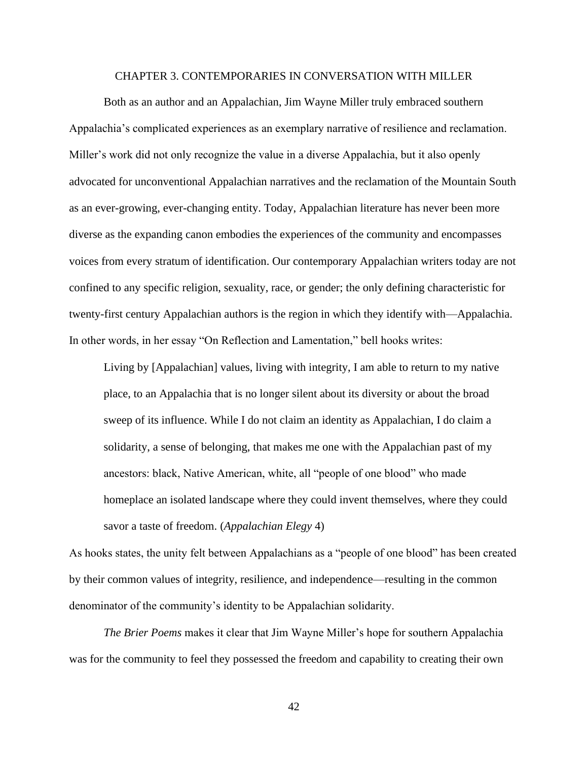## CHAPTER 3. CONTEMPORARIES IN CONVERSATION WITH MILLER

Both as an author and an Appalachian, Jim Wayne Miller truly embraced southern Appalachia's complicated experiences as an exemplary narrative of resilience and reclamation. Miller's work did not only recognize the value in a diverse Appalachia, but it also openly advocated for unconventional Appalachian narratives and the reclamation of the Mountain South as an ever-growing, ever-changing entity. Today, Appalachian literature has never been more diverse as the expanding canon embodies the experiences of the community and encompasses voices from every stratum of identification. Our contemporary Appalachian writers today are not confined to any specific religion, sexuality, race, or gender; the only defining characteristic for twenty-first century Appalachian authors is the region in which they identify with—Appalachia. In other words, in her essay "On Reflection and Lamentation," bell hooks writes:

> Living by [Appalachian] values, living with integrity, I am able to return to my native place, to an Appalachia that is no longer silent about its diversity or about the broad sweep of its influence. While I do not claim an identity as Appalachian, I do claim a solidarity, a sense of belonging, that makes me one with the Appalachian past of my ancestors: black, Native American, white, all "people of one blood" who made homeplace an isolated landscape where they could invent themselves, where they could savor a taste of freedom. (*Appalachian Elegy* 4)

As hooks states, the unity felt between Appalachians as a "people of one blood" has been created by their common values of integrity, resilience, and independence—resulting in the common denominator of the community's identity to be Appalachian solidarity.

*The Brier Poems* makes it clear that Jim Wayne Miller's hope for southern Appalachia was for the community to feel they possessed the freedom and capability to creating their own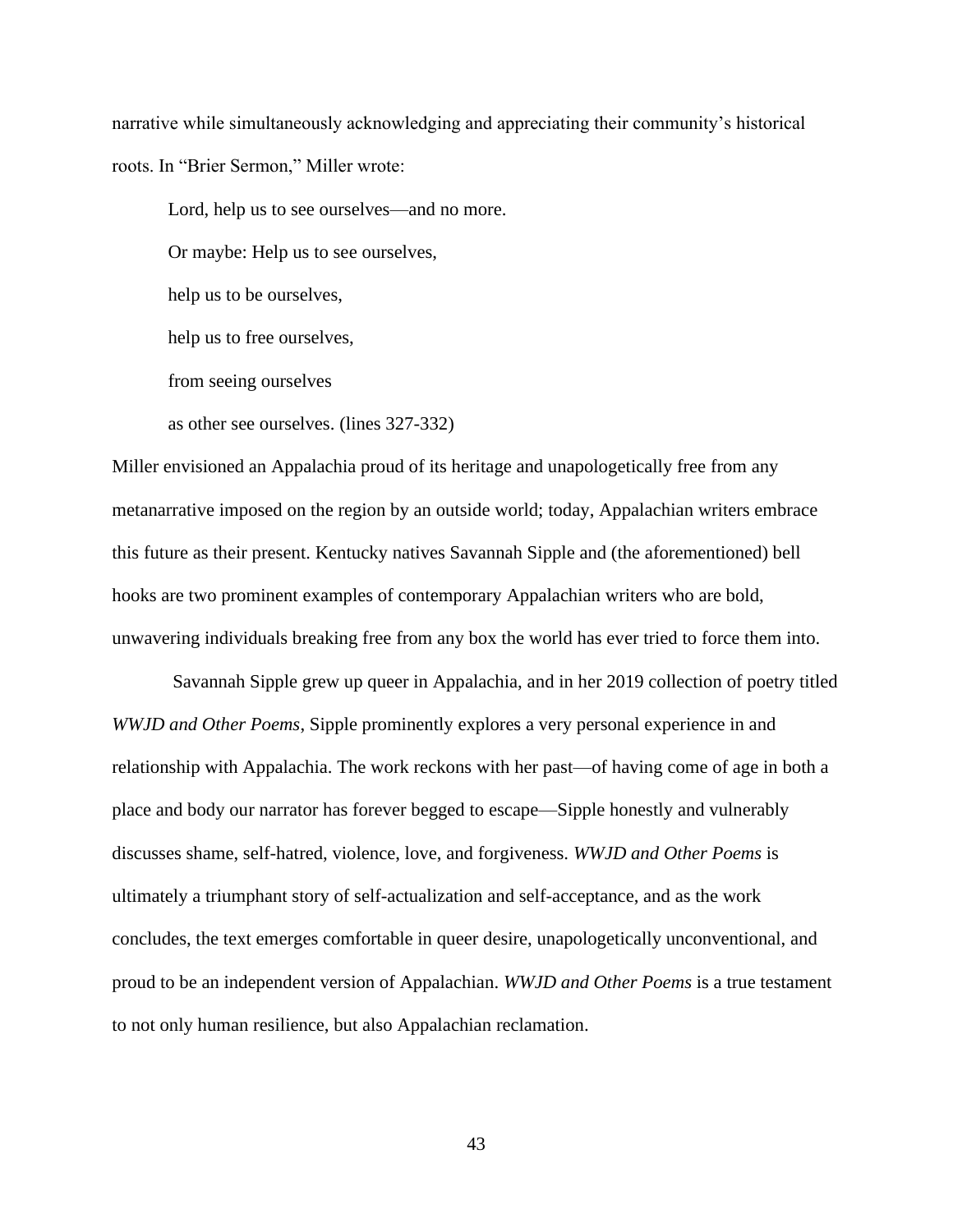narrative while simultaneously acknowledging and appreciating their community's historical roots. In "Brier Sermon," Miller wrote:

> Lord, help us to see ourselves—and no more.
>
> Or maybe: Help us to see ourselves,
>
> help us to be ourselves,
>
> help us to free ourselves,
>
> from seeing ourselves
>
> as other see ourselves. (lines 327-332)

Miller envisioned an Appalachia proud of its heritage and unapologetically free from any metanarrative imposed on the region by an outside world; today, Appalachian writers embrace this future as their present. Kentucky natives Savannah Sipple and (the aforementioned) bell hooks are two prominent examples of contemporary Appalachian writers who are bold, unwavering individuals breaking free from any box the world has ever tried to force them into.

Savannah Sipple grew up queer in Appalachia, and in her 2019 collection of poetry titled *WWJD and Other Poems*, Sipple prominently explores a very personal experience in and relationship with Appalachia. The work reckons with her past—of having come of age in both a place and body our narrator has forever begged to escape—Sipple honestly and vulnerably discusses shame, self-hatred, violence, love, and forgiveness. *WWJD and Other Poems* is ultimately a triumphant story of self-actualization and self-acceptance, and as the work concludes, the text emerges comfortable in queer desire, unapologetically unconventional, and proud to be an independent version of Appalachian. *WWJD and Other Poems* is a true testament to not only human resilience, but also Appalachian reclamation.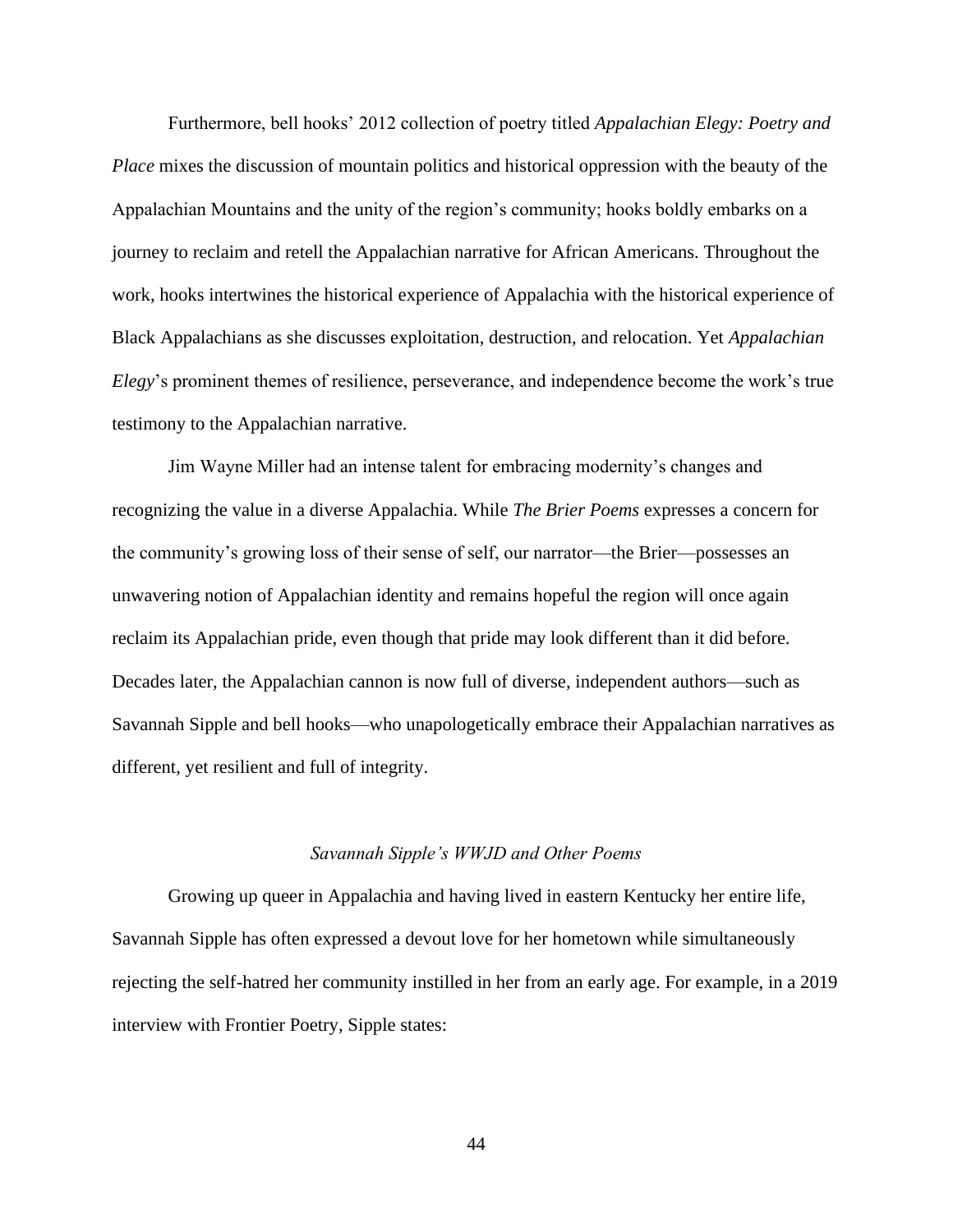Furthermore, bell hooks' 2012 collection of poetry titled *Appalachian Elegy: Poetry and Place* mixes the discussion of mountain politics and historical oppression with the beauty of the Appalachian Mountains and the unity of the region's community; hooks boldly embarks on a journey to reclaim and retell the Appalachian narrative for African Americans. Throughout the work, hooks intertwines the historical experience of Appalachia with the historical experience of Black Appalachians as she discusses exploitation, destruction, and relocation. Yet *Appalachian Elegy*'s prominent themes of resilience, perseverance, and independence become the work's true testimony to the Appalachian narrative.

Jim Wayne Miller had an intense talent for embracing modernity's changes and recognizing the value in a diverse Appalachia. While *The Brier Poems* expresses a concern for the community's growing loss of their sense of self, our narrator—the Brier—possesses an unwavering notion of Appalachian identity and remains hopeful the region will once again reclaim its Appalachian pride, even though that pride may look different than it did before. Decades later, the Appalachian cannon is now full of diverse, independent authors—such as Savannah Sipple and bell hooks—who unapologetically embrace their Appalachian narratives as different, yet resilient and full of integrity.

### *Savannah Sipple's WWJD and Other Poems*

Growing up queer in Appalachia and having lived in eastern Kentucky her entire life, Savannah Sipple has often expressed a devout love for her hometown while simultaneously rejecting the self-hatred her community instilled in her from an early age. For example, in a 2019 interview with Frontier Poetry, Sipple states: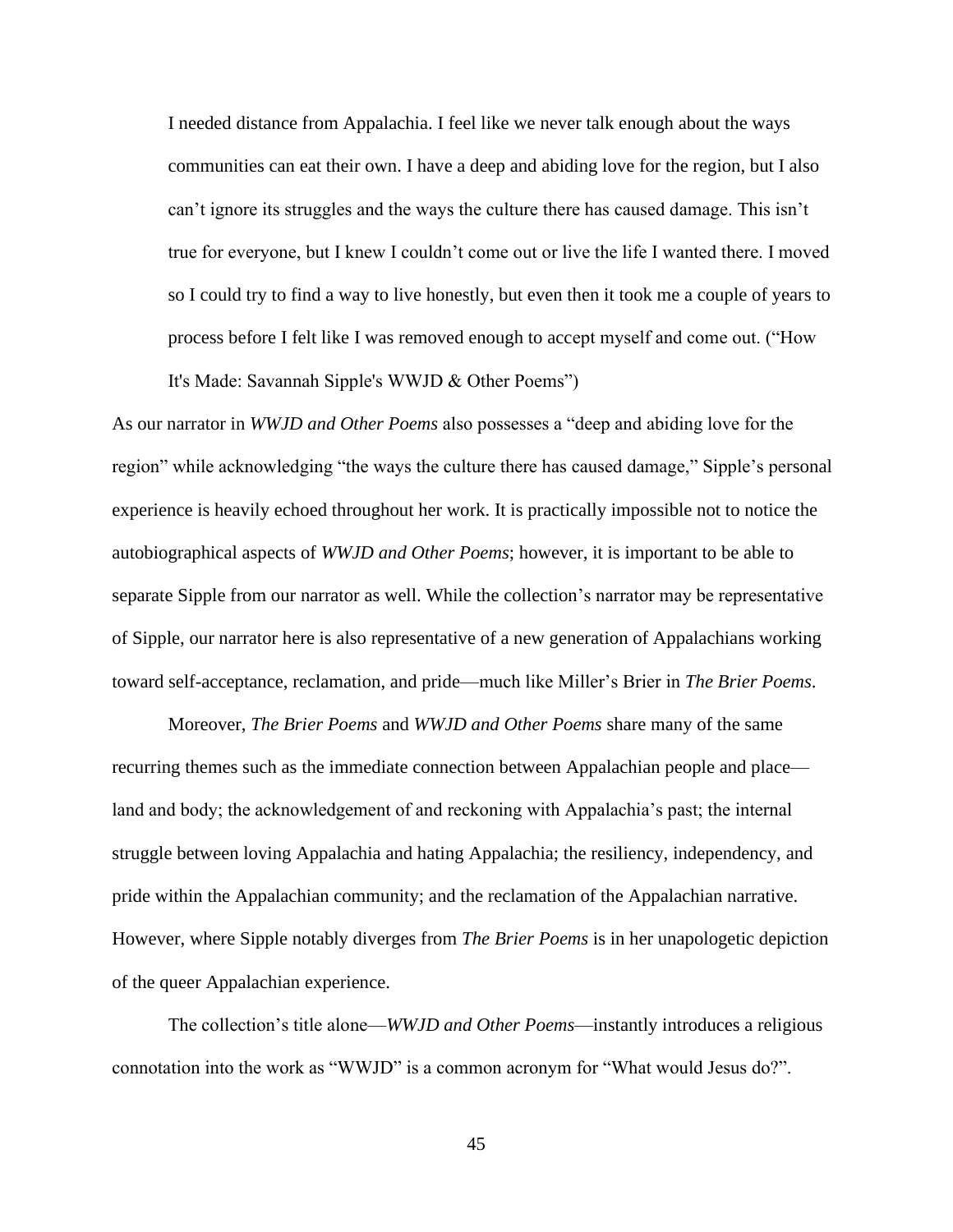> I needed distance from Appalachia. I feel like we never talk enough about the ways communities can eat their own. I have a deep and abiding love for the region, but I also can't ignore its struggles and the ways the culture there has caused damage. This isn't true for everyone, but I knew I couldn't come out or live the life I wanted there. I moved so I could try to find a way to live honestly, but even then it took me a couple of years to process before I felt like I was removed enough to accept myself and come out. ("How It's Made: Savannah Sipple's WWJD & Other Poems")

As our narrator in *WWJD and Other Poems* also possesses a "deep and abiding love for the region" while acknowledging "the ways the culture there has caused damage," Sipple's personal experience is heavily echoed throughout her work. It is practically impossible not to notice the autobiographical aspects of *WWJD and Other Poems*; however, it is important to be able to separate Sipple from our narrator as well. While the collection's narrator may be representative of Sipple, our narrator here is also representative of a new generation of Appalachians working toward self-acceptance, reclamation, and pride—much like Miller's Brier in *The Brier Poems*.

Moreover, *The Brier Poems* and *WWJD and Other Poems* share many of the same recurring themes such as the immediate connection between Appalachian people and place—land and body; the acknowledgement of and reckoning with Appalachia's past; the internal struggle between loving Appalachia and hating Appalachia; the resiliency, independency, and pride within the Appalachian community; and the reclamation of the Appalachian narrative. However, where Sipple notably diverges from *The Brier Poems* is in her unapologetic depiction of the queer Appalachian experience.

The collection's title alone—*WWJD and Other Poems*—instantly introduces a religious connotation into the work as "WWJD" is a common acronym for "What would Jesus do?".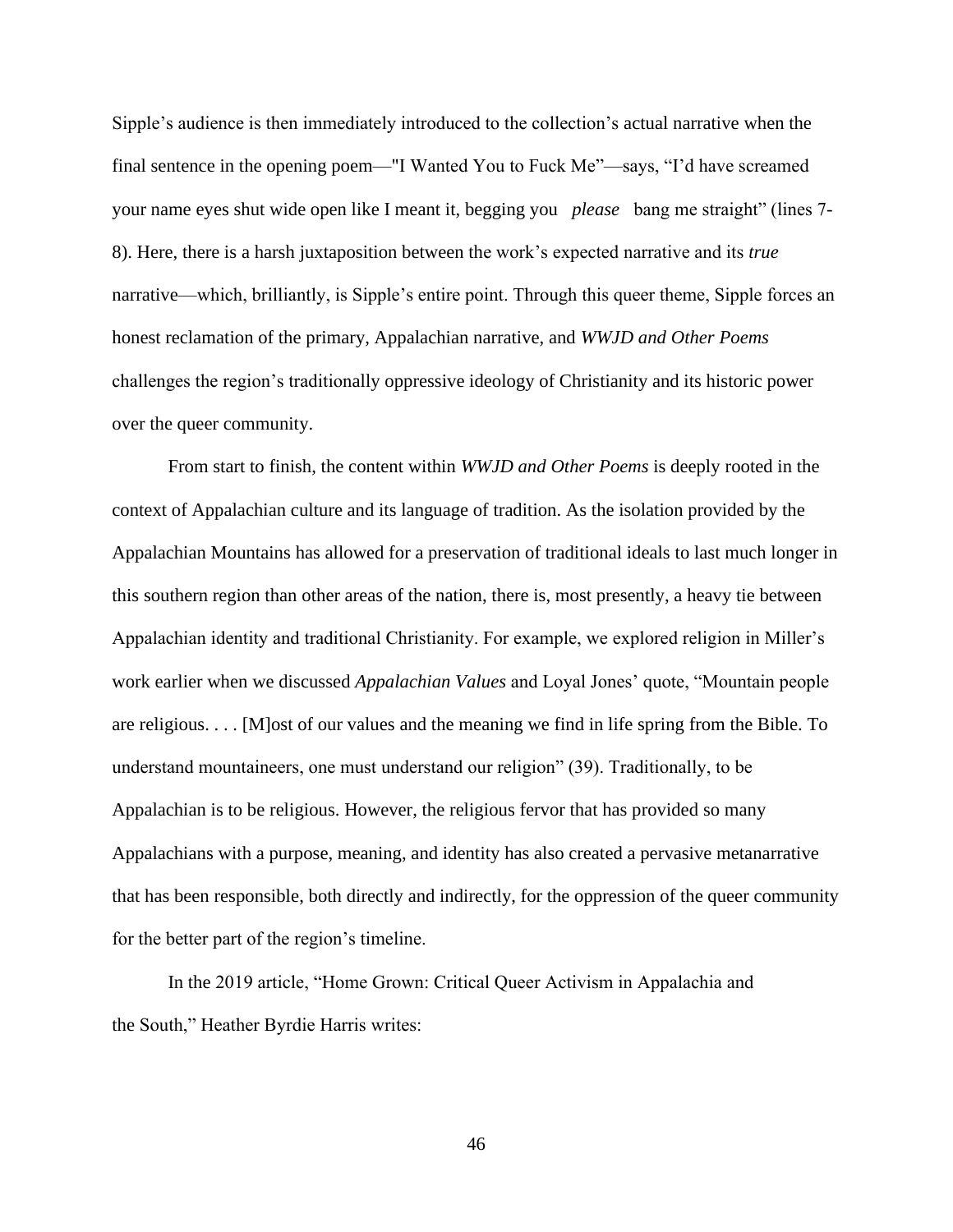Sipple's audience is then immediately introduced to the collection's actual narrative when the final sentence in the opening poem—"I Wanted You to Fuck Me"—says, "I'd have screamed your name eyes shut wide open like I meant it, begging you *please* bang me straight" (lines 7-8). Here, there is a harsh juxtaposition between the work's expected narrative and its *true* narrative—which, brilliantly, is Sipple's entire point. Through this queer theme, Sipple forces an honest reclamation of the primary, Appalachian narrative, and *WWJD and Other Poems* challenges the region's traditionally oppressive ideology of Christianity and its historic power over the queer community.

From start to finish, the content within *WWJD and Other Poems* is deeply rooted in the context of Appalachian culture and its language of tradition. As the isolation provided by the Appalachian Mountains has allowed for a preservation of traditional ideals to last much longer in this southern region than other areas of the nation, there is, most presently, a heavy tie between Appalachian identity and traditional Christianity. For example, we explored religion in Miller's work earlier when we discussed *Appalachian Values* and Loyal Jones' quote, "Mountain people are religious. . . . [M]ost of our values and the meaning we find in life spring from the Bible. To understand mountaineers, one must understand our religion" (39). Traditionally, to be Appalachian is to be religious. However, the religious fervor that has provided so many Appalachians with a purpose, meaning, and identity has also created a pervasive metanarrative that has been responsible, both directly and indirectly, for the oppression of the queer community for the better part of the region's timeline.

In the 2019 article, "Home Grown: Critical Queer Activism in Appalachia and the South," Heather Byrdie Harris writes: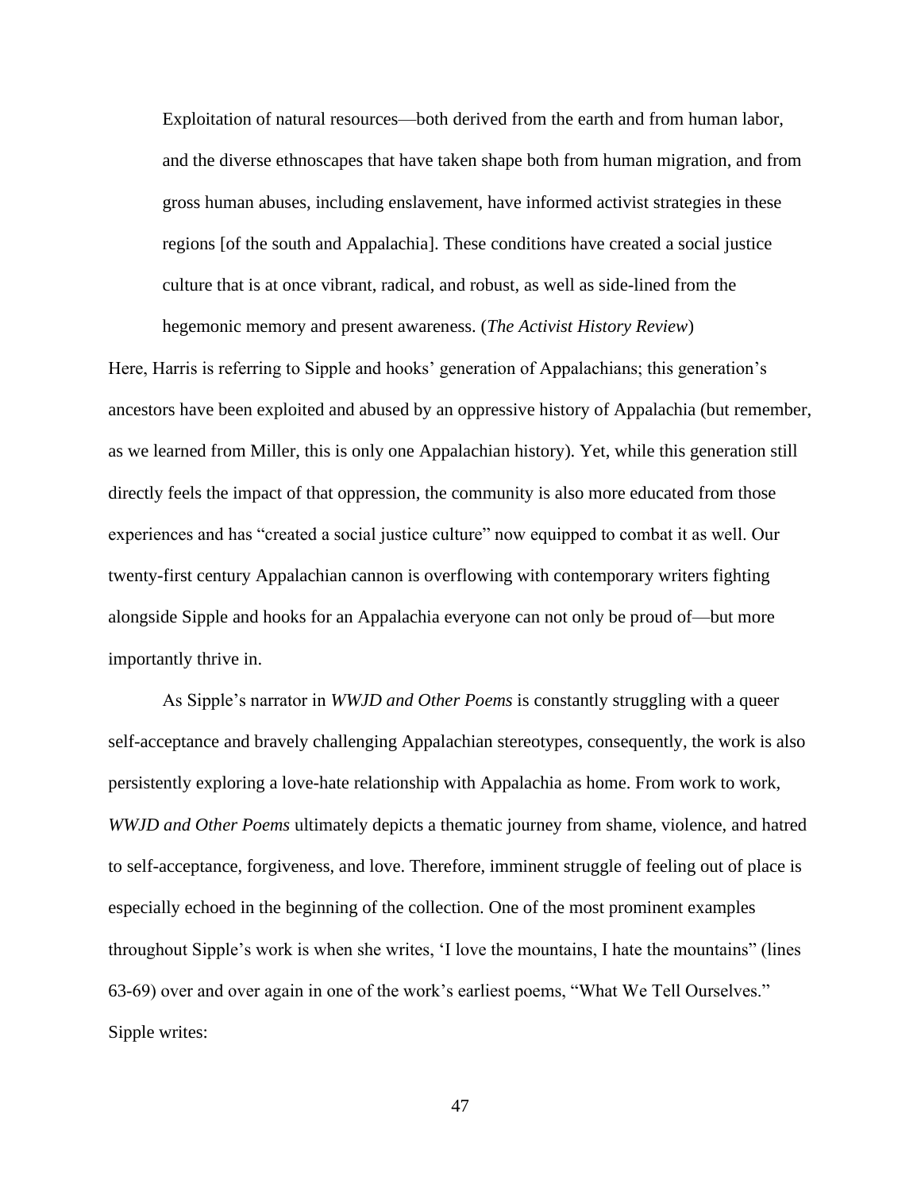> Exploitation of natural resources—both derived from the earth and from human labor, and the diverse ethnoscapes that have taken shape both from human migration, and from gross human abuses, including enslavement, have informed activist strategies in these regions [of the south and Appalachia]. These conditions have created a social justice culture that is at once vibrant, radical, and robust, as well as side-lined from the hegemonic memory and present awareness. (*The Activist History Review*)

Here, Harris is referring to Sipple and hooks' generation of Appalachians; this generation's ancestors have been exploited and abused by an oppressive history of Appalachia (but remember, as we learned from Miller, this is only one Appalachian history). Yet, while this generation still directly feels the impact of that oppression, the community is also more educated from those experiences and has "created a social justice culture" now equipped to combat it as well. Our twenty-first century Appalachian cannon is overflowing with contemporary writers fighting alongside Sipple and hooks for an Appalachia everyone can not only be proud of—but more importantly thrive in.

As Sipple's narrator in *WWJD and Other Poems* is constantly struggling with a queer self-acceptance and bravely challenging Appalachian stereotypes, consequently, the work is also persistently exploring a love-hate relationship with Appalachia as home. From work to work, *WWJD and Other Poems* ultimately depicts a thematic journey from shame, violence, and hatred to self-acceptance, forgiveness, and love. Therefore, imminent struggle of feeling out of place is especially echoed in the beginning of the collection. One of the most prominent examples throughout Sipple's work is when she writes, 'I love the mountains, I hate the mountains" (lines 63-69) over and over again in one of the work's earliest poems, "What We Tell Ourselves." Sipple writes: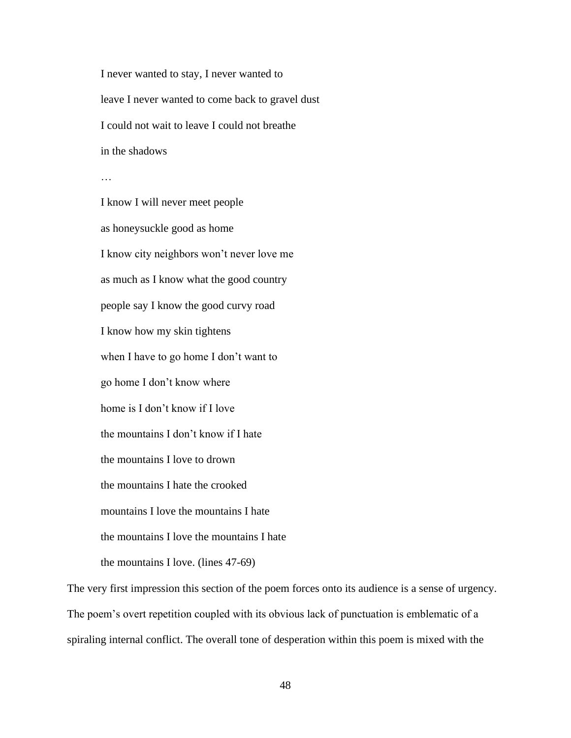I never wanted to stay, I never wanted to

leave I never wanted to come back to gravel dust

I could not wait to leave I could not breathe

in the shadows

…

I know I will never meet people

as honeysuckle good as home

I know city neighbors won't never love me

as much as I know what the good country

people say I know the good curvy road

I know how my skin tightens

when I have to go home I don't want to

go home I don't know where

home is I don't know if I love

the mountains I don't know if I hate

the mountains I love to drown

the mountains I hate the crooked

mountains I love the mountains I hate

the mountains I love the mountains I hate

the mountains I love. (lines 47-69)

The very first impression this section of the poem forces onto its audience is a sense of urgency. The poem's overt repetition coupled with its obvious lack of punctuation is emblematic of a spiraling internal conflict. The overall tone of desperation within this poem is mixed with the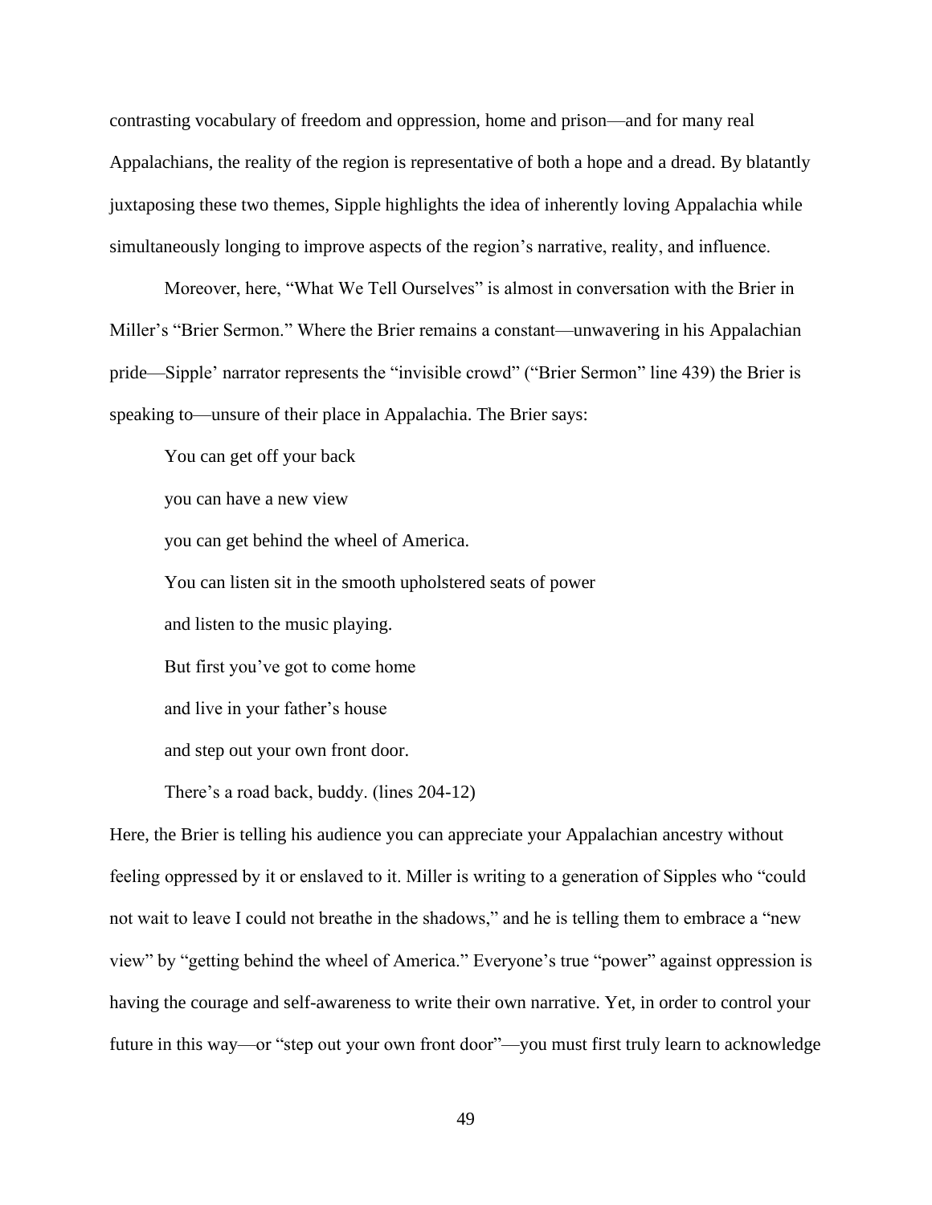contrasting vocabulary of freedom and oppression, home and prison—and for many real Appalachians, the reality of the region is representative of both a hope and a dread. By blatantly juxtaposing these two themes, Sipple highlights the idea of inherently loving Appalachia while simultaneously longing to improve aspects of the region's narrative, reality, and influence.

Moreover, here, "What We Tell Ourselves" is almost in conversation with the Brier in Miller's "Brier Sermon." Where the Brier remains a constant—unwavering in his Appalachian pride—Sipple' narrator represents the "invisible crowd" ("Brier Sermon" line 439) the Brier is speaking to—unsure of their place in Appalachia. The Brier says:

> You can get off your back
>
> you can have a new view
>
> you can get behind the wheel of America.
>
> You can listen sit in the smooth upholstered seats of power
>
> and listen to the music playing.
>
> But first you've got to come home
>
> and live in your father's house
>
> and step out your own front door.
>
> There's a road back, buddy. (lines 204-12)

Here, the Brier is telling his audience you can appreciate your Appalachian ancestry without feeling oppressed by it or enslaved to it. Miller is writing to a generation of Sipples who "could not wait to leave I could not breathe in the shadows," and he is telling them to embrace a "new view" by "getting behind the wheel of America." Everyone's true "power" against oppression is having the courage and self-awareness to write their own narrative. Yet, in order to control your future in this way—or "step out your own front door"—you must first truly learn to acknowledge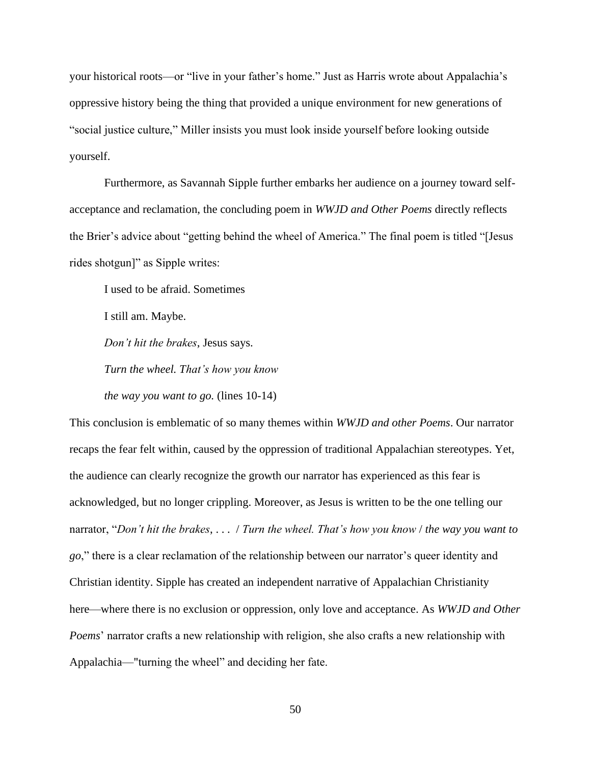your historical roots—or "live in your father's home." Just as Harris wrote about Appalachia's oppressive history being the thing that provided a unique environment for new generations of "social justice culture," Miller insists you must look inside yourself before looking outside yourself.

Furthermore, as Savannah Sipple further embarks her audience on a journey toward self-acceptance and reclamation, the concluding poem in *WWJD and Other Poems* directly reflects the Brier's advice about "getting behind the wheel of America." The final poem is titled "[Jesus rides shotgun]" as Sipple writes:

> I used to be afraid. Sometimes
>
> I still am. Maybe.
>
> *Don't hit the brakes*, Jesus says.
>
> *Turn the wheel. That's how you know*
>
> *the way you want to go.* (lines 10-14)

This conclusion is emblematic of so many themes within *WWJD and other Poems*. Our narrator recaps the fear felt within, caused by the oppression of traditional Appalachian stereotypes. Yet, the audience can clearly recognize the growth our narrator has experienced as this fear is acknowledged, but no longer crippling. Moreover, as Jesus is written to be the one telling our narrator, "*Don't hit the brakes*, . . . / *Turn the wheel. That's how you know* / *the way you want to go*," there is a clear reclamation of the relationship between our narrator's queer identity and Christian identity. Sipple has created an independent narrative of Appalachian Christianity here—where there is no exclusion or oppression, only love and acceptance. As *WWJD and Other Poems*' narrator crafts a new relationship with religion, she also crafts a new relationship with Appalachia—"turning the wheel" and deciding her fate.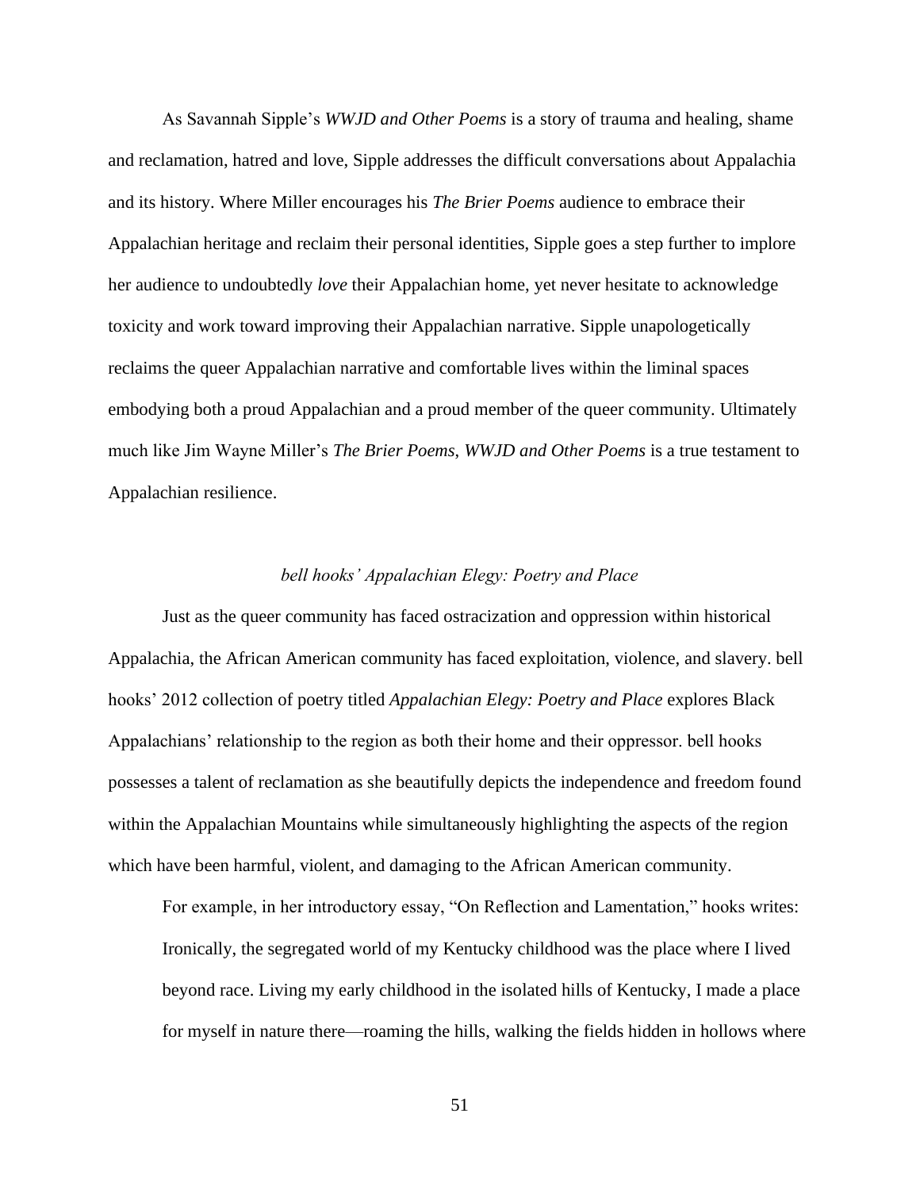As Savannah Sipple's *WWJD and Other Poems* is a story of trauma and healing, shame and reclamation, hatred and love, Sipple addresses the difficult conversations about Appalachia and its history. Where Miller encourages his *The Brier Poems* audience to embrace their Appalachian heritage and reclaim their personal identities, Sipple goes a step further to implore her audience to undoubtedly *love* their Appalachian home, yet never hesitate to acknowledge toxicity and work toward improving their Appalachian narrative. Sipple unapologetically reclaims the queer Appalachian narrative and comfortable lives within the liminal spaces embodying both a proud Appalachian and a proud member of the queer community. Ultimately much like Jim Wayne Miller's *The Brier Poems*, *WWJD and Other Poems* is a true testament to Appalachian resilience.

### *bell hooks' Appalachian Elegy: Poetry and Place*

Just as the queer community has faced ostracization and oppression within historical Appalachia, the African American community has faced exploitation, violence, and slavery. bell hooks' 2012 collection of poetry titled *Appalachian Elegy: Poetry and Place* explores Black Appalachians' relationship to the region as both their home and their oppressor. bell hooks possesses a talent of reclamation as she beautifully depicts the independence and freedom found within the Appalachian Mountains while simultaneously highlighting the aspects of the region which have been harmful, violent, and damaging to the African American community.

> For example, in her introductory essay, "On Reflection and Lamentation," hooks writes: Ironically, the segregated world of my Kentucky childhood was the place where I lived beyond race. Living my early childhood in the isolated hills of Kentucky, I made a place for myself in nature there—roaming the hills, walking the fields hidden in hollows where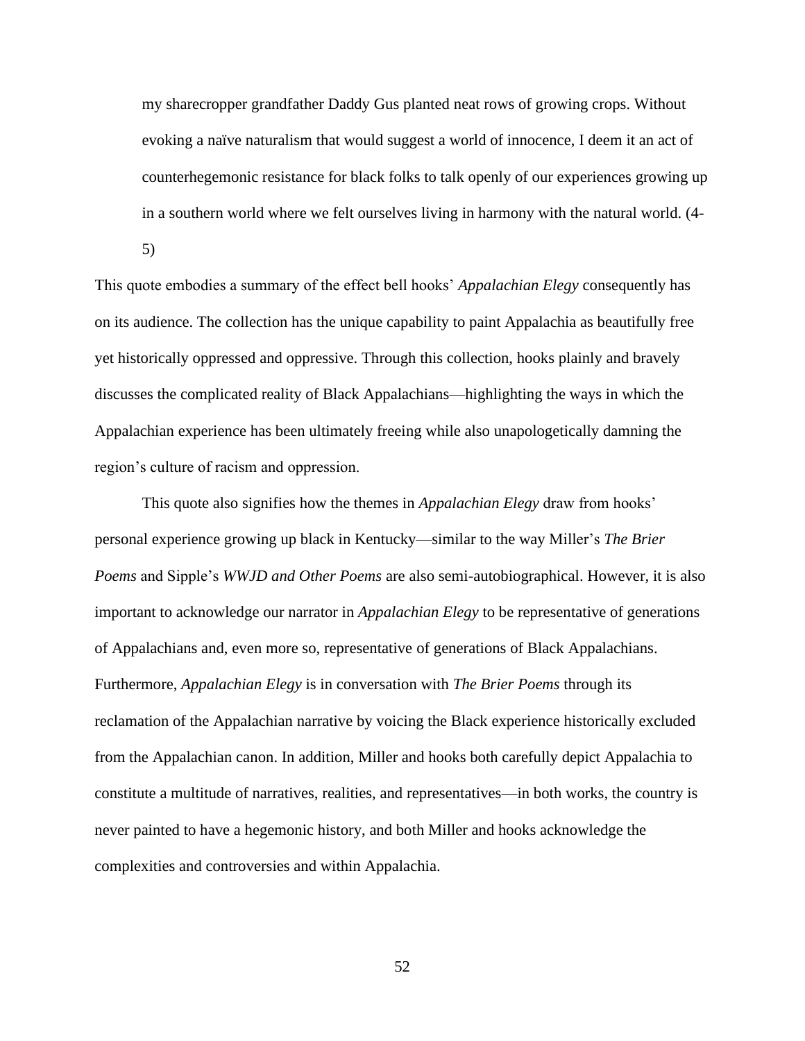> my sharecropper grandfather Daddy Gus planted neat rows of growing crops. Without evoking a naïve naturalism that would suggest a world of innocence, I deem it an act of counterhegemonic resistance for black folks to talk openly of our experiences growing up in a southern world where we felt ourselves living in harmony with the natural world. (4-5)

This quote embodies a summary of the effect bell hooks' *Appalachian Elegy* consequently has on its audience. The collection has the unique capability to paint Appalachia as beautifully free yet historically oppressed and oppressive. Through this collection, hooks plainly and bravely discusses the complicated reality of Black Appalachians—highlighting the ways in which the Appalachian experience has been ultimately freeing while also unapologetically damning the region's culture of racism and oppression.

This quote also signifies how the themes in *Appalachian Elegy* draw from hooks' personal experience growing up black in Kentucky—similar to the way Miller's *The Brier Poems* and Sipple's *WWJD and Other Poems* are also semi-autobiographical. However, it is also important to acknowledge our narrator in *Appalachian Elegy* to be representative of generations of Appalachians and, even more so, representative of generations of Black Appalachians. Furthermore, *Appalachian Elegy* is in conversation with *The Brier Poems* through its reclamation of the Appalachian narrative by voicing the Black experience historically excluded from the Appalachian canon. In addition, Miller and hooks both carefully depict Appalachia to constitute a multitude of narratives, realities, and representatives—in both works, the country is never painted to have a hegemonic history, and both Miller and hooks acknowledge the complexities and controversies and within Appalachia.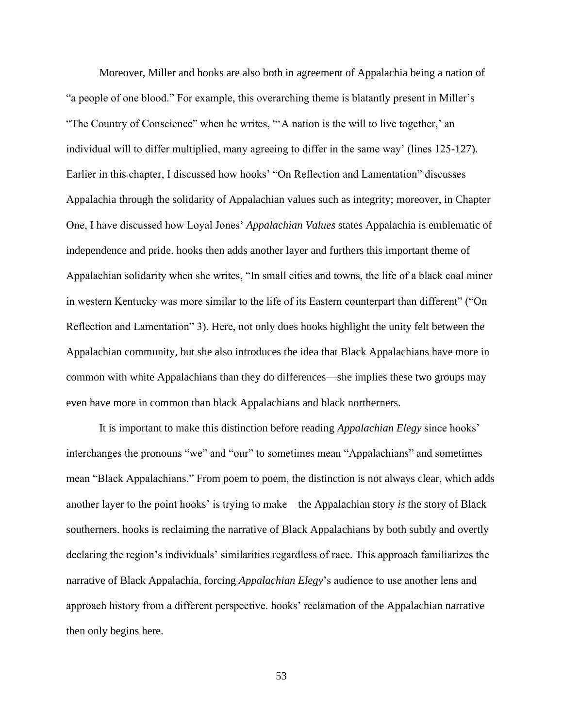Moreover, Miller and hooks are also both in agreement of Appalachia being a nation of "a people of one blood." For example, this overarching theme is blatantly present in Miller's "The Country of Conscience" when he writes, "'A nation is the will to live together,' an individual will to differ multiplied, many agreeing to differ in the same way' (lines 125-127). Earlier in this chapter, I discussed how hooks' "On Reflection and Lamentation" discusses Appalachia through the solidarity of Appalachian values such as integrity; moreover, in Chapter One, I have discussed how Loyal Jones' *Appalachian Values* states Appalachia is emblematic of independence and pride. hooks then adds another layer and furthers this important theme of Appalachian solidarity when she writes, "In small cities and towns, the life of a black coal miner in western Kentucky was more similar to the life of its Eastern counterpart than different" ("On Reflection and Lamentation" 3). Here, not only does hooks highlight the unity felt between the Appalachian community, but she also introduces the idea that Black Appalachians have more in common with white Appalachians than they do differences—she implies these two groups may even have more in common than black Appalachians and black northerners.

It is important to make this distinction before reading *Appalachian Elegy* since hooks' interchanges the pronouns "we" and "our" to sometimes mean "Appalachians" and sometimes mean "Black Appalachians." From poem to poem, the distinction is not always clear, which adds another layer to the point hooks' is trying to make—the Appalachian story *is* the story of Black southerners. hooks is reclaiming the narrative of Black Appalachians by both subtly and overtly declaring the region's individuals' similarities regardless of race. This approach familiarizes the narrative of Black Appalachia, forcing *Appalachian Elegy*'s audience to use another lens and approach history from a different perspective. hooks' reclamation of the Appalachian narrative then only begins here.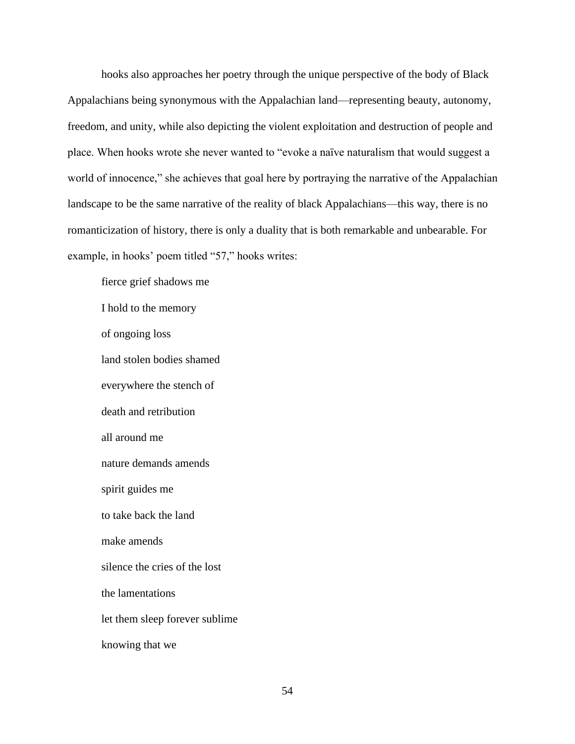hooks also approaches her poetry through the unique perspective of the body of Black Appalachians being synonymous with the Appalachian land—representing beauty, autonomy, freedom, and unity, while also depicting the violent exploitation and destruction of people and place. When hooks wrote she never wanted to "evoke a naïve naturalism that would suggest a world of innocence," she achieves that goal here by portraying the narrative of the Appalachian landscape to be the same narrative of the reality of black Appalachians—this way, there is no romanticization of history, there is only a duality that is both remarkable and unbearable. For example, in hooks' poem titled "57," hooks writes:

> fierce grief shadows me
>
> I hold to the memory
>
> of ongoing loss
>
> land stolen bodies shamed
>
> everywhere the stench of
>
> death and retribution
>
> all around me
>
> nature demands amends
>
> spirit guides me
>
> to take back the land
>
> make amends
>
> silence the cries of the lost
>
> the lamentations
>
> let them sleep forever sublime
>
> knowing that we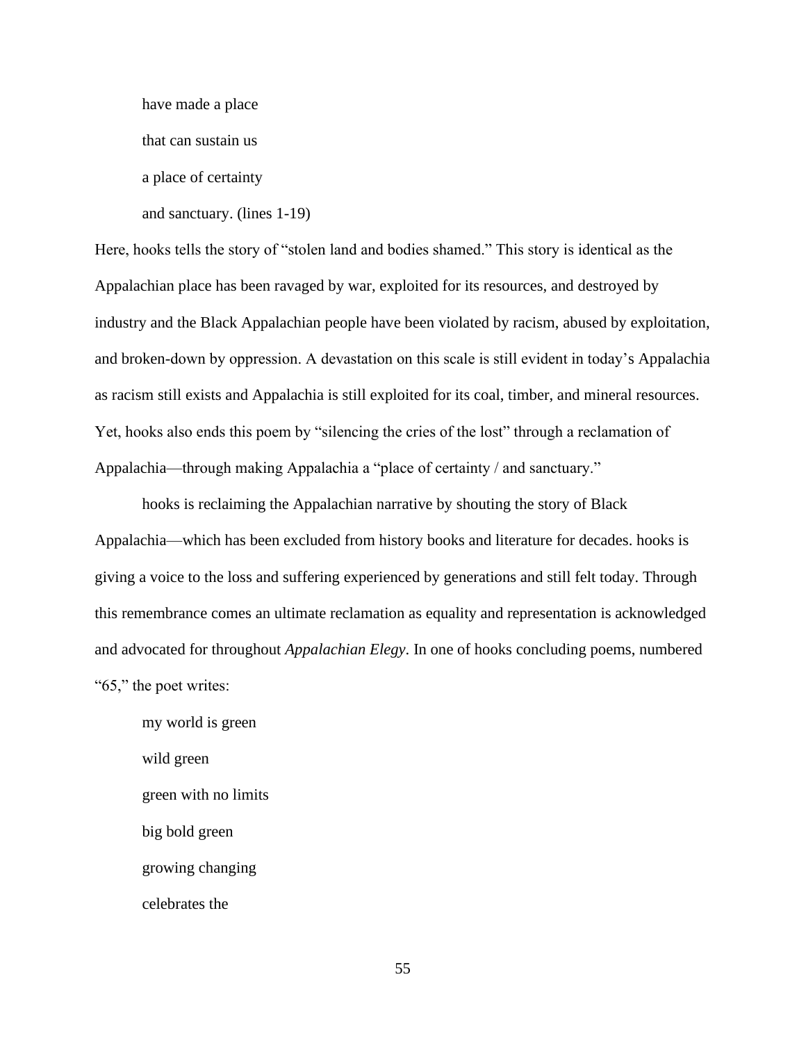have made a place

that can sustain us

a place of certainty

and sanctuary. (lines 1-19)

Here, hooks tells the story of "stolen land and bodies shamed." This story is identical as the Appalachian place has been ravaged by war, exploited for its resources, and destroyed by industry and the Black Appalachian people have been violated by racism, abused by exploitation, and broken-down by oppression. A devastation on this scale is still evident in today's Appalachia as racism still exists and Appalachia is still exploited for its coal, timber, and mineral resources. Yet, hooks also ends this poem by "silencing the cries of the lost" through a reclamation of Appalachia—through making Appalachia a "place of certainty / and sanctuary."

hooks is reclaiming the Appalachian narrative by shouting the story of Black Appalachia—which has been excluded from history books and literature for decades. hooks is giving a voice to the loss and suffering experienced by generations and still felt today. Through this remembrance comes an ultimate reclamation as equality and representation is acknowledged and advocated for throughout *Appalachian Elegy*. In one of hooks concluding poems, numbered "65," the poet writes:

my world is green

wild green

green with no limits

big bold green

growing changing

celebrates the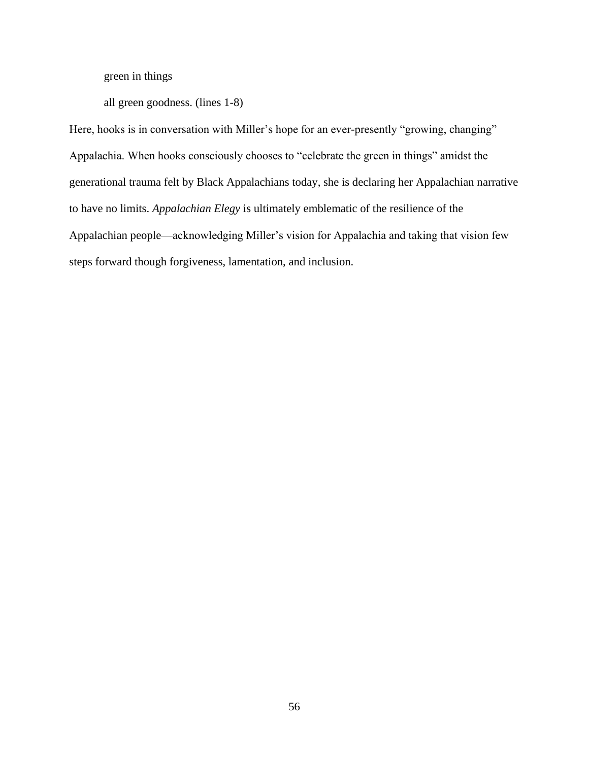green in things

all green goodness. (lines 1-8)

Here, hooks is in conversation with Miller's hope for an ever-presently "growing, changing" Appalachia. When hooks consciously chooses to "celebrate the green in things" amidst the generational trauma felt by Black Appalachians today, she is declaring her Appalachian narrative to have no limits. *Appalachian Elegy* is ultimately emblematic of the resilience of the Appalachian people—acknowledging Miller's vision for Appalachia and taking that vision few steps forward though forgiveness, lamentation, and inclusion.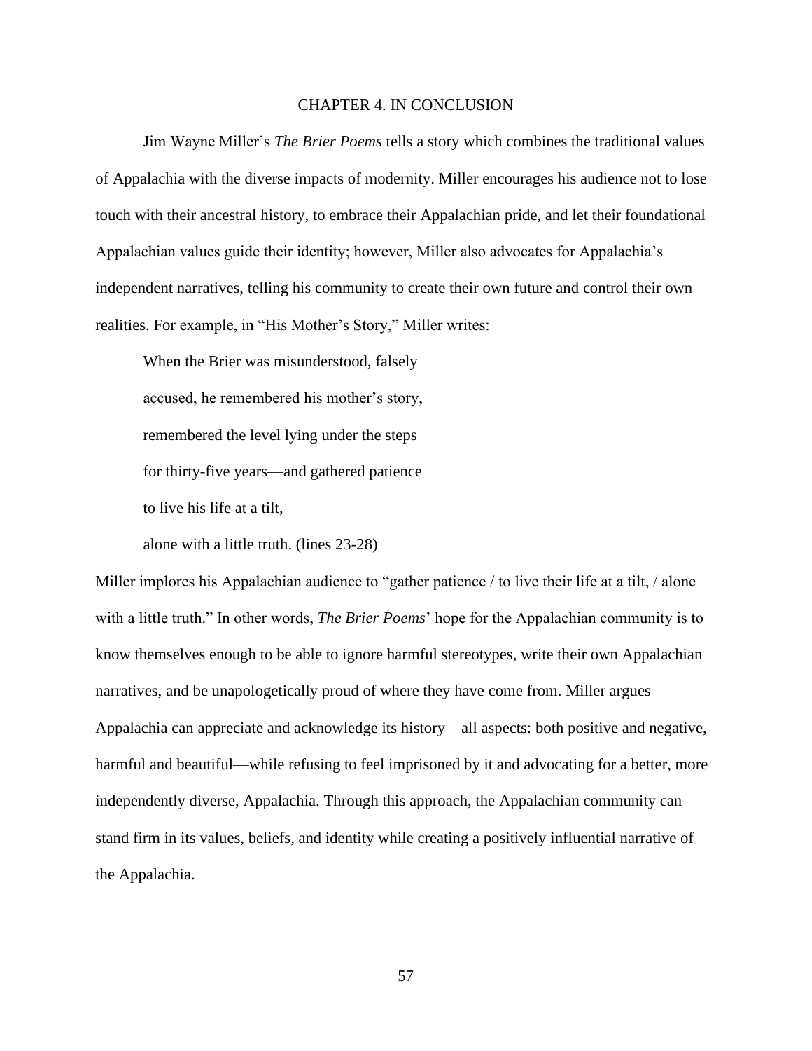# CHAPTER 4. IN CONCLUSION

Jim Wayne Miller's *The Brier Poems* tells a story which combines the traditional values of Appalachia with the diverse impacts of modernity. Miller encourages his audience not to lose touch with their ancestral history, to embrace their Appalachian pride, and let their foundational Appalachian values guide their identity; however, Miller also advocates for Appalachia's independent narratives, telling his community to create their own future and control their own realities. For example, in "His Mother's Story," Miller writes:

> When the Brier was misunderstood, falsely
>
> accused, he remembered his mother's story,
>
> remembered the level lying under the steps
>
> for thirty-five years—and gathered patience
>
> to live his life at a tilt,
>
> alone with a little truth. (lines 23-28)

Miller implores his Appalachian audience to "gather patience / to live their life at a tilt, / alone with a little truth." In other words, *The Brier Poems*' hope for the Appalachian community is to know themselves enough to be able to ignore harmful stereotypes, write their own Appalachian narratives, and be unapologetically proud of where they have come from. Miller argues Appalachia can appreciate and acknowledge its history—all aspects: both positive and negative, harmful and beautiful—while refusing to feel imprisoned by it and advocating for a better, more independently diverse, Appalachia. Through this approach, the Appalachian community can stand firm in its values, beliefs, and identity while creating a positively influential narrative of the Appalachia.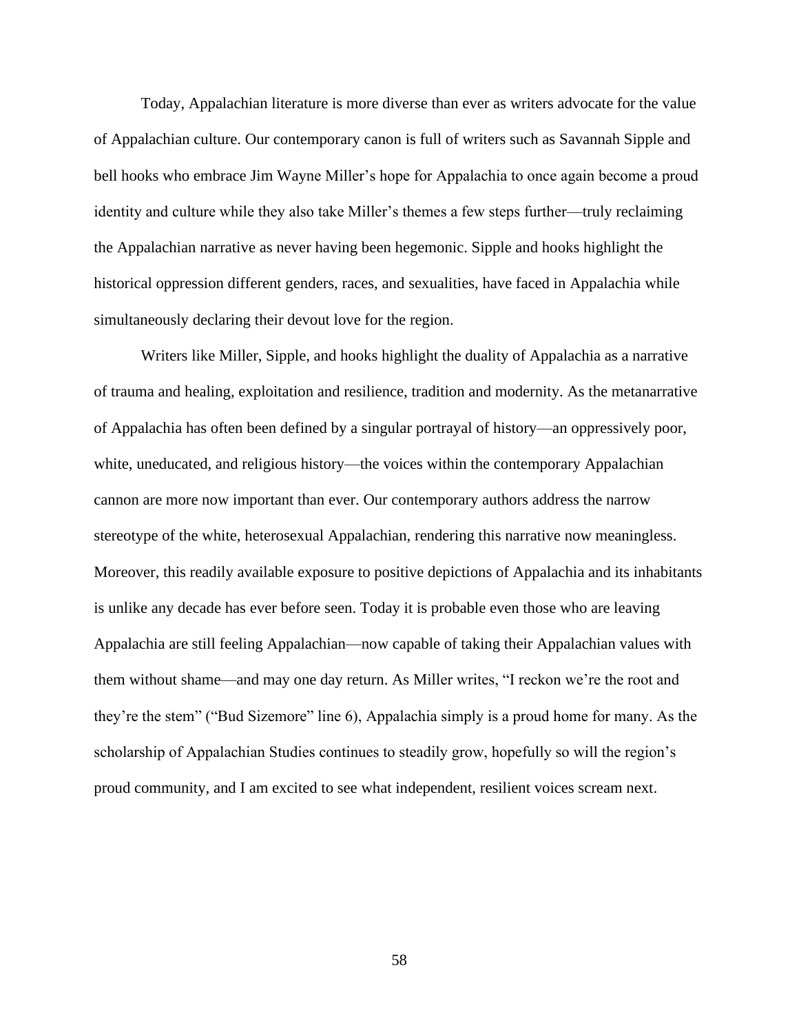Today, Appalachian literature is more diverse than ever as writers advocate for the value of Appalachian culture. Our contemporary canon is full of writers such as Savannah Sipple and bell hooks who embrace Jim Wayne Miller's hope for Appalachia to once again become a proud identity and culture while they also take Miller's themes a few steps further—truly reclaiming the Appalachian narrative as never having been hegemonic. Sipple and hooks highlight the historical oppression different genders, races, and sexualities, have faced in Appalachia while simultaneously declaring their devout love for the region.

Writers like Miller, Sipple, and hooks highlight the duality of Appalachia as a narrative of trauma and healing, exploitation and resilience, tradition and modernity. As the metanarrative of Appalachia has often been defined by a singular portrayal of history—an oppressively poor, white, uneducated, and religious history—the voices within the contemporary Appalachian cannon are more now important than ever. Our contemporary authors address the narrow stereotype of the white, heterosexual Appalachian, rendering this narrative now meaningless. Moreover, this readily available exposure to positive depictions of Appalachia and its inhabitants is unlike any decade has ever before seen. Today it is probable even those who are leaving Appalachia are still feeling Appalachian—now capable of taking their Appalachian values with them without shame—and may one day return. As Miller writes, "I reckon we're the root and they're the stem" ("Bud Sizemore" line 6), Appalachia simply is a proud home for many. As the scholarship of Appalachian Studies continues to steadily grow, hopefully so will the region's proud community, and I am excited to see what independent, resilient voices scream next.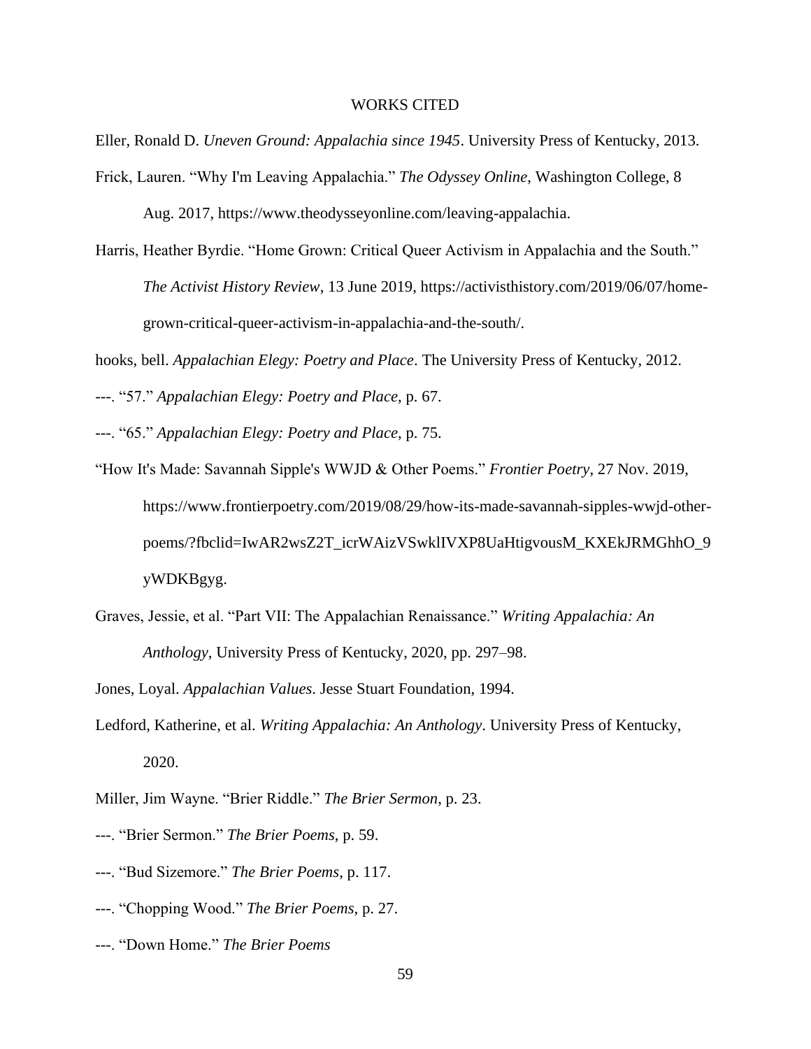# WORKS CITED

Eller, Ronald D. *Uneven Ground: Appalachia since 1945*. University Press of Kentucky, 2013.

Frick, Lauren. "Why I'm Leaving Appalachia." *The Odyssey Online*, Washington College, 8 Aug. 2017, https://www.theodysseyonline.com/leaving-appalachia.

Harris, Heather Byrdie. "Home Grown: Critical Queer Activism in Appalachia and the South." *The Activist History Review*, 13 June 2019, https://activisthistory.com/2019/06/07/home-grown-critical-queer-activism-in-appalachia-and-the-south/.

hooks, bell. *Appalachian Elegy: Poetry and Place*. The University Press of Kentucky, 2012.

---. "57." *Appalachian Elegy: Poetry and Place*, p. 67.

---. "65." *Appalachian Elegy: Poetry and Place*, p. 75.

"How It's Made: Savannah Sipple's WWJD & Other Poems." *Frontier Poetry*, 27 Nov. 2019, https://www.frontierpoetry.com/2019/08/29/how-its-made-savannah-sipples-wwjd-other-poems/?fbclid=IwAR2wsZ2T_icrWAizVSwklIVXP8UaHtigvousM_KXEkJRMGhhO_9yWDKBgyg.

Graves, Jessie, et al. "Part VII: The Appalachian Renaissance." *Writing Appalachia: An Anthology*, University Press of Kentucky, 2020, pp. 297–98.

Jones, Loyal. *Appalachian Values*. Jesse Stuart Foundation, 1994.

Ledford, Katherine, et al. *Writing Appalachia: An Anthology*. University Press of Kentucky, 2020.

Miller, Jim Wayne. "Brier Riddle." *The Brier Sermon*, p. 23.

---. "Brier Sermon." *The Brier Poems*, p. 59.

---. "Bud Sizemore." *The Brier Poems*, p. 117.

---. "Chopping Wood." *The Brier Poems*, p. 27.

---. "Down Home." *The Brier Poems*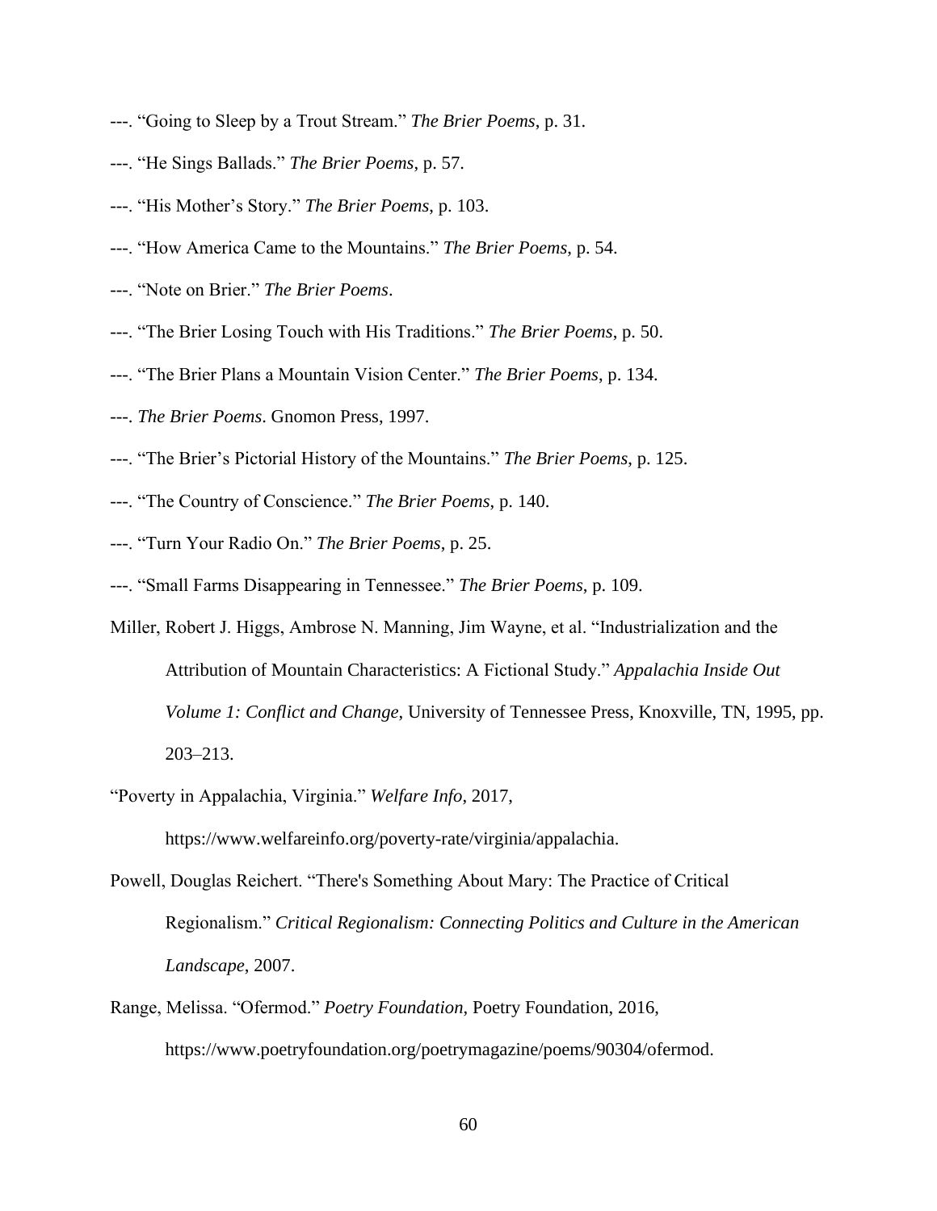---. "Going to Sleep by a Trout Stream." *The Brier Poems*, p. 31.

---. "He Sings Ballads." *The Brier Poems*, p. 57.

---. "His Mother's Story." *The Brier Poems*, p. 103.

---. "How America Came to the Mountains." *The Brier Poems*, p. 54.

---. "Note on Brier." *The Brier Poems*.

---. "The Brier Losing Touch with His Traditions." *The Brier Poems*, p. 50.

---. "The Brier Plans a Mountain Vision Center." *The Brier Poems*, p. 134.

---. *The Brier Poems*. Gnomon Press, 1997.

---. "The Brier's Pictorial History of the Mountains." *The Brier Poems*, p. 125.

---. "The Country of Conscience." *The Brier Poems*, p. 140.

---. "Turn Your Radio On." *The Brier Poems*, p. 25.

---. "Small Farms Disappearing in Tennessee." *The Brier Poems*, p. 109.

Miller, Robert J. Higgs, Ambrose N. Manning, Jim Wayne, et al. "Industrialization and the Attribution of Mountain Characteristics: A Fictional Study." *Appalachia Inside Out Volume 1: Conflict and Change*, University of Tennessee Press, Knoxville, TN, 1995, pp. 203–213.

"Poverty in Appalachia, Virginia." *Welfare Info*, 2017, https://www.welfareinfo.org/poverty-rate/virginia/appalachia.

Powell, Douglas Reichert. "There's Something About Mary: The Practice of Critical Regionalism." *Critical Regionalism: Connecting Politics and Culture in the American Landscape*, 2007.

Range, Melissa. "Ofermod." *Poetry Foundation*, Poetry Foundation, 2016, https://www.poetryfoundation.org/poetrymagazine/poems/90304/ofermod.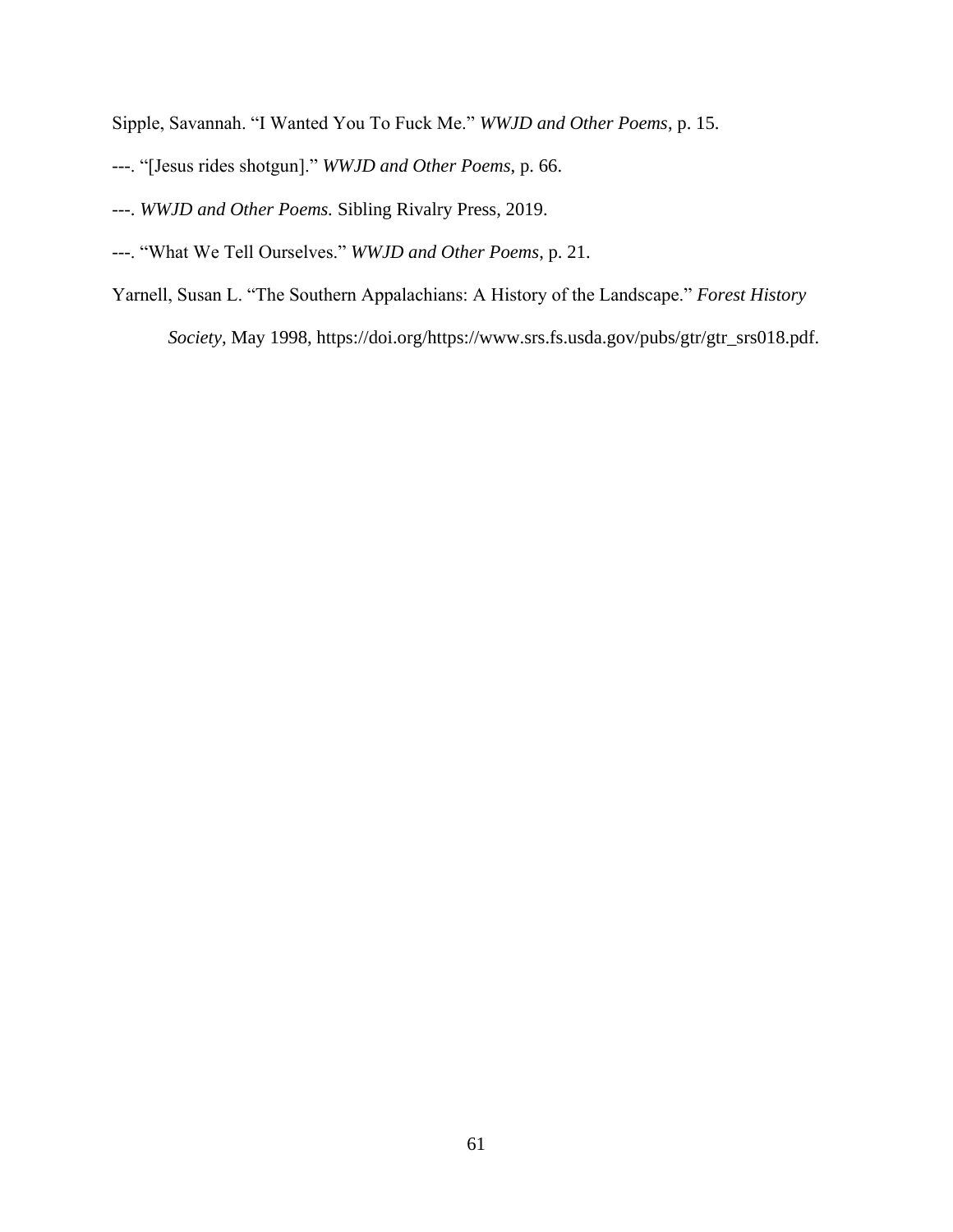Sipple, Savannah. “I Wanted You To Fuck Me.” *WWJD and Other Poems*, p. 15.

---. “[Jesus rides shotgun].” *WWJD and Other Poems*, p. 66.

---. *WWJD and Other Poems.* Sibling Rivalry Press, 2019.

---. “What We Tell Ourselves.” *WWJD and Other Poems*, p. 21.

Yarnell, Susan L. “The Southern Appalachians: A History of the Landscape.” *Forest History Society*, May 1998, https://doi.org/https://www.srs.fs.usda.gov/pubs/gtr/gtr_srs018.pdf.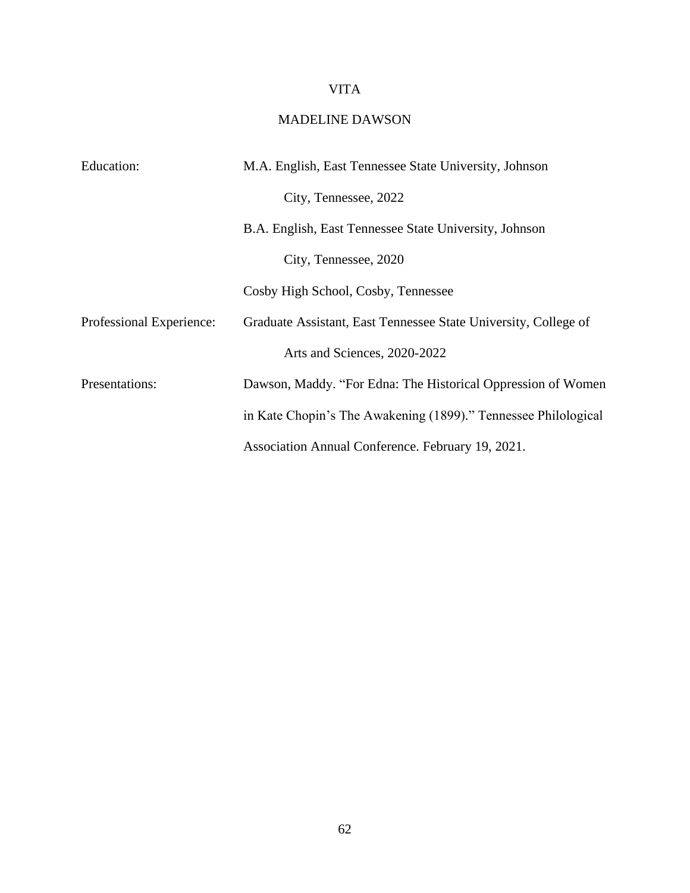# VITA

## MADELINE DAWSON

| | |
|---|---|
| Education: | M.A. English, East Tennessee State University, Johnson City, Tennessee, 2022 |
| | B.A. English, East Tennessee State University, Johnson City, Tennessee, 2020 |
| | Cosby High School, Cosby, Tennessee |
| Professional Experience: | Graduate Assistant, East Tennessee State University, College of Arts and Sciences, 2020-2022 |
| Presentations: | Dawson, Maddy. "For Edna: The Historical Oppression of Women in Kate Chopin's The Awakening (1899)." Tennessee Philological Association Annual Conference. February 19, 2021. |